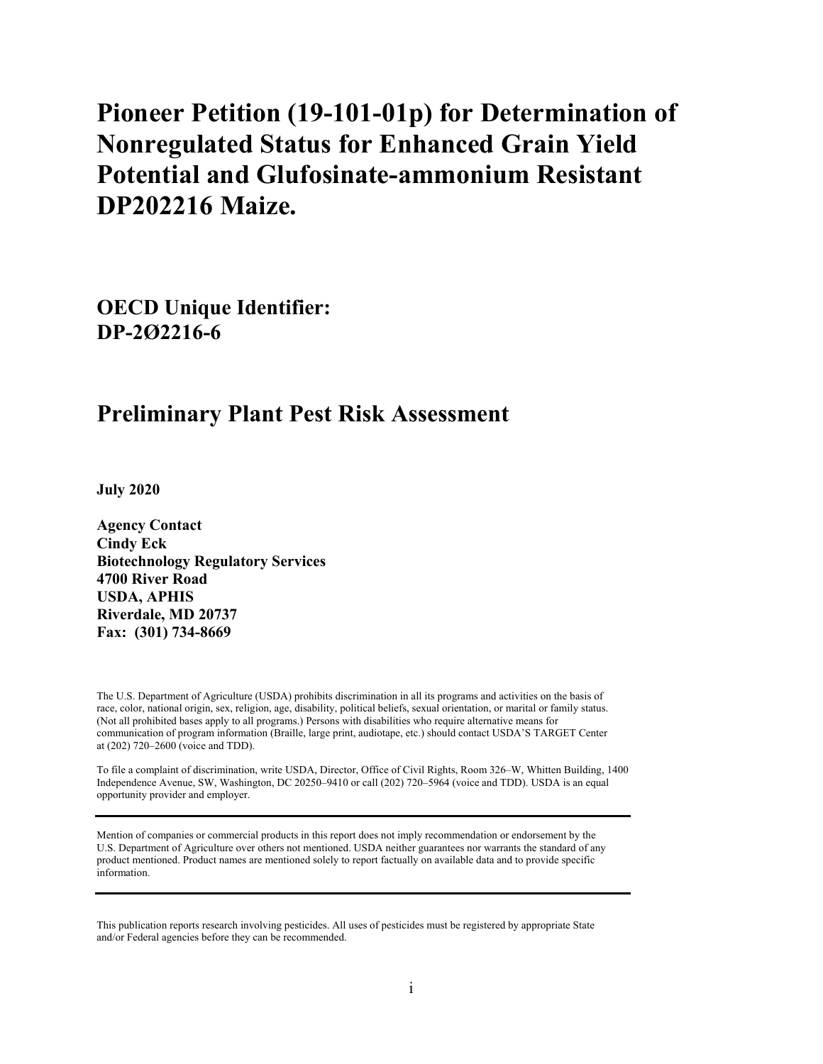# Pioneer Petition (19-101-01p) for Determination of Nonregulated Status for Enhanced Grain Yield Potential and Glufosinate-ammonium Resistant DP202216 Maize.

## OECD Unique Identifier: DP-2Ø2216-6

## Preliminary Plant Pest Risk Assessment

**July 2020**

**Agency Contact**
**Cindy Eck**
**Biotechnology Regulatory Services**
**4700 River Road**
**USDA, APHIS**
**Riverdale, MD 20737**
**Fax: (301) 734-8669**

The U.S. Department of Agriculture (USDA) prohibits discrimination in all its programs and activities on the basis of race, color, national origin, sex, religion, age, disability, political beliefs, sexual orientation, or marital or family status. (Not all prohibited bases apply to all programs.) Persons with disabilities who require alternative means for communication of program information (Braille, large print, audiotape, etc.) should contact USDA'S TARGET Center at (202) 720–2600 (voice and TDD).

To file a complaint of discrimination, write USDA, Director, Office of Civil Rights, Room 326–W, Whitten Building, 1400 Independence Avenue, SW, Washington, DC 20250–9410 or call (202) 720–5964 (voice and TDD). USDA is an equal opportunity provider and employer.

---

Mention of companies or commercial products in this report does not imply recommendation or endorsement by the U.S. Department of Agriculture over others not mentioned. USDA neither guarantees nor warrants the standard of any product mentioned. Product names are mentioned solely to report factually on available data and to provide specific information.

---

This publication reports research involving pesticides. All uses of pesticides must be registered by appropriate State and/or Federal agencies before they can be recommended.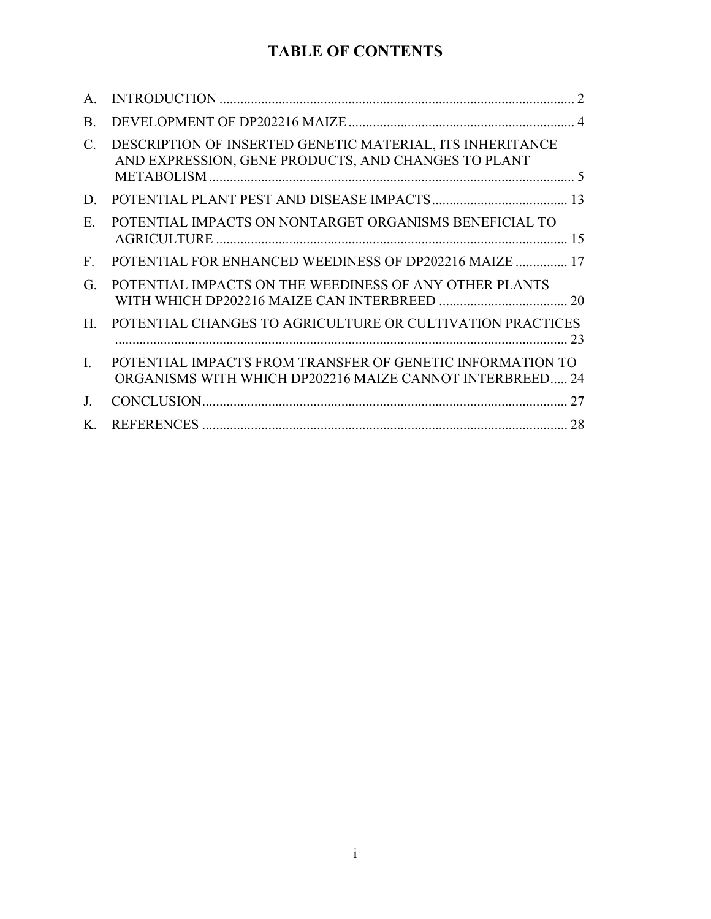# TABLE OF CONTENTS

A. INTRODUCTION ........................................................................................................ 2

B. DEVELOPMENT OF DP202216 MAIZE .................................................................. 4

C. DESCRIPTION OF INSERTED GENETIC MATERIAL, ITS INHERITANCE AND EXPRESSION, GENE PRODUCTS, AND CHANGES TO PLANT METABOLISM ............................................................................................................ 5

D. POTENTIAL PLANT PEST AND DISEASE IMPACTS ....................................... 13

E. POTENTIAL IMPACTS ON NONTARGET ORGANISMS BENEFICIAL TO AGRICULTURE ....................................................................................................... 15

F. POTENTIAL FOR ENHANCED WEEDINESS OF DP202216 MAIZE ............... 17

G. POTENTIAL IMPACTS ON THE WEEDINESS OF ANY OTHER PLANTS WITH WHICH DP202216 MAIZE CAN INTERBREED ..................................... 20

H. POTENTIAL CHANGES TO AGRICULTURE OR CULTIVATION PRACTICES ..................................................................................................................... 23

I. POTENTIAL IMPACTS FROM TRANSFER OF GENETIC INFORMATION TO ORGANISMS WITH WHICH DP202216 MAIZE CANNOT INTERBREED..... 24

J. CONCLUSION.......................................................................................................... 27

K. REFERENCES .......................................................................................................... 28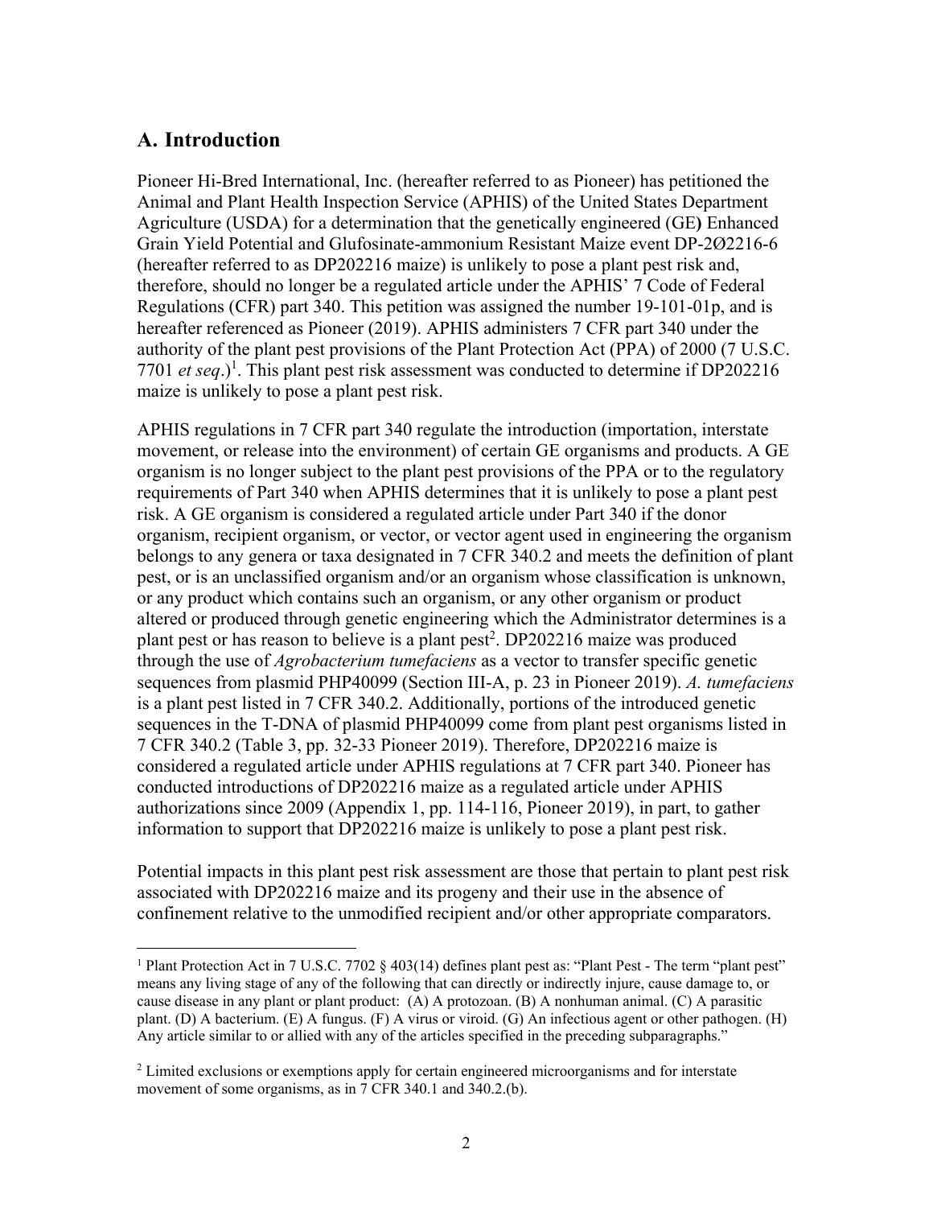## A. Introduction

Pioneer Hi-Bred International, Inc. (hereafter referred to as Pioneer) has petitioned the Animal and Plant Health Inspection Service (APHIS) of the United States Department Agriculture (USDA) for a determination that the genetically engineered (GE**)** Enhanced Grain Yield Potential and Glufosinate-ammonium Resistant Maize event DP-2Ø2216-6 (hereafter referred to as DP202216 maize) is unlikely to pose a plant pest risk and, therefore, should no longer be a regulated article under the APHIS' 7 Code of Federal Regulations (CFR) part 340. This petition was assigned the number 19-101-01p, and is hereafter referenced as Pioneer (2019). APHIS administers 7 CFR part 340 under the authority of the plant pest provisions of the Plant Protection Act (PPA) of 2000 (7 U.S.C. 7701 *et seq*.)[1]. This plant pest risk assessment was conducted to determine if DP202216 maize is unlikely to pose a plant pest risk.

APHIS regulations in 7 CFR part 340 regulate the introduction (importation, interstate movement, or release into the environment) of certain GE organisms and products. A GE organism is no longer subject to the plant pest provisions of the PPA or to the regulatory requirements of Part 340 when APHIS determines that it is unlikely to pose a plant pest risk. A GE organism is considered a regulated article under Part 340 if the donor organism, recipient organism, or vector, or vector agent used in engineering the organism belongs to any genera or taxa designated in 7 CFR 340.2 and meets the definition of plant pest, or is an unclassified organism and/or an organism whose classification is unknown, or any product which contains such an organism, or any other organism or product altered or produced through genetic engineering which the Administrator determines is a plant pest or has reason to believe is a plant pest[2]. DP202216 maize was produced through the use of *Agrobacterium tumefaciens* as a vector to transfer specific genetic sequences from plasmid PHP40099 (Section III-A, p. 23 in Pioneer 2019). *A. tumefaciens* is a plant pest listed in 7 CFR 340.2. Additionally, portions of the introduced genetic sequences in the T-DNA of plasmid PHP40099 come from plant pest organisms listed in 7 CFR 340.2 (Table 3, pp. 32-33 Pioneer 2019). Therefore, DP202216 maize is considered a regulated article under APHIS regulations at 7 CFR part 340. Pioneer has conducted introductions of DP202216 maize as a regulated article under APHIS authorizations since 2009 (Appendix 1, pp. 114-116, Pioneer 2019), in part, to gather information to support that DP202216 maize is unlikely to pose a plant pest risk.

Potential impacts in this plant pest risk assessment are those that pertain to plant pest risk associated with DP202216 maize and its progeny and their use in the absence of confinement relative to the unmodified recipient and/or other appropriate comparators.

---

[1] Plant Protection Act in 7 U.S.C. 7702 § 403(14) defines plant pest as: "Plant Pest - The term "plant pest" means any living stage of any of the following that can directly or indirectly injure, cause damage to, or cause disease in any plant or plant product: (A) A protozoan. (B) A nonhuman animal. (C) A parasitic plant. (D) A bacterium. (E) A fungus. (F) A virus or viroid. (G) An infectious agent or other pathogen. (H) Any article similar to or allied with any of the articles specified in the preceding subparagraphs."

[2] Limited exclusions or exemptions apply for certain engineered microorganisms and for interstate movement of some organisms, as in 7 CFR 340.1 and 340.2.(b).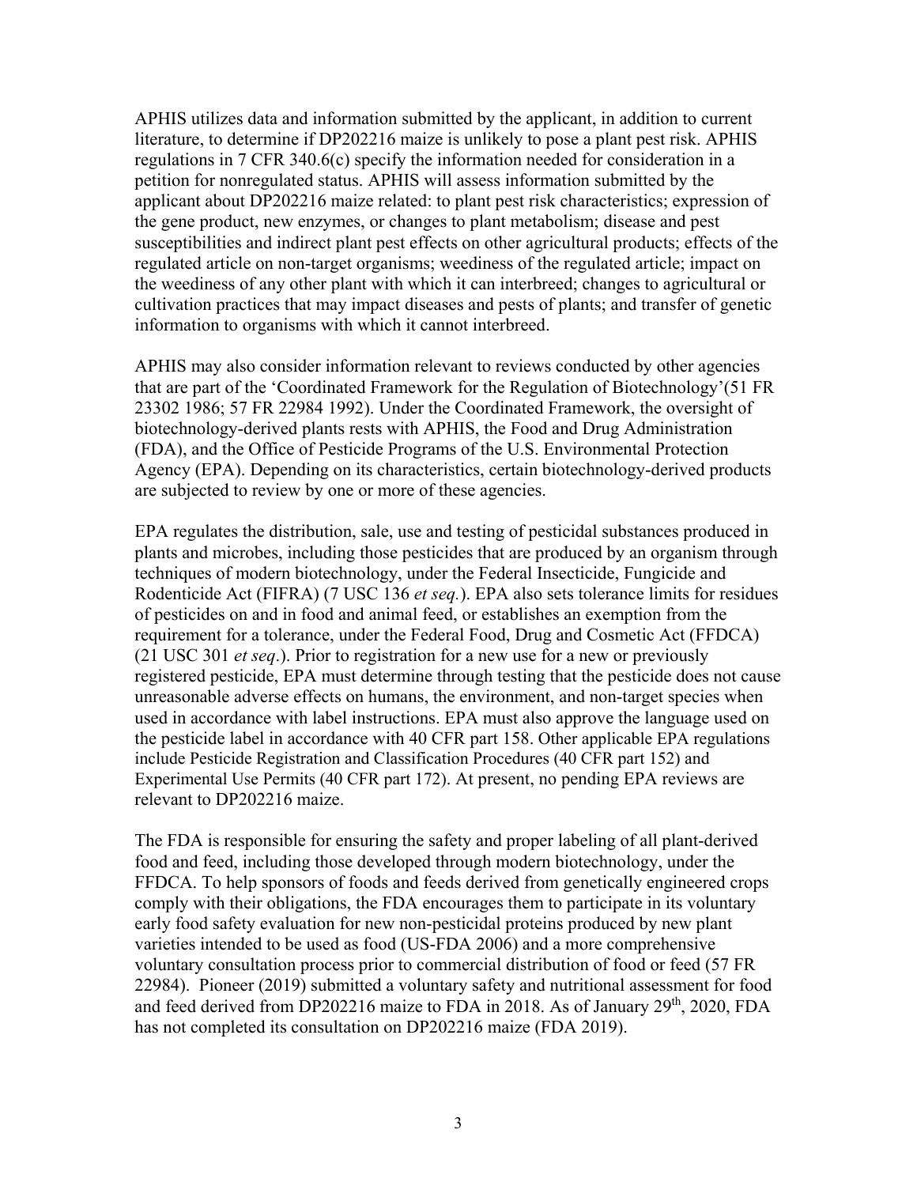APHIS utilizes data and information submitted by the applicant, in addition to current literature, to determine if DP202216 maize is unlikely to pose a plant pest risk. APHIS regulations in 7 CFR 340.6(c) specify the information needed for consideration in a petition for nonregulated status. APHIS will assess information submitted by the applicant about DP202216 maize related: to plant pest risk characteristics; expression of the gene product, new enzymes, or changes to plant metabolism; disease and pest susceptibilities and indirect plant pest effects on other agricultural products; effects of the regulated article on non-target organisms; weediness of the regulated article; impact on the weediness of any other plant with which it can interbreed; changes to agricultural or cultivation practices that may impact diseases and pests of plants; and transfer of genetic information to organisms with which it cannot interbreed.

APHIS may also consider information relevant to reviews conducted by other agencies that are part of the 'Coordinated Framework for the Regulation of Biotechnology'(51 FR 23302 1986; 57 FR 22984 1992). Under the Coordinated Framework, the oversight of biotechnology-derived plants rests with APHIS, the Food and Drug Administration (FDA), and the Office of Pesticide Programs of the U.S. Environmental Protection Agency (EPA). Depending on its characteristics, certain biotechnology-derived products are subjected to review by one or more of these agencies.

EPA regulates the distribution, sale, use and testing of pesticidal substances produced in plants and microbes, including those pesticides that are produced by an organism through techniques of modern biotechnology, under the Federal Insecticide, Fungicide and Rodenticide Act (FIFRA) (7 USC 136 *et seq.*). EPA also sets tolerance limits for residues of pesticides on and in food and animal feed, or establishes an exemption from the requirement for a tolerance, under the Federal Food, Drug and Cosmetic Act (FFDCA) (21 USC 301 *et seq*.). Prior to registration for a new use for a new or previously registered pesticide, EPA must determine through testing that the pesticide does not cause unreasonable adverse effects on humans, the environment, and non-target species when used in accordance with label instructions. EPA must also approve the language used on the pesticide label in accordance with 40 CFR part 158. Other applicable EPA regulations include Pesticide Registration and Classification Procedures (40 CFR part 152) and Experimental Use Permits (40 CFR part 172). At present, no pending EPA reviews are relevant to DP202216 maize.

The FDA is responsible for ensuring the safety and proper labeling of all plant-derived food and feed, including those developed through modern biotechnology, under the FFDCA. To help sponsors of foods and feeds derived from genetically engineered crops comply with their obligations, the FDA encourages them to participate in its voluntary early food safety evaluation for new non-pesticidal proteins produced by new plant varieties intended to be used as food (US-FDA 2006) and a more comprehensive voluntary consultation process prior to commercial distribution of food or feed (57 FR 22984). Pioneer (2019) submitted a voluntary safety and nutritional assessment for food and feed derived from DP202216 maize to FDA in 2018. As of January 29th, 2020, FDA has not completed its consultation on DP202216 maize (FDA 2019).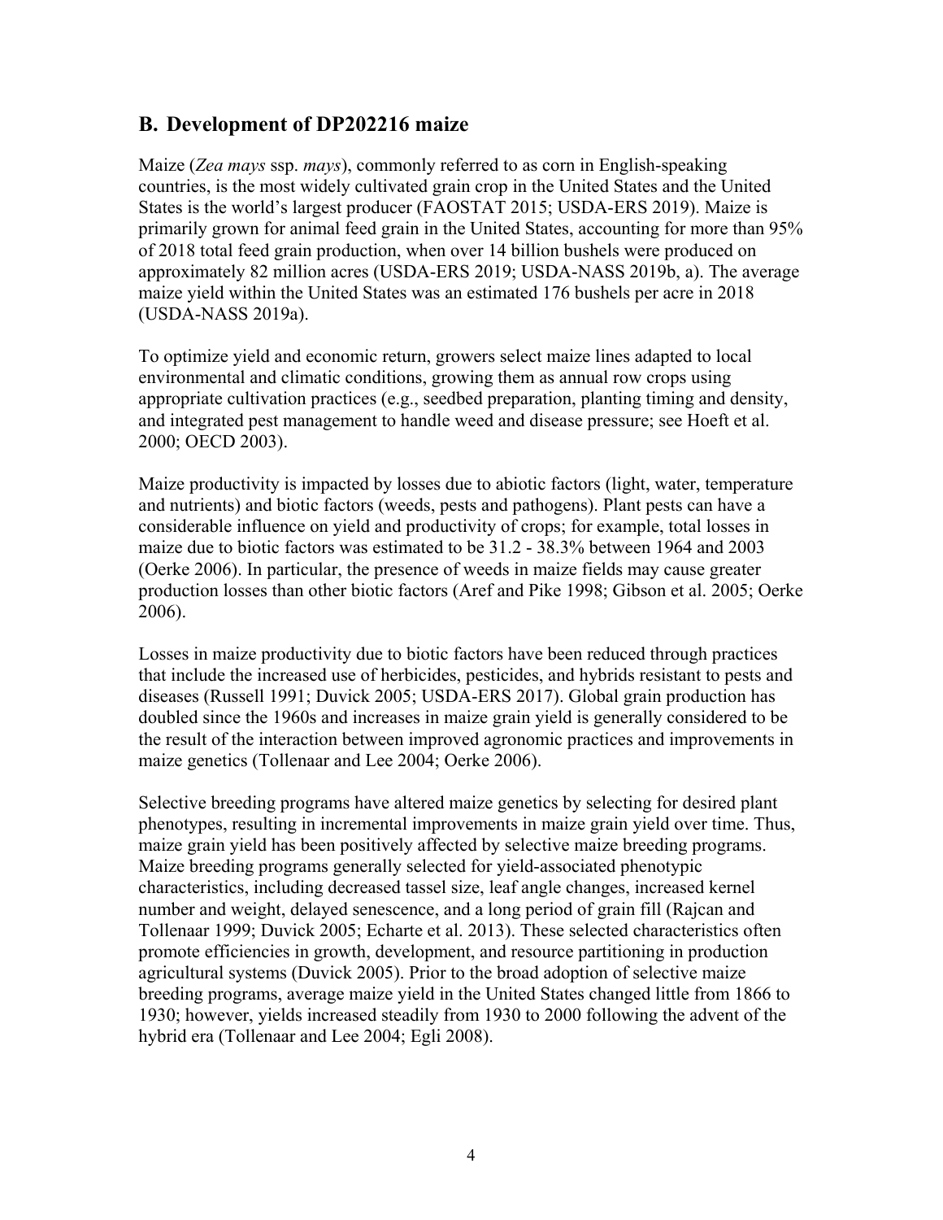## B. Development of DP202216 maize

Maize (*Zea mays* ssp. *mays*), commonly referred to as corn in English-speaking countries, is the most widely cultivated grain crop in the United States and the United States is the world's largest producer (FAOSTAT 2015; USDA-ERS 2019). Maize is primarily grown for animal feed grain in the United States, accounting for more than 95% of 2018 total feed grain production, when over 14 billion bushels were produced on approximately 82 million acres (USDA-ERS 2019; USDA-NASS 2019b, a). The average maize yield within the United States was an estimated 176 bushels per acre in 2018 (USDA-NASS 2019a).

To optimize yield and economic return, growers select maize lines adapted to local environmental and climatic conditions, growing them as annual row crops using appropriate cultivation practices (e.g., seedbed preparation, planting timing and density, and integrated pest management to handle weed and disease pressure; see Hoeft et al. 2000; OECD 2003).

Maize productivity is impacted by losses due to abiotic factors (light, water, temperature and nutrients) and biotic factors (weeds, pests and pathogens). Plant pests can have a considerable influence on yield and productivity of crops; for example, total losses in maize due to biotic factors was estimated to be 31.2 - 38.3% between 1964 and 2003 (Oerke 2006). In particular, the presence of weeds in maize fields may cause greater production losses than other biotic factors (Aref and Pike 1998; Gibson et al. 2005; Oerke 2006).

Losses in maize productivity due to biotic factors have been reduced through practices that include the increased use of herbicides, pesticides, and hybrids resistant to pests and diseases (Russell 1991; Duvick 2005; USDA-ERS 2017). Global grain production has doubled since the 1960s and increases in maize grain yield is generally considered to be the result of the interaction between improved agronomic practices and improvements in maize genetics (Tollenaar and Lee 2004; Oerke 2006).

Selective breeding programs have altered maize genetics by selecting for desired plant phenotypes, resulting in incremental improvements in maize grain yield over time. Thus, maize grain yield has been positively affected by selective maize breeding programs. Maize breeding programs generally selected for yield-associated phenotypic characteristics, including decreased tassel size, leaf angle changes, increased kernel number and weight, delayed senescence, and a long period of grain fill (Rajcan and Tollenaar 1999; Duvick 2005; Echarte et al. 2013). These selected characteristics often promote efficiencies in growth, development, and resource partitioning in production agricultural systems (Duvick 2005). Prior to the broad adoption of selective maize breeding programs, average maize yield in the United States changed little from 1866 to 1930; however, yields increased steadily from 1930 to 2000 following the advent of the hybrid era (Tollenaar and Lee 2004; Egli 2008).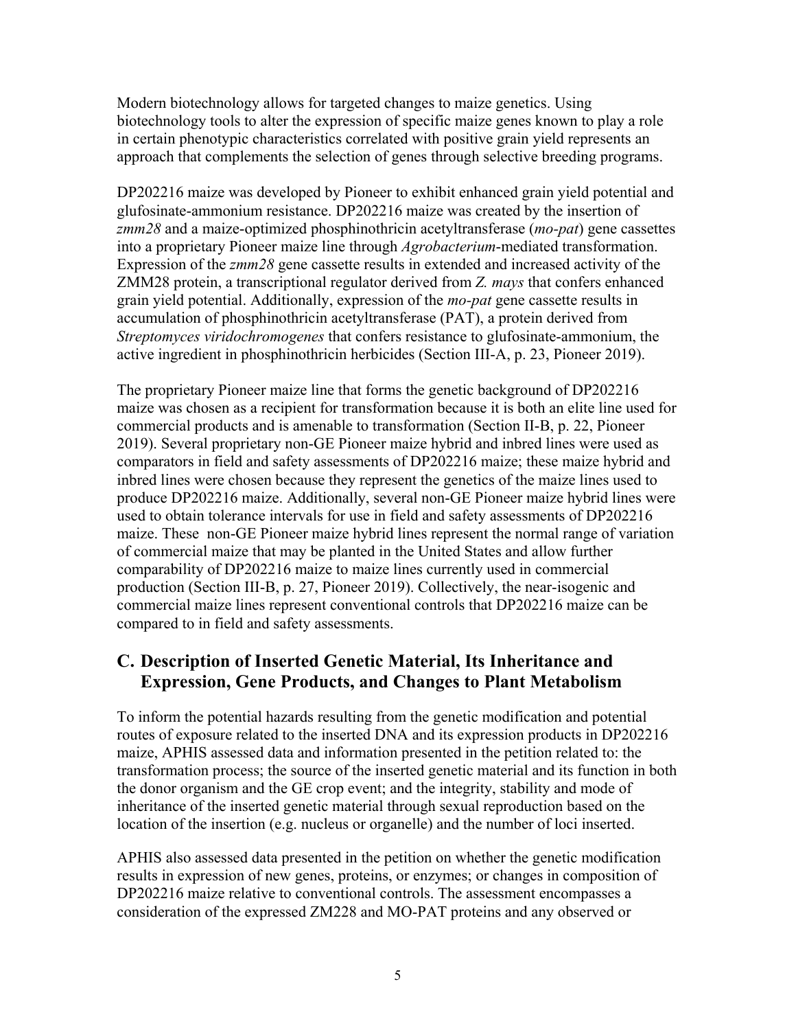Modern biotechnology allows for targeted changes to maize genetics. Using biotechnology tools to alter the expression of specific maize genes known to play a role in certain phenotypic characteristics correlated with positive grain yield represents an approach that complements the selection of genes through selective breeding programs.

DP202216 maize was developed by Pioneer to exhibit enhanced grain yield potential and glufosinate-ammonium resistance. DP202216 maize was created by the insertion of *zmm28* and a maize-optimized phosphinothricin acetyltransferase (*mo-pat*) gene cassettes into a proprietary Pioneer maize line through *Agrobacterium*-mediated transformation. Expression of the *zmm28* gene cassette results in extended and increased activity of the ZMM28 protein, a transcriptional regulator derived from *Z. mays* that confers enhanced grain yield potential. Additionally, expression of the *mo-pat* gene cassette results in accumulation of phosphinothricin acetyltransferase (PAT), a protein derived from *Streptomyces viridochromogenes* that confers resistance to glufosinate-ammonium, the active ingredient in phosphinothricin herbicides (Section III-A, p. 23, Pioneer 2019).

The proprietary Pioneer maize line that forms the genetic background of DP202216 maize was chosen as a recipient for transformation because it is both an elite line used for commercial products and is amenable to transformation (Section II-B, p. 22, Pioneer 2019). Several proprietary non-GE Pioneer maize hybrid and inbred lines were used as comparators in field and safety assessments of DP202216 maize; these maize hybrid and inbred lines were chosen because they represent the genetics of the maize lines used to produce DP202216 maize. Additionally, several non-GE Pioneer maize hybrid lines were used to obtain tolerance intervals for use in field and safety assessments of DP202216 maize. These non-GE Pioneer maize hybrid lines represent the normal range of variation of commercial maize that may be planted in the United States and allow further comparability of DP202216 maize to maize lines currently used in commercial production (Section III-B, p. 27, Pioneer 2019). Collectively, the near-isogenic and commercial maize lines represent conventional controls that DP202216 maize can be compared to in field and safety assessments.

## C. Description of Inserted Genetic Material, Its Inheritance and Expression, Gene Products, and Changes to Plant Metabolism

To inform the potential hazards resulting from the genetic modification and potential routes of exposure related to the inserted DNA and its expression products in DP202216 maize, APHIS assessed data and information presented in the petition related to: the transformation process; the source of the inserted genetic material and its function in both the donor organism and the GE crop event; and the integrity, stability and mode of inheritance of the inserted genetic material through sexual reproduction based on the location of the insertion (e.g. nucleus or organelle) and the number of loci inserted.

APHIS also assessed data presented in the petition on whether the genetic modification results in expression of new genes, proteins, or enzymes; or changes in composition of DP202216 maize relative to conventional controls. The assessment encompasses a consideration of the expressed ZM228 and MO-PAT proteins and any observed or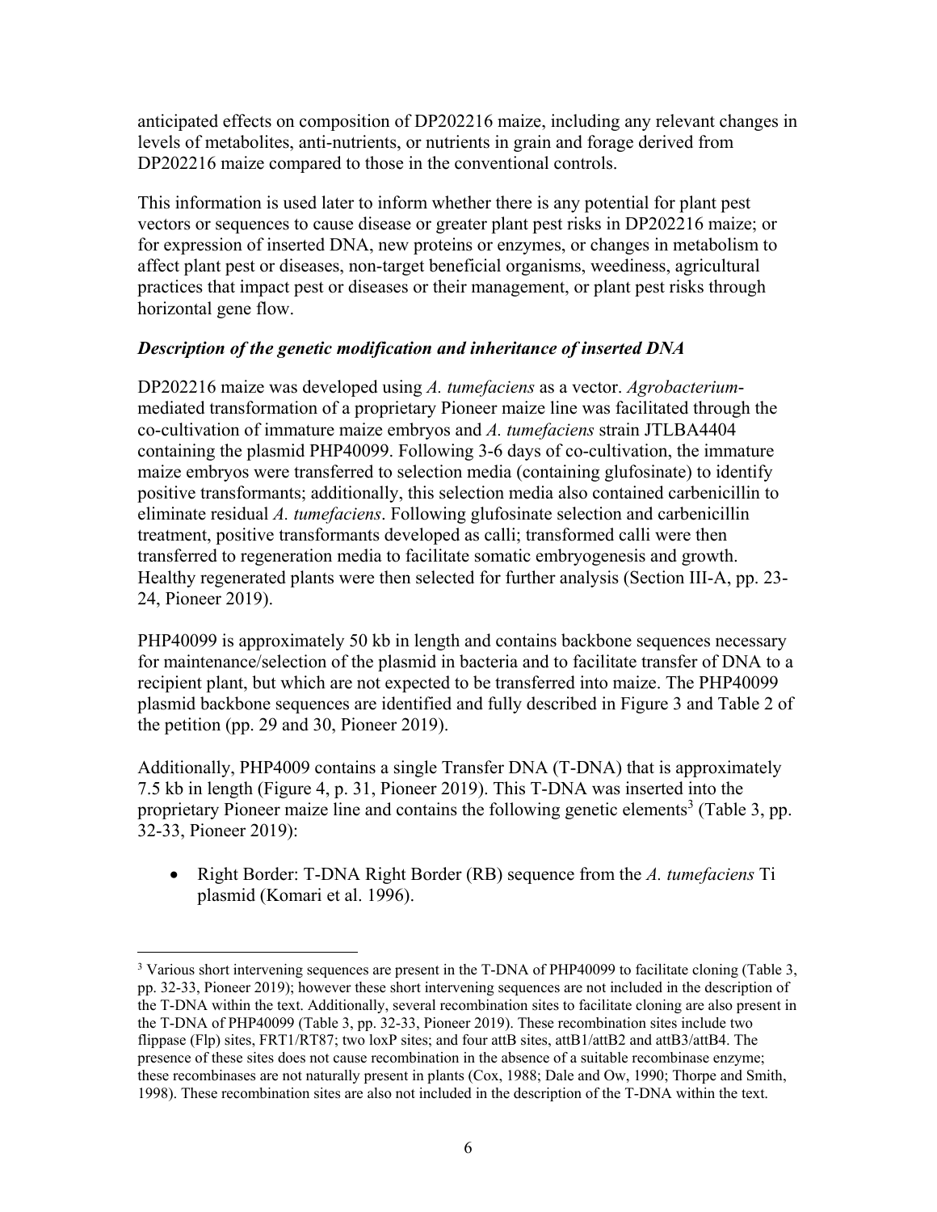anticipated effects on composition of DP202216 maize, including any relevant changes in levels of metabolites, anti-nutrients, or nutrients in grain and forage derived from DP202216 maize compared to those in the conventional controls.

This information is used later to inform whether there is any potential for plant pest vectors or sequences to cause disease or greater plant pest risks in DP202216 maize; or for expression of inserted DNA, new proteins or enzymes, or changes in metabolism to affect plant pest or diseases, non-target beneficial organisms, weediness, agricultural practices that impact pest or diseases or their management, or plant pest risks through horizontal gene flow.

### *Description of the genetic modification and inheritance of inserted DNA*

DP202216 maize was developed using *A. tumefaciens* as a vector. *Agrobacterium*-mediated transformation of a proprietary Pioneer maize line was facilitated through the co-cultivation of immature maize embryos and *A. tumefaciens* strain JTLBA4404 containing the plasmid PHP40099. Following 3-6 days of co-cultivation, the immature maize embryos were transferred to selection media (containing glufosinate) to identify positive transformants; additionally, this selection media also contained carbenicillin to eliminate residual *A. tumefaciens*. Following glufosinate selection and carbenicillin treatment, positive transformants developed as calli; transformed calli were then transferred to regeneration media to facilitate somatic embryogenesis and growth. Healthy regenerated plants were then selected for further analysis (Section III-A, pp. 23-24, Pioneer 2019).

PHP40099 is approximately 50 kb in length and contains backbone sequences necessary for maintenance/selection of the plasmid in bacteria and to facilitate transfer of DNA to a recipient plant, but which are not expected to be transferred into maize. The PHP40099 plasmid backbone sequences are identified and fully described in Figure 3 and Table 2 of the petition (pp. 29 and 30, Pioneer 2019).

Additionally, PHP4009 contains a single Transfer DNA (T-DNA) that is approximately 7.5 kb in length (Figure 4, p. 31, Pioneer 2019). This T-DNA was inserted into the proprietary Pioneer maize line and contains the following genetic elements[3] (Table 3, pp. 32-33, Pioneer 2019):

- Right Border: T-DNA Right Border (RB) sequence from the *A. tumefaciens* Ti plasmid (Komari et al. 1996).

---

[3] Various short intervening sequences are present in the T-DNA of PHP40099 to facilitate cloning (Table 3, pp. 32-33, Pioneer 2019); however these short intervening sequences are not included in the description of the T-DNA within the text. Additionally, several recombination sites to facilitate cloning are also present in the T-DNA of PHP40099 (Table 3, pp. 32-33, Pioneer 2019). These recombination sites include two flippase (Flp) sites, FRT1/RT87; two loxP sites; and four attB sites, attB1/attB2 and attB3/attB4. The presence of these sites does not cause recombination in the absence of a suitable recombinase enzyme; these recombinases are not naturally present in plants (Cox, 1988; Dale and Ow, 1990; Thorpe and Smith, 1998). These recombination sites are also not included in the description of the T-DNA within the text.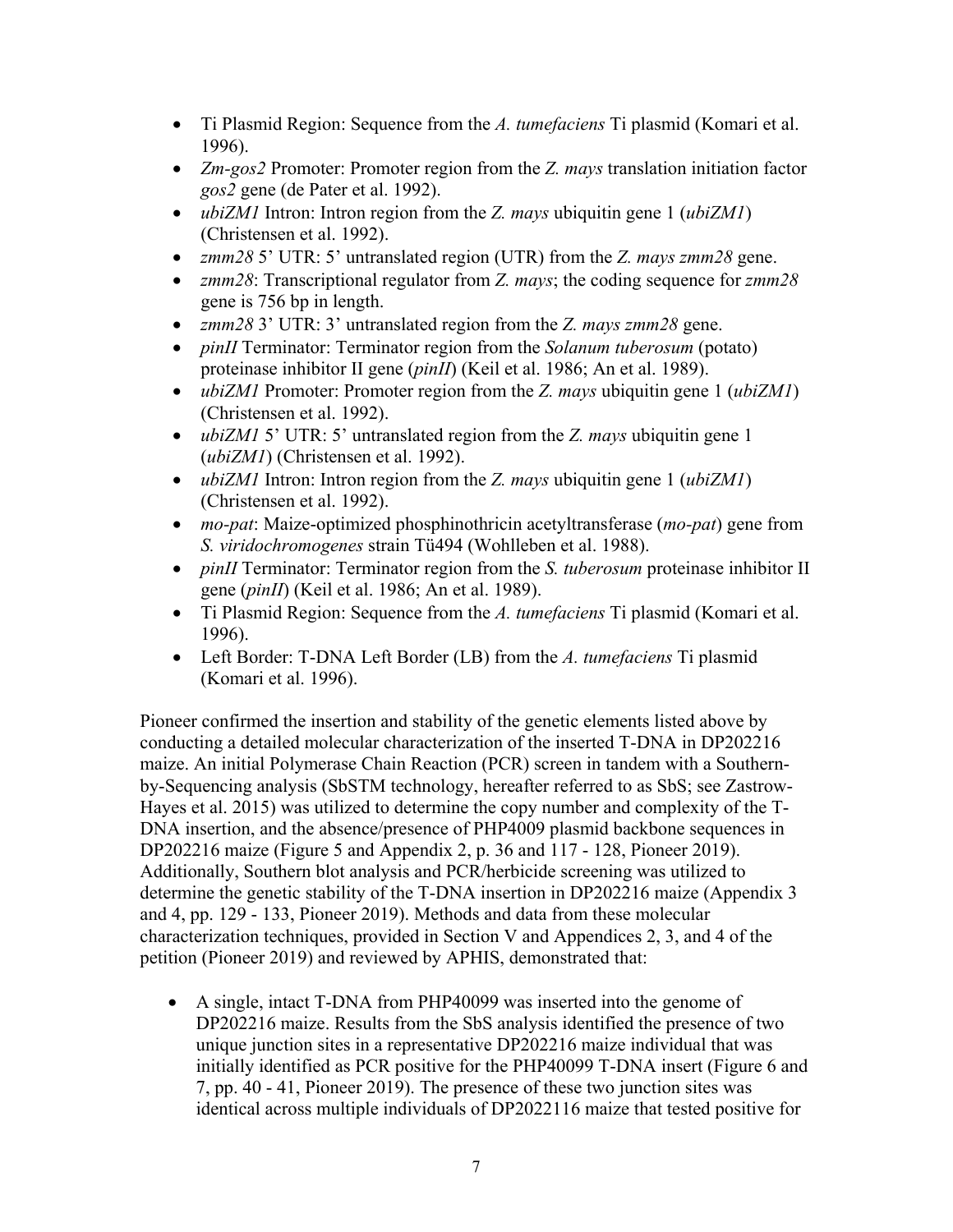- Ti Plasmid Region: Sequence from the *A. tumefaciens* Ti plasmid (Komari et al. 1996).
- *Zm-gos2* Promoter: Promoter region from the *Z. mays* translation initiation factor *gos2* gene (de Pater et al. 1992).
- *ubiZM1* Intron: Intron region from the *Z. mays* ubiquitin gene 1 (*ubiZM1*) (Christensen et al. 1992).
- *zmm28* 5' UTR: 5' untranslated region (UTR) from the *Z. mays zmm28* gene.
- *zmm28*: Transcriptional regulator from *Z. mays*; the coding sequence for *zmm28* gene is 756 bp in length.
- *zmm28* 3' UTR: 3' untranslated region from the *Z. mays zmm28* gene.
- *pinII* Terminator: Terminator region from the *Solanum tuberosum* (potato) proteinase inhibitor II gene (*pinII*) (Keil et al. 1986; An et al. 1989).
- *ubiZM1* Promoter: Promoter region from the *Z. mays* ubiquitin gene 1 (*ubiZM1*) (Christensen et al. 1992).
- *ubiZM1* 5' UTR: 5' untranslated region from the *Z. mays* ubiquitin gene 1 (*ubiZM1*) (Christensen et al. 1992).
- *ubiZM1* Intron: Intron region from the *Z. mays* ubiquitin gene 1 (*ubiZM1*) (Christensen et al. 1992).
- *mo-pat*: Maize-optimized phosphinothricin acetyltransferase (*mo-pat*) gene from *S. viridochromogenes* strain Tü494 (Wohlleben et al. 1988).
- *pinII* Terminator: Terminator region from the *S. tuberosum* proteinase inhibitor II gene (*pinII*) (Keil et al. 1986; An et al. 1989).
- Ti Plasmid Region: Sequence from the *A. tumefaciens* Ti plasmid (Komari et al. 1996).
- Left Border: T-DNA Left Border (LB) from the *A. tumefaciens* Ti plasmid (Komari et al. 1996).

Pioneer confirmed the insertion and stability of the genetic elements listed above by conducting a detailed molecular characterization of the inserted T-DNA in DP202216 maize. An initial Polymerase Chain Reaction (PCR) screen in tandem with a Southern-by-Sequencing analysis (SbS™ technology, hereafter referred to as SbS; see Zastrow-Hayes et al. 2015) was utilized to determine the copy number and complexity of the T-DNA insertion, and the absence/presence of PHP4009 plasmid backbone sequences in DP202216 maize (Figure 5 and Appendix 2, p. 36 and 117 - 128, Pioneer 2019). Additionally, Southern blot analysis and PCR/herbicide screening was utilized to determine the genetic stability of the T-DNA insertion in DP202216 maize (Appendix 3 and 4, pp. 129 - 133, Pioneer 2019). Methods and data from these molecular characterization techniques, provided in Section V and Appendices 2, 3, and 4 of the petition (Pioneer 2019) and reviewed by APHIS, demonstrated that:

- A single, intact T-DNA from PHP40099 was inserted into the genome of DP202216 maize. Results from the SbS analysis identified the presence of two unique junction sites in a representative DP202216 maize individual that was initially identified as PCR positive for the PHP40099 T-DNA insert (Figure 6 and 7, pp. 40 - 41, Pioneer 2019). The presence of these two junction sites was identical across multiple individuals of DP2022116 maize that tested positive for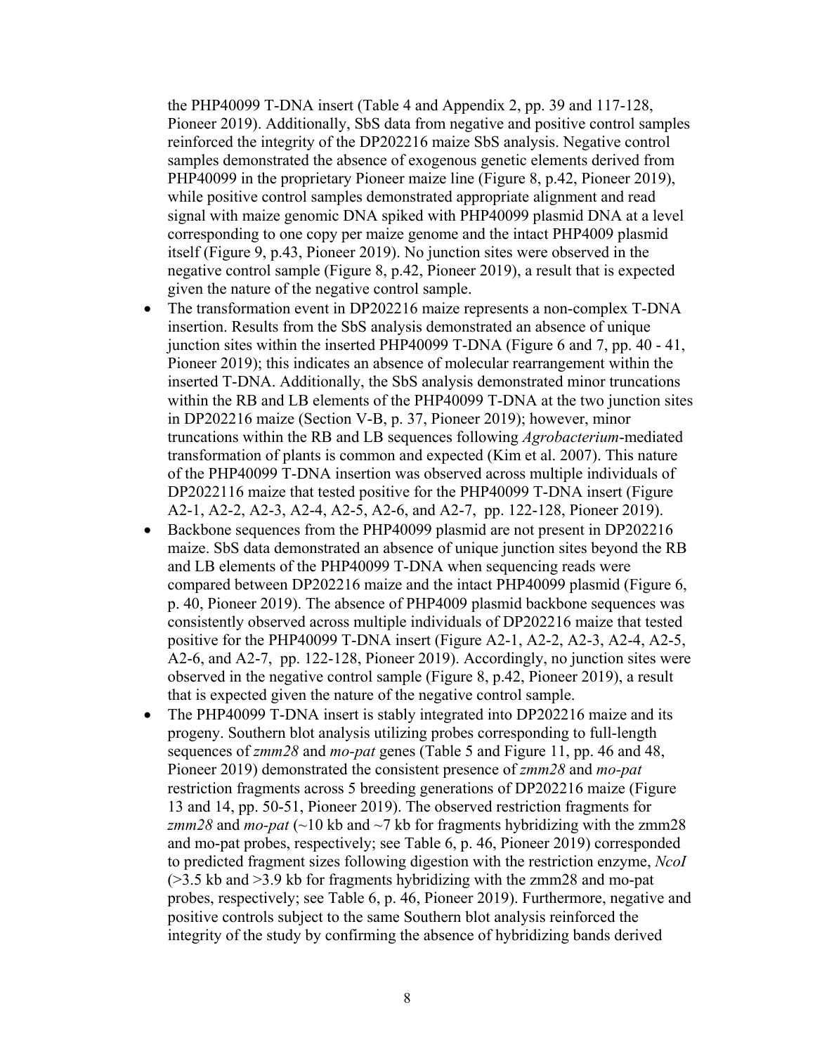the PHP40099 T-DNA insert (Table 4 and Appendix 2, pp. 39 and 117-128, Pioneer 2019). Additionally, SbS data from negative and positive control samples reinforced the integrity of the DP202216 maize SbS analysis. Negative control samples demonstrated the absence of exogenous genetic elements derived from PHP40099 in the proprietary Pioneer maize line (Figure 8, p.42, Pioneer 2019), while positive control samples demonstrated appropriate alignment and read signal with maize genomic DNA spiked with PHP40099 plasmid DNA at a level corresponding to one copy per maize genome and the intact PHP4009 plasmid itself (Figure 9, p.43, Pioneer 2019). No junction sites were observed in the negative control sample (Figure 8, p.42, Pioneer 2019), a result that is expected given the nature of the negative control sample.

- The transformation event in DP202216 maize represents a non-complex T-DNA insertion. Results from the SbS analysis demonstrated an absence of unique junction sites within the inserted PHP40099 T-DNA (Figure 6 and 7, pp. 40 - 41, Pioneer 2019); this indicates an absence of molecular rearrangement within the inserted T-DNA. Additionally, the SbS analysis demonstrated minor truncations within the RB and LB elements of the PHP40099 T-DNA at the two junction sites in DP202216 maize (Section V-B, p. 37, Pioneer 2019); however, minor truncations within the RB and LB sequences following *Agrobacterium*-mediated transformation of plants is common and expected (Kim et al. 2007). This nature of the PHP40099 T-DNA insertion was observed across multiple individuals of DP2022116 maize that tested positive for the PHP40099 T-DNA insert (Figure A2-1, A2-2, A2-3, A2-4, A2-5, A2-6, and A2-7, pp. 122-128, Pioneer 2019).
- Backbone sequences from the PHP40099 plasmid are not present in DP202216 maize. SbS data demonstrated an absence of unique junction sites beyond the RB and LB elements of the PHP40099 T-DNA when sequencing reads were compared between DP202216 maize and the intact PHP40099 plasmid (Figure 6, p. 40, Pioneer 2019). The absence of PHP4009 plasmid backbone sequences was consistently observed across multiple individuals of DP202216 maize that tested positive for the PHP40099 T-DNA insert (Figure A2-1, A2-2, A2-3, A2-4, A2-5, A2-6, and A2-7, pp. 122-128, Pioneer 2019). Accordingly, no junction sites were observed in the negative control sample (Figure 8, p.42, Pioneer 2019), a result that is expected given the nature of the negative control sample.
- The PHP40099 T-DNA insert is stably integrated into DP202216 maize and its progeny. Southern blot analysis utilizing probes corresponding to full-length sequences of *zmm28* and *mo-pat* genes (Table 5 and Figure 11, pp. 46 and 48, Pioneer 2019) demonstrated the consistent presence of *zmm28* and *mo-pat* restriction fragments across 5 breeding generations of DP202216 maize (Figure 13 and 14, pp. 50-51, Pioneer 2019). The observed restriction fragments for *zmm28* and *mo-pat* (~10 kb and ~7 kb for fragments hybridizing with the zmm28 and mo-pat probes, respectively; see Table 6, p. 46, Pioneer 2019) corresponded to predicted fragment sizes following digestion with the restriction enzyme, *NcoI* (>3.5 kb and >3.9 kb for fragments hybridizing with the zmm28 and mo-pat probes, respectively; see Table 6, p. 46, Pioneer 2019). Furthermore, negative and positive controls subject to the same Southern blot analysis reinforced the integrity of the study by confirming the absence of hybridizing bands derived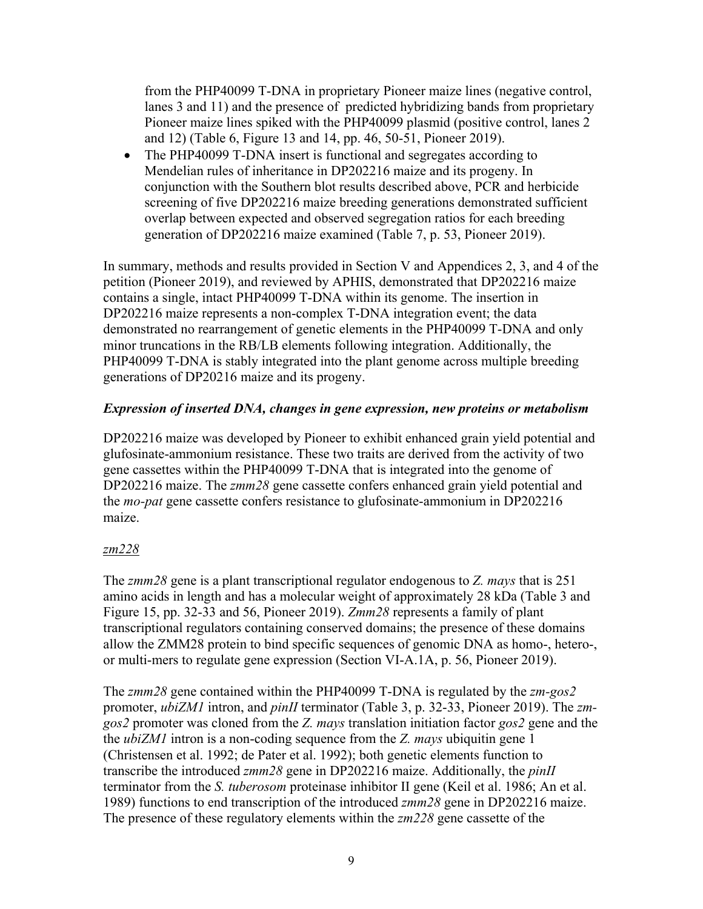from the PHP40099 T-DNA in proprietary Pioneer maize lines (negative control, lanes 3 and 11) and the presence of predicted hybridizing bands from proprietary Pioneer maize lines spiked with the PHP40099 plasmid (positive control, lanes 2 and 12) (Table 6, Figure 13 and 14, pp. 46, 50-51, Pioneer 2019).

- The PHP40099 T-DNA insert is functional and segregates according to Mendelian rules of inheritance in DP202216 maize and its progeny. In conjunction with the Southern blot results described above, PCR and herbicide screening of five DP202216 maize breeding generations demonstrated sufficient overlap between expected and observed segregation ratios for each breeding generation of DP202216 maize examined (Table 7, p. 53, Pioneer 2019).

In summary, methods and results provided in Section V and Appendices 2, 3, and 4 of the petition (Pioneer 2019), and reviewed by APHIS, demonstrated that DP202216 maize contains a single, intact PHP40099 T-DNA within its genome. The insertion in DP202216 maize represents a non-complex T-DNA integration event; the data demonstrated no rearrangement of genetic elements in the PHP40099 T-DNA and only minor truncations in the RB/LB elements following integration. Additionally, the PHP40099 T-DNA is stably integrated into the plant genome across multiple breeding generations of DP20216 maize and its progeny.

***Expression of inserted DNA, changes in gene expression, new proteins or metabolism***

DP202216 maize was developed by Pioneer to exhibit enhanced grain yield potential and glufosinate-ammonium resistance. These two traits are derived from the activity of two gene cassettes within the PHP40099 T-DNA that is integrated into the genome of DP202216 maize. The *zmm28* gene cassette confers enhanced grain yield potential and the *mo-pat* gene cassette confers resistance to glufosinate-ammonium in DP202216 maize.

*zm228*

The *zmm28* gene is a plant transcriptional regulator endogenous to *Z. mays* that is 251 amino acids in length and has a molecular weight of approximately 28 kDa (Table 3 and Figure 15, pp. 32-33 and 56, Pioneer 2019). *Zmm28* represents a family of plant transcriptional regulators containing conserved domains; the presence of these domains allow the ZMM28 protein to bind specific sequences of genomic DNA as homo-, hetero-, or multi-mers to regulate gene expression (Section VI-A.1A, p. 56, Pioneer 2019).

The *zmm28* gene contained within the PHP40099 T-DNA is regulated by the *zm-gos2* promoter, *ubiZM1* intron, and *pinII* terminator (Table 3, p. 32-33, Pioneer 2019). The *zm-gos2* promoter was cloned from the *Z. mays* translation initiation factor *gos2* gene and the the *ubiZM1* intron is a non-coding sequence from the *Z. mays* ubiquitin gene 1 (Christensen et al. 1992; de Pater et al. 1992); both genetic elements function to transcribe the introduced *zmm28* gene in DP202216 maize. Additionally, the *pinII* terminator from the *S. tuberosom* proteinase inhibitor II gene (Keil et al. 1986; An et al. 1989) functions to end transcription of the introduced *zmm28* gene in DP202216 maize. The presence of these regulatory elements within the *zm228* gene cassette of the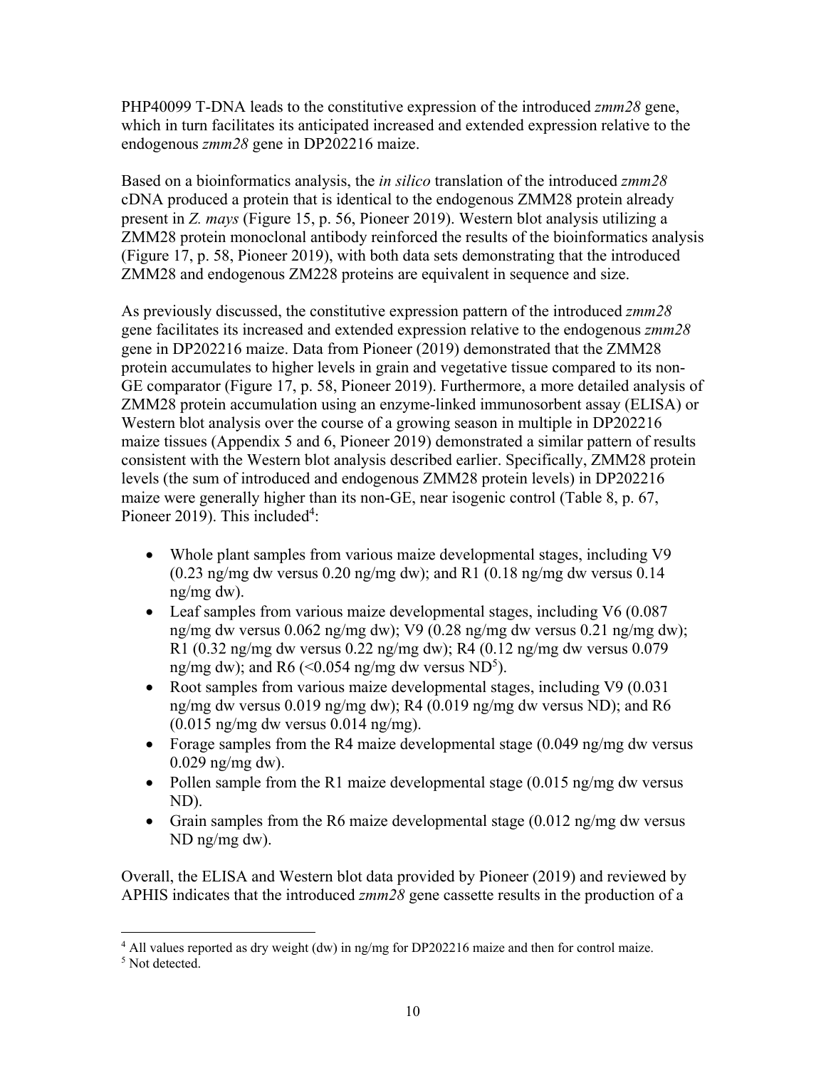PHP40099 T-DNA leads to the constitutive expression of the introduced *zmm28* gene, which in turn facilitates its anticipated increased and extended expression relative to the endogenous *zmm28* gene in DP202216 maize.

Based on a bioinformatics analysis, the *in silico* translation of the introduced *zmm28* cDNA produced a protein that is identical to the endogenous ZMM28 protein already present in *Z. mays* (Figure 15, p. 56, Pioneer 2019). Western blot analysis utilizing a ZMM28 protein monoclonal antibody reinforced the results of the bioinformatics analysis (Figure 17, p. 58, Pioneer 2019), with both data sets demonstrating that the introduced ZMM28 and endogenous ZM228 proteins are equivalent in sequence and size.

As previously discussed, the constitutive expression pattern of the introduced *zmm28* gene facilitates its increased and extended expression relative to the endogenous *zmm28* gene in DP202216 maize. Data from Pioneer (2019) demonstrated that the ZMM28 protein accumulates to higher levels in grain and vegetative tissue compared to its non-GE comparator (Figure 17, p. 58, Pioneer 2019). Furthermore, a more detailed analysis of ZMM28 protein accumulation using an enzyme-linked immunosorbent assay (ELISA) or Western blot analysis over the course of a growing season in multiple in DP202216 maize tissues (Appendix 5 and 6, Pioneer 2019) demonstrated a similar pattern of results consistent with the Western blot analysis described earlier. Specifically, ZMM28 protein levels (the sum of introduced and endogenous ZMM28 protein levels) in DP202216 maize were generally higher than its non-GE, near isogenic control (Table 8, p. 67, Pioneer 2019). This included[4]:

- Whole plant samples from various maize developmental stages, including V9 (0.23 ng/mg dw versus 0.20 ng/mg dw); and R1 (0.18 ng/mg dw versus 0.14 ng/mg dw).
- Leaf samples from various maize developmental stages, including V6 (0.087 ng/mg dw versus 0.062 ng/mg dw); V9 (0.28 ng/mg dw versus 0.21 ng/mg dw); R1 (0.32 ng/mg dw versus 0.22 ng/mg dw); R4 (0.12 ng/mg dw versus 0.079 ng/mg dw); and R6 (<0.054 ng/mg dw versus ND[5]).
- Root samples from various maize developmental stages, including V9 (0.031 ng/mg dw versus 0.019 ng/mg dw); R4 (0.019 ng/mg dw versus ND); and R6 (0.015 ng/mg dw versus 0.014 ng/mg).
- Forage samples from the R4 maize developmental stage (0.049 ng/mg dw versus 0.029 ng/mg dw).
- Pollen sample from the R1 maize developmental stage (0.015 ng/mg dw versus ND).
- Grain samples from the R6 maize developmental stage (0.012 ng/mg dw versus ND ng/mg dw).

Overall, the ELISA and Western blot data provided by Pioneer (2019) and reviewed by APHIS indicates that the introduced *zmm28* gene cassette results in the production of a

[4] All values reported as dry weight (dw) in ng/mg for DP202216 maize and then for control maize.

[5] Not detected.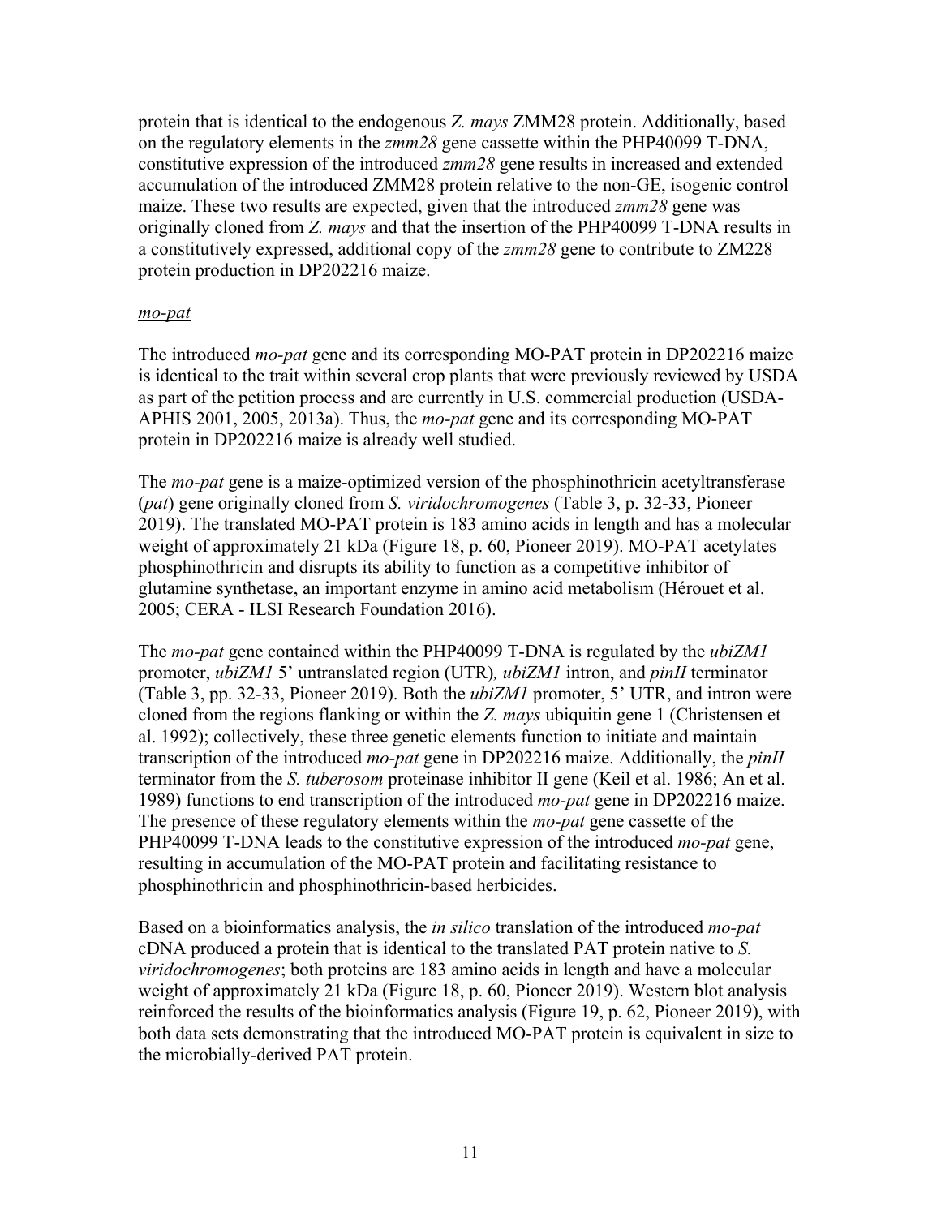protein that is identical to the endogenous *Z. mays* ZMM28 protein. Additionally, based on the regulatory elements in the *zmm28* gene cassette within the PHP40099 T-DNA, constitutive expression of the introduced *zmm28* gene results in increased and extended accumulation of the introduced ZMM28 protein relative to the non-GE, isogenic control maize. These two results are expected, given that the introduced *zmm28* gene was originally cloned from *Z. mays* and that the insertion of the PHP40099 T-DNA results in a constitutively expressed, additional copy of the *zmm28* gene to contribute to ZM228 protein production in DP202216 maize.

<u>*mo-pat*</u>

The introduced *mo-pat* gene and its corresponding MO-PAT protein in DP202216 maize is identical to the trait within several crop plants that were previously reviewed by USDA as part of the petition process and are currently in U.S. commercial production (USDA-APHIS 2001, 2005, 2013a). Thus, the *mo-pat* gene and its corresponding MO-PAT protein in DP202216 maize is already well studied.

The *mo-pat* gene is a maize-optimized version of the phosphinothricin acetyltransferase (*pat*) gene originally cloned from *S. viridochromogenes* (Table 3, p. 32-33, Pioneer 2019). The translated MO-PAT protein is 183 amino acids in length and has a molecular weight of approximately 21 kDa (Figure 18, p. 60, Pioneer 2019). MO-PAT acetylates phosphinothricin and disrupts its ability to function as a competitive inhibitor of glutamine synthetase, an important enzyme in amino acid metabolism (Hérouet et al. 2005; CERA - ILSI Research Foundation 2016).

The *mo-pat* gene contained within the PHP40099 T-DNA is regulated by the *ubiZM1* promoter, *ubiZM1* 5' untranslated region (UTR)*, ubiZM1* intron, and *pinII* terminator (Table 3, pp. 32-33, Pioneer 2019). Both the *ubiZM1* promoter, 5' UTR, and intron were cloned from the regions flanking or within the *Z. mays* ubiquitin gene 1 (Christensen et al. 1992); collectively, these three genetic elements function to initiate and maintain transcription of the introduced *mo-pat* gene in DP202216 maize. Additionally, the *pinII* terminator from the *S. tuberosom* proteinase inhibitor II gene (Keil et al. 1986; An et al. 1989) functions to end transcription of the introduced *mo-pat* gene in DP202216 maize. The presence of these regulatory elements within the *mo-pat* gene cassette of the PHP40099 T-DNA leads to the constitutive expression of the introduced *mo-pat* gene, resulting in accumulation of the MO-PAT protein and facilitating resistance to phosphinothricin and phosphinothricin-based herbicides.

Based on a bioinformatics analysis, the *in silico* translation of the introduced *mo-pat* cDNA produced a protein that is identical to the translated PAT protein native to *S. viridochromogenes*; both proteins are 183 amino acids in length and have a molecular weight of approximately 21 kDa (Figure 18, p. 60, Pioneer 2019). Western blot analysis reinforced the results of the bioinformatics analysis (Figure 19, p. 62, Pioneer 2019), with both data sets demonstrating that the introduced MO-PAT protein is equivalent in size to the microbially-derived PAT protein.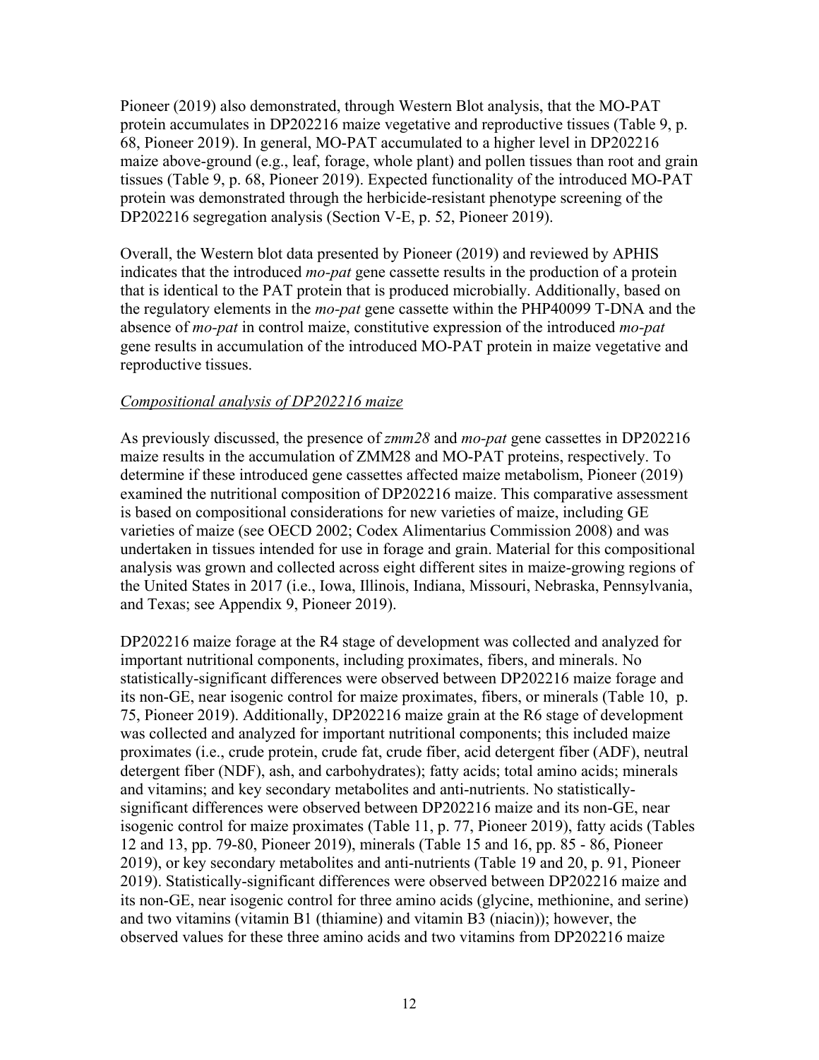Pioneer (2019) also demonstrated, through Western Blot analysis, that the MO-PAT protein accumulates in DP202216 maize vegetative and reproductive tissues (Table 9, p. 68, Pioneer 2019). In general, MO-PAT accumulated to a higher level in DP202216 maize above-ground (e.g., leaf, forage, whole plant) and pollen tissues than root and grain tissues (Table 9, p. 68, Pioneer 2019). Expected functionality of the introduced MO-PAT protein was demonstrated through the herbicide-resistant phenotype screening of the DP202216 segregation analysis (Section V-E, p. 52, Pioneer 2019).

Overall, the Western blot data presented by Pioneer (2019) and reviewed by APHIS indicates that the introduced *mo-pat* gene cassette results in the production of a protein that is identical to the PAT protein that is produced microbially. Additionally, based on the regulatory elements in the *mo-pat* gene cassette within the PHP40099 T-DNA and the absence of *mo-pat* in control maize, constitutive expression of the introduced *mo-pat* gene results in accumulation of the introduced MO-PAT protein in maize vegetative and reproductive tissues.

*Compositional analysis of DP202216 maize*

As previously discussed, the presence of *zmm28* and *mo-pat* gene cassettes in DP202216 maize results in the accumulation of ZMM28 and MO-PAT proteins, respectively. To determine if these introduced gene cassettes affected maize metabolism, Pioneer (2019) examined the nutritional composition of DP202216 maize. This comparative assessment is based on compositional considerations for new varieties of maize, including GE varieties of maize (see OECD 2002; Codex Alimentarius Commission 2008) and was undertaken in tissues intended for use in forage and grain. Material for this compositional analysis was grown and collected across eight different sites in maize-growing regions of the United States in 2017 (i.e., Iowa, Illinois, Indiana, Missouri, Nebraska, Pennsylvania, and Texas; see Appendix 9, Pioneer 2019).

DP202216 maize forage at the R4 stage of development was collected and analyzed for important nutritional components, including proximates, fibers, and minerals. No statistically-significant differences were observed between DP202216 maize forage and its non-GE, near isogenic control for maize proximates, fibers, or minerals (Table 10, p. 75, Pioneer 2019). Additionally, DP202216 maize grain at the R6 stage of development was collected and analyzed for important nutritional components; this included maize proximates (i.e., crude protein, crude fat, crude fiber, acid detergent fiber (ADF), neutral detergent fiber (NDF), ash, and carbohydrates); fatty acids; total amino acids; minerals and vitamins; and key secondary metabolites and anti-nutrients. No statistically-significant differences were observed between DP202216 maize and its non-GE, near isogenic control for maize proximates (Table 11, p. 77, Pioneer 2019), fatty acids (Tables 12 and 13, pp. 79-80, Pioneer 2019), minerals (Table 15 and 16, pp. 85 - 86, Pioneer 2019), or key secondary metabolites and anti-nutrients (Table 19 and 20, p. 91, Pioneer 2019). Statistically-significant differences were observed between DP202216 maize and its non-GE, near isogenic control for three amino acids (glycine, methionine, and serine) and two vitamins (vitamin B1 (thiamine) and vitamin B3 (niacin)); however, the observed values for these three amino acids and two vitamins from DP202216 maize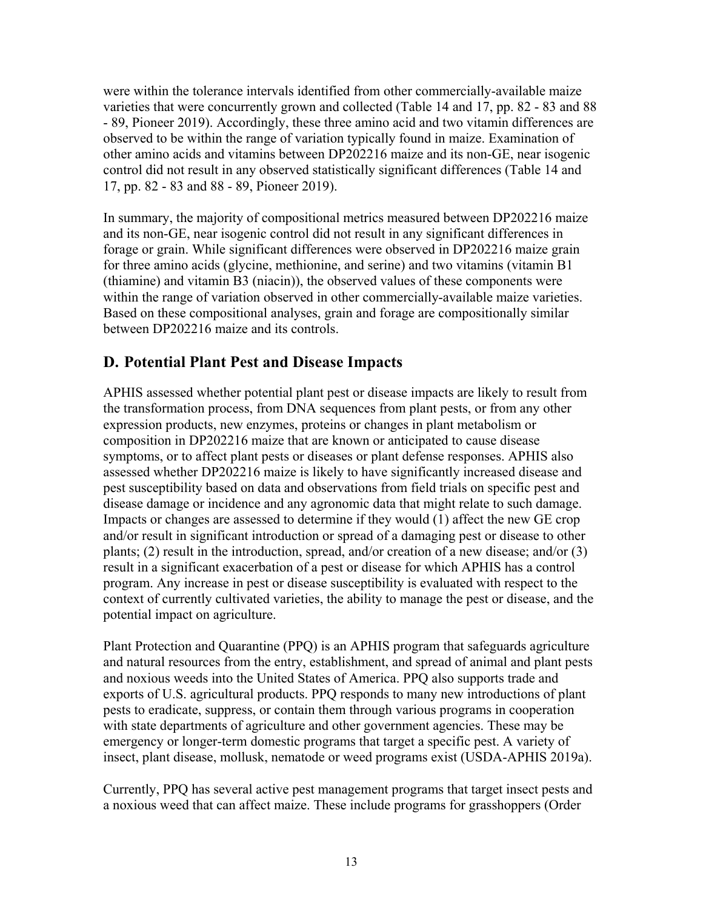were within the tolerance intervals identified from other commercially-available maize varieties that were concurrently grown and collected (Table 14 and 17, pp. 82 - 83 and 88 - 89, Pioneer 2019). Accordingly, these three amino acid and two vitamin differences are observed to be within the range of variation typically found in maize. Examination of other amino acids and vitamins between DP202216 maize and its non-GE, near isogenic control did not result in any observed statistically significant differences (Table 14 and 17, pp. 82 - 83 and 88 - 89, Pioneer 2019).

In summary, the majority of compositional metrics measured between DP202216 maize and its non-GE, near isogenic control did not result in any significant differences in forage or grain. While significant differences were observed in DP202216 maize grain for three amino acids (glycine, methionine, and serine) and two vitamins (vitamin B1 (thiamine) and vitamin B3 (niacin)), the observed values of these components were within the range of variation observed in other commercially-available maize varieties. Based on these compositional analyses, grain and forage are compositionally similar between DP202216 maize and its controls.

## D. Potential Plant Pest and Disease Impacts

APHIS assessed whether potential plant pest or disease impacts are likely to result from the transformation process, from DNA sequences from plant pests, or from any other expression products, new enzymes, proteins or changes in plant metabolism or composition in DP202216 maize that are known or anticipated to cause disease symptoms, or to affect plant pests or diseases or plant defense responses. APHIS also assessed whether DP202216 maize is likely to have significantly increased disease and pest susceptibility based on data and observations from field trials on specific pest and disease damage or incidence and any agronomic data that might relate to such damage. Impacts or changes are assessed to determine if they would (1) affect the new GE crop and/or result in significant introduction or spread of a damaging pest or disease to other plants; (2) result in the introduction, spread, and/or creation of a new disease; and/or (3) result in a significant exacerbation of a pest or disease for which APHIS has a control program. Any increase in pest or disease susceptibility is evaluated with respect to the context of currently cultivated varieties, the ability to manage the pest or disease, and the potential impact on agriculture.

Plant Protection and Quarantine (PPQ) is an APHIS program that safeguards agriculture and natural resources from the entry, establishment, and spread of animal and plant pests and noxious weeds into the United States of America. PPQ also supports trade and exports of U.S. agricultural products. PPQ responds to many new introductions of plant pests to eradicate, suppress, or contain them through various programs in cooperation with state departments of agriculture and other government agencies. These may be emergency or longer-term domestic programs that target a specific pest. A variety of insect, plant disease, mollusk, nematode or weed programs exist (USDA-APHIS 2019a).

Currently, PPQ has several active pest management programs that target insect pests and a noxious weed that can affect maize. These include programs for grasshoppers (Order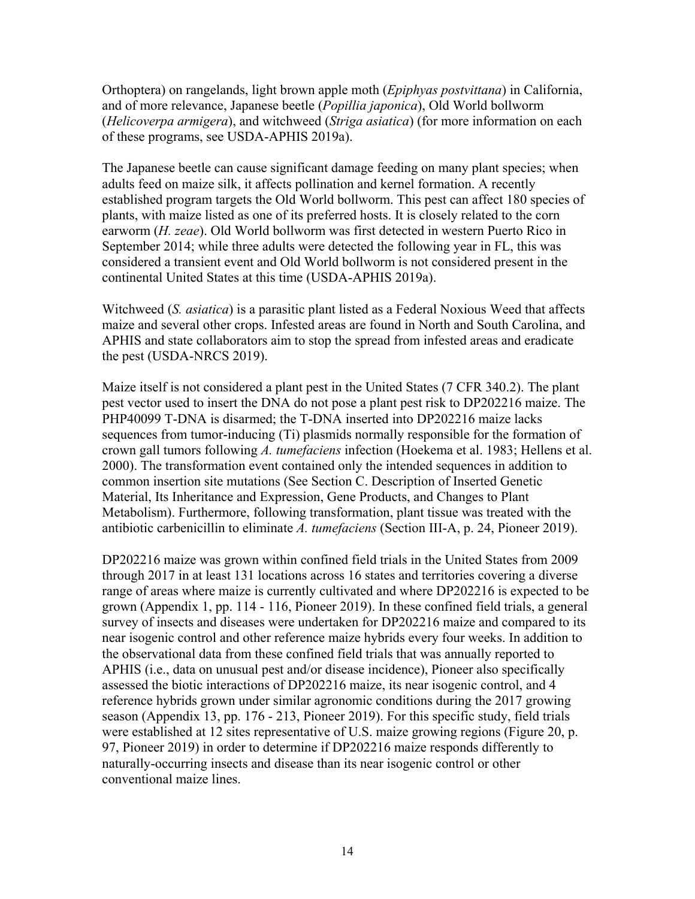Orthoptera) on rangelands, light brown apple moth (*Epiphyas postvittana*) in California, and of more relevance, Japanese beetle (*Popillia japonica*), Old World bollworm (*Helicoverpa armigera*), and witchweed (*Striga asiatica*) (for more information on each of these programs, see USDA-APHIS 2019a).

The Japanese beetle can cause significant damage feeding on many plant species; when adults feed on maize silk, it affects pollination and kernel formation. A recently established program targets the Old World bollworm. This pest can affect 180 species of plants, with maize listed as one of its preferred hosts. It is closely related to the corn earworm (*H. zeae*). Old World bollworm was first detected in western Puerto Rico in September 2014; while three adults were detected the following year in FL, this was considered a transient event and Old World bollworm is not considered present in the continental United States at this time (USDA-APHIS 2019a).

Witchweed (*S. asiatica*) is a parasitic plant listed as a Federal Noxious Weed that affects maize and several other crops. Infested areas are found in North and South Carolina, and APHIS and state collaborators aim to stop the spread from infested areas and eradicate the pest (USDA-NRCS 2019).

Maize itself is not considered a plant pest in the United States (7 CFR 340.2). The plant pest vector used to insert the DNA do not pose a plant pest risk to DP202216 maize. The PHP40099 T-DNA is disarmed; the T-DNA inserted into DP202216 maize lacks sequences from tumor-inducing (Ti) plasmids normally responsible for the formation of crown gall tumors following *A. tumefaciens* infection (Hoekema et al. 1983; Hellens et al. 2000). The transformation event contained only the intended sequences in addition to common insertion site mutations (See Section C. Description of Inserted Genetic Material, Its Inheritance and Expression, Gene Products, and Changes to Plant Metabolism). Furthermore, following transformation, plant tissue was treated with the antibiotic carbenicillin to eliminate *A. tumefaciens* (Section III-A, p. 24, Pioneer 2019).

DP202216 maize was grown within confined field trials in the United States from 2009 through 2017 in at least 131 locations across 16 states and territories covering a diverse range of areas where maize is currently cultivated and where DP202216 is expected to be grown (Appendix 1, pp. 114 - 116, Pioneer 2019). In these confined field trials, a general survey of insects and diseases were undertaken for DP202216 maize and compared to its near isogenic control and other reference maize hybrids every four weeks. In addition to the observational data from these confined field trials that was annually reported to APHIS (i.e., data on unusual pest and/or disease incidence), Pioneer also specifically assessed the biotic interactions of DP202216 maize, its near isogenic control, and 4 reference hybrids grown under similar agronomic conditions during the 2017 growing season (Appendix 13, pp. 176 - 213, Pioneer 2019). For this specific study, field trials were established at 12 sites representative of U.S. maize growing regions (Figure 20, p. 97, Pioneer 2019) in order to determine if DP202216 maize responds differently to naturally-occurring insects and disease than its near isogenic control or other conventional maize lines.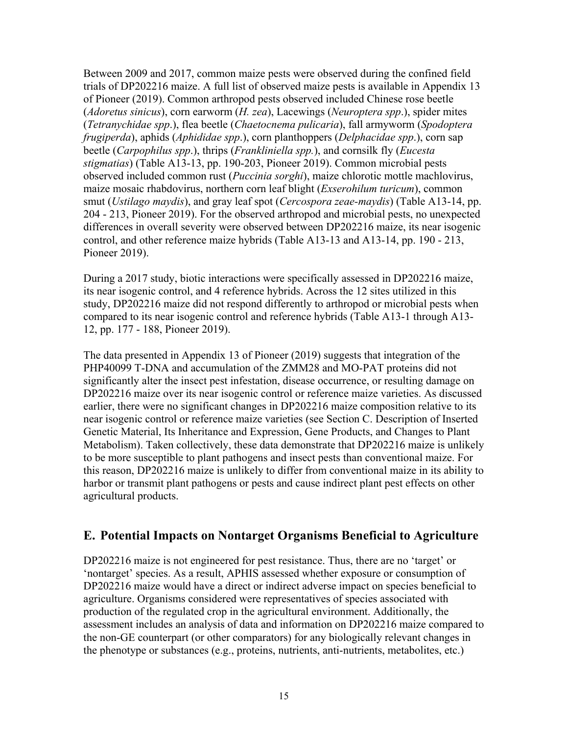Between 2009 and 2017, common maize pests were observed during the confined field trials of DP202216 maize. A full list of observed maize pests is available in Appendix 13 of Pioneer (2019). Common arthropod pests observed included Chinese rose beetle (*Adoretus sinicus*), corn earworm (*H. zea*), Lacewings (*Neuroptera spp*.), spider mites (*Tetranychidae spp*.), flea beetle (*Chaetocnema pulicaria*), fall armyworm (*Spodoptera frugiperda*), aphids (*Aphididae spp*.), corn planthoppers (*Delphacidae spp*.), corn sap beetle (*Carpophilus spp*.), thrips (*Frankliniella spp.*), and cornsilk fly (*Eucesta stigmatias*) (Table A13-13, pp. 190-203, Pioneer 2019). Common microbial pests observed included common rust (*Puccinia sorghi*), maize chlorotic mottle machlovirus, maize mosaic rhabdovirus, northern corn leaf blight (*Exserohilum turicum*), common smut (*Ustilago maydis*), and gray leaf spot (*Cercospora zeae-maydis*) (Table A13-14, pp. 204 - 213, Pioneer 2019). For the observed arthropod and microbial pests, no unexpected differences in overall severity were observed between DP202216 maize, its near isogenic control, and other reference maize hybrids (Table A13-13 and A13-14, pp. 190 - 213, Pioneer 2019).

During a 2017 study, biotic interactions were specifically assessed in DP202216 maize, its near isogenic control, and 4 reference hybrids. Across the 12 sites utilized in this study, DP202216 maize did not respond differently to arthropod or microbial pests when compared to its near isogenic control and reference hybrids (Table A13-1 through A13-12, pp. 177 - 188, Pioneer 2019).

The data presented in Appendix 13 of Pioneer (2019) suggests that integration of the PHP40099 T-DNA and accumulation of the ZMM28 and MO-PAT proteins did not significantly alter the insect pest infestation, disease occurrence, or resulting damage on DP202216 maize over its near isogenic control or reference maize varieties. As discussed earlier, there were no significant changes in DP202216 maize composition relative to its near isogenic control or reference maize varieties (see Section C. Description of Inserted Genetic Material, Its Inheritance and Expression, Gene Products, and Changes to Plant Metabolism). Taken collectively, these data demonstrate that DP202216 maize is unlikely to be more susceptible to plant pathogens and insect pests than conventional maize. For this reason, DP202216 maize is unlikely to differ from conventional maize in its ability to harbor or transmit plant pathogens or pests and cause indirect plant pest effects on other agricultural products.

## E. Potential Impacts on Nontarget Organisms Beneficial to Agriculture

DP202216 maize is not engineered for pest resistance. Thus, there are no 'target' or 'nontarget' species. As a result, APHIS assessed whether exposure or consumption of DP202216 maize would have a direct or indirect adverse impact on species beneficial to agriculture. Organisms considered were representatives of species associated with production of the regulated crop in the agricultural environment. Additionally, the assessment includes an analysis of data and information on DP202216 maize compared to the non-GE counterpart (or other comparators) for any biologically relevant changes in the phenotype or substances (e.g., proteins, nutrients, anti-nutrients, metabolites, etc.)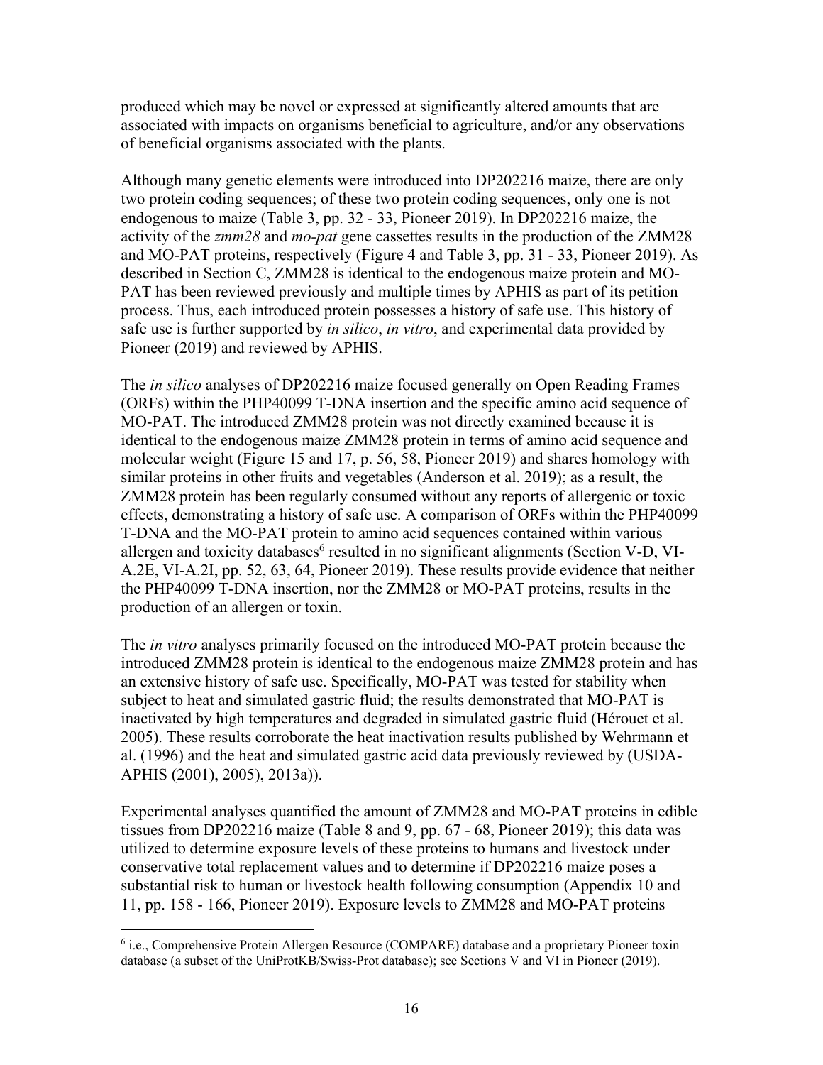produced which may be novel or expressed at significantly altered amounts that are associated with impacts on organisms beneficial to agriculture, and/or any observations of beneficial organisms associated with the plants.

Although many genetic elements were introduced into DP202216 maize, there are only two protein coding sequences; of these two protein coding sequences, only one is not endogenous to maize (Table 3, pp. 32 - 33, Pioneer 2019). In DP202216 maize, the activity of the *zmm28* and *mo-pat* gene cassettes results in the production of the ZMM28 and MO-PAT proteins, respectively (Figure 4 and Table 3, pp. 31 - 33, Pioneer 2019). As described in Section C, ZMM28 is identical to the endogenous maize protein and MO-PAT has been reviewed previously and multiple times by APHIS as part of its petition process. Thus, each introduced protein possesses a history of safe use. This history of safe use is further supported by *in silico*, *in vitro*, and experimental data provided by Pioneer (2019) and reviewed by APHIS.

The *in silico* analyses of DP202216 maize focused generally on Open Reading Frames (ORFs) within the PHP40099 T-DNA insertion and the specific amino acid sequence of MO-PAT. The introduced ZMM28 protein was not directly examined because it is identical to the endogenous maize ZMM28 protein in terms of amino acid sequence and molecular weight (Figure 15 and 17, p. 56, 58, Pioneer 2019) and shares homology with similar proteins in other fruits and vegetables (Anderson et al. 2019); as a result, the ZMM28 protein has been regularly consumed without any reports of allergenic or toxic effects, demonstrating a history of safe use. A comparison of ORFs within the PHP40099 T-DNA and the MO-PAT protein to amino acid sequences contained within various allergen and toxicity databases[6] resulted in no significant alignments (Section V-D, VI-A.2E, VI-A.2I, pp. 52, 63, 64, Pioneer 2019). These results provide evidence that neither the PHP40099 T-DNA insertion, nor the ZMM28 or MO-PAT proteins, results in the production of an allergen or toxin.

The *in vitro* analyses primarily focused on the introduced MO-PAT protein because the introduced ZMM28 protein is identical to the endogenous maize ZMM28 protein and has an extensive history of safe use. Specifically, MO-PAT was tested for stability when subject to heat and simulated gastric fluid; the results demonstrated that MO-PAT is inactivated by high temperatures and degraded in simulated gastric fluid (Hérouet et al. 2005). These results corroborate the heat inactivation results published by Wehrmann et al. (1996) and the heat and simulated gastric acid data previously reviewed by (USDA-APHIS (2001), 2005), 2013a)).

Experimental analyses quantified the amount of ZMM28 and MO-PAT proteins in edible tissues from DP202216 maize (Table 8 and 9, pp. 67 - 68, Pioneer 2019); this data was utilized to determine exposure levels of these proteins to humans and livestock under conservative total replacement values and to determine if DP202216 maize poses a substantial risk to human or livestock health following consumption (Appendix 10 and 11, pp. 158 - 166, Pioneer 2019). Exposure levels to ZMM28 and MO-PAT proteins

[6] i.e., Comprehensive Protein Allergen Resource (COMPARE) database and a proprietary Pioneer toxin database (a subset of the UniProtKB/Swiss-Prot database); see Sections V and VI in Pioneer (2019).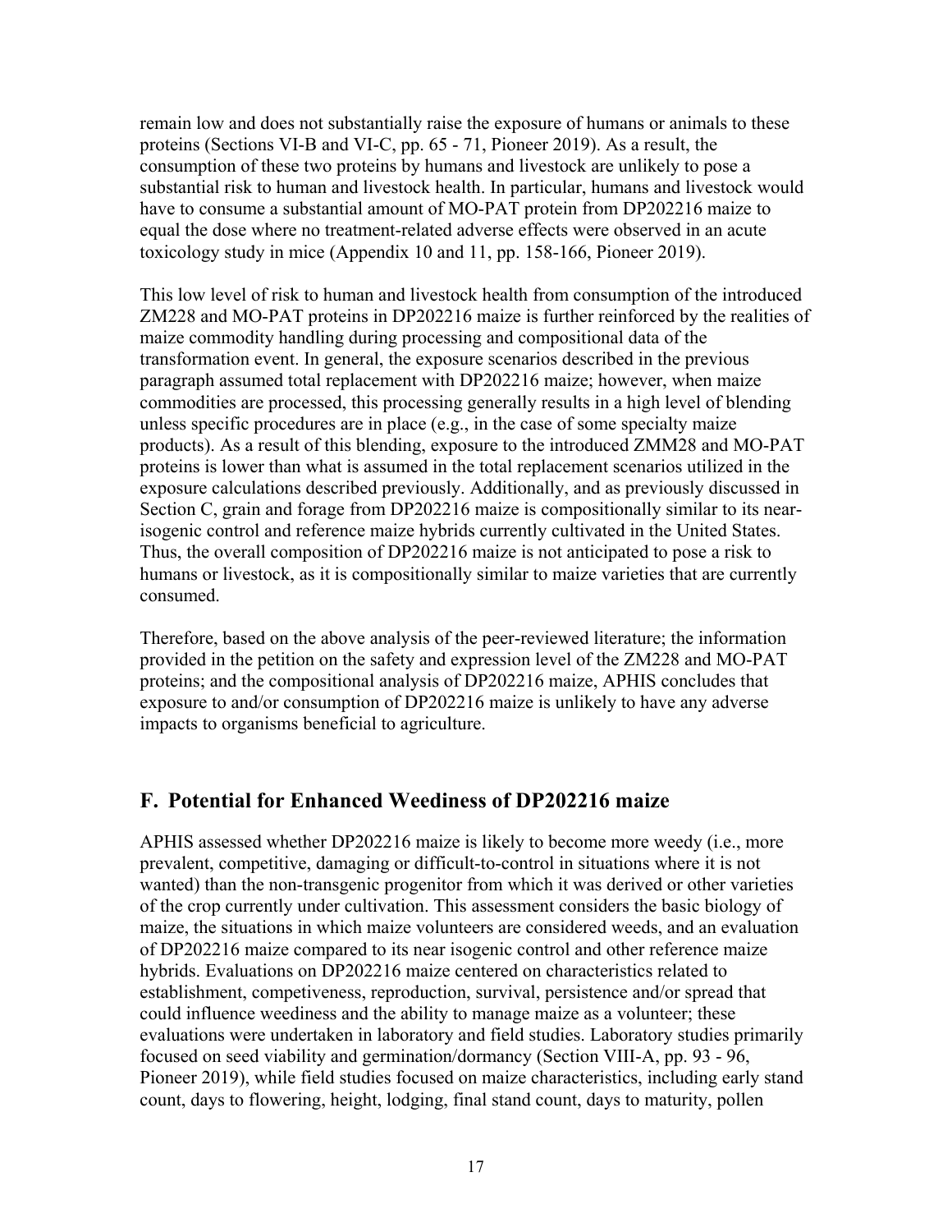remain low and does not substantially raise the exposure of humans or animals to these proteins (Sections VI-B and VI-C, pp. 65 - 71, Pioneer 2019). As a result, the consumption of these two proteins by humans and livestock are unlikely to pose a substantial risk to human and livestock health. In particular, humans and livestock would have to consume a substantial amount of MO-PAT protein from DP202216 maize to equal the dose where no treatment-related adverse effects were observed in an acute toxicology study in mice (Appendix 10 and 11, pp. 158-166, Pioneer 2019).

This low level of risk to human and livestock health from consumption of the introduced ZM228 and MO-PAT proteins in DP202216 maize is further reinforced by the realities of maize commodity handling during processing and compositional data of the transformation event. In general, the exposure scenarios described in the previous paragraph assumed total replacement with DP202216 maize; however, when maize commodities are processed, this processing generally results in a high level of blending unless specific procedures are in place (e.g., in the case of some specialty maize products). As a result of this blending, exposure to the introduced ZMM28 and MO-PAT proteins is lower than what is assumed in the total replacement scenarios utilized in the exposure calculations described previously. Additionally, and as previously discussed in Section C, grain and forage from DP202216 maize is compositionally similar to its near-isogenic control and reference maize hybrids currently cultivated in the United States. Thus, the overall composition of DP202216 maize is not anticipated to pose a risk to humans or livestock, as it is compositionally similar to maize varieties that are currently consumed.

Therefore, based on the above analysis of the peer-reviewed literature; the information provided in the petition on the safety and expression level of the ZM228 and MO-PAT proteins; and the compositional analysis of DP202216 maize, APHIS concludes that exposure to and/or consumption of DP202216 maize is unlikely to have any adverse impacts to organisms beneficial to agriculture.

## F. Potential for Enhanced Weediness of DP202216 maize

APHIS assessed whether DP202216 maize is likely to become more weedy (i.e., more prevalent, competitive, damaging or difficult-to-control in situations where it is not wanted) than the non-transgenic progenitor from which it was derived or other varieties of the crop currently under cultivation. This assessment considers the basic biology of maize, the situations in which maize volunteers are considered weeds, and an evaluation of DP202216 maize compared to its near isogenic control and other reference maize hybrids. Evaluations on DP202216 maize centered on characteristics related to establishment, competiveness, reproduction, survival, persistence and/or spread that could influence weediness and the ability to manage maize as a volunteer; these evaluations were undertaken in laboratory and field studies. Laboratory studies primarily focused on seed viability and germination/dormancy (Section VIII-A, pp. 93 - 96, Pioneer 2019), while field studies focused on maize characteristics, including early stand count, days to flowering, height, lodging, final stand count, days to maturity, pollen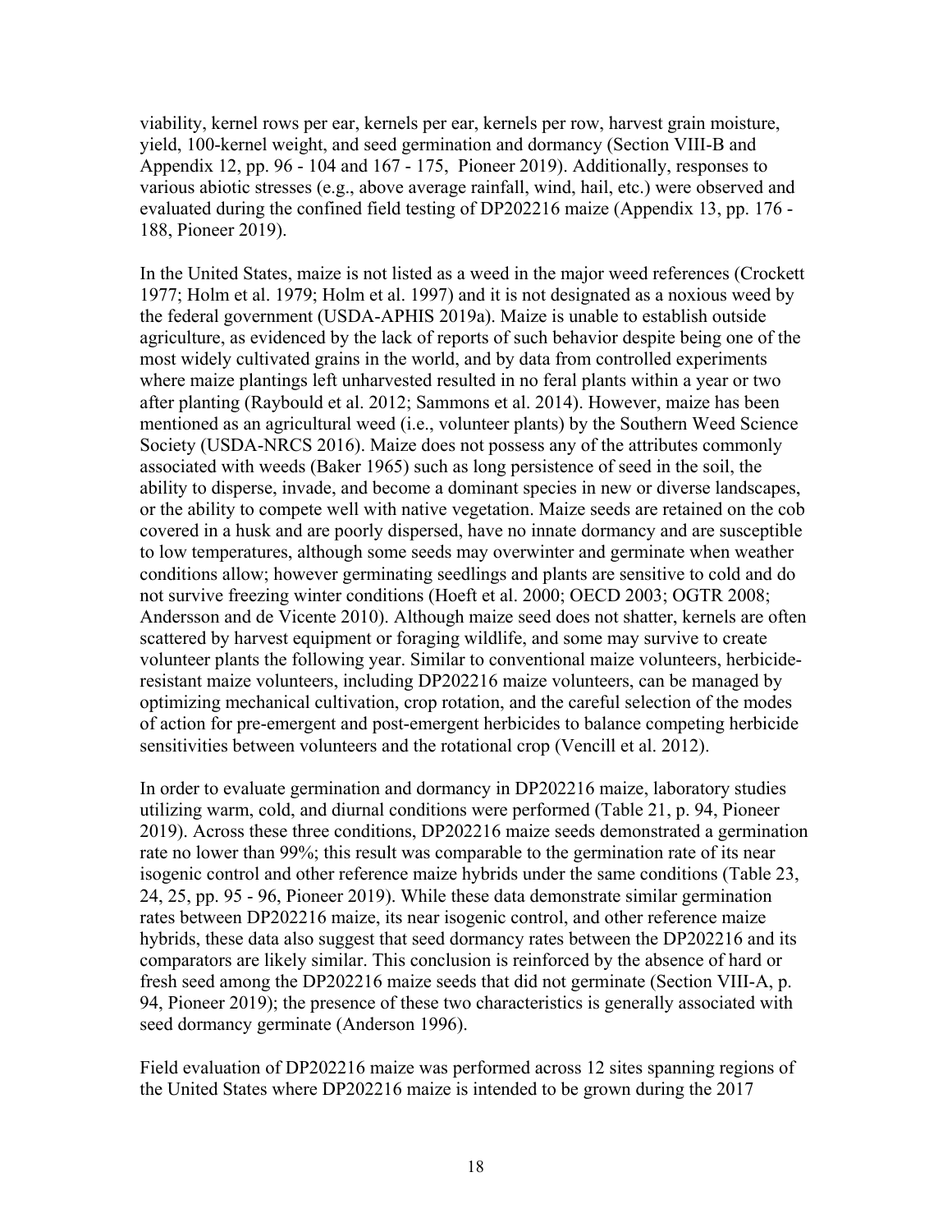viability, kernel rows per ear, kernels per ear, kernels per row, harvest grain moisture, yield, 100-kernel weight, and seed germination and dormancy (Section VIII-B and Appendix 12, pp. 96 - 104 and 167 - 175, Pioneer 2019). Additionally, responses to various abiotic stresses (e.g., above average rainfall, wind, hail, etc.) were observed and evaluated during the confined field testing of DP202216 maize (Appendix 13, pp. 176 - 188, Pioneer 2019).

In the United States, maize is not listed as a weed in the major weed references (Crockett 1977; Holm et al. 1979; Holm et al. 1997) and it is not designated as a noxious weed by the federal government (USDA-APHIS 2019a). Maize is unable to establish outside agriculture, as evidenced by the lack of reports of such behavior despite being one of the most widely cultivated grains in the world, and by data from controlled experiments where maize plantings left unharvested resulted in no feral plants within a year or two after planting (Raybould et al. 2012; Sammons et al. 2014). However, maize has been mentioned as an agricultural weed (i.e., volunteer plants) by the Southern Weed Science Society (USDA-NRCS 2016). Maize does not possess any of the attributes commonly associated with weeds (Baker 1965) such as long persistence of seed in the soil, the ability to disperse, invade, and become a dominant species in new or diverse landscapes, or the ability to compete well with native vegetation. Maize seeds are retained on the cob covered in a husk and are poorly dispersed, have no innate dormancy and are susceptible to low temperatures, although some seeds may overwinter and germinate when weather conditions allow; however germinating seedlings and plants are sensitive to cold and do not survive freezing winter conditions (Hoeft et al. 2000; OECD 2003; OGTR 2008; Andersson and de Vicente 2010). Although maize seed does not shatter, kernels are often scattered by harvest equipment or foraging wildlife, and some may survive to create volunteer plants the following year. Similar to conventional maize volunteers, herbicide-resistant maize volunteers, including DP202216 maize volunteers, can be managed by optimizing mechanical cultivation, crop rotation, and the careful selection of the modes of action for pre-emergent and post-emergent herbicides to balance competing herbicide sensitivities between volunteers and the rotational crop (Vencill et al. 2012).

In order to evaluate germination and dormancy in DP202216 maize, laboratory studies utilizing warm, cold, and diurnal conditions were performed (Table 21, p. 94, Pioneer 2019). Across these three conditions, DP202216 maize seeds demonstrated a germination rate no lower than 99%; this result was comparable to the germination rate of its near isogenic control and other reference maize hybrids under the same conditions (Table 23, 24, 25, pp. 95 - 96, Pioneer 2019). While these data demonstrate similar germination rates between DP202216 maize, its near isogenic control, and other reference maize hybrids, these data also suggest that seed dormancy rates between the DP202216 and its comparators are likely similar. This conclusion is reinforced by the absence of hard or fresh seed among the DP202216 maize seeds that did not germinate (Section VIII-A, p. 94, Pioneer 2019); the presence of these two characteristics is generally associated with seed dormancy germinate (Anderson 1996).

Field evaluation of DP202216 maize was performed across 12 sites spanning regions of the United States where DP202216 maize is intended to be grown during the 2017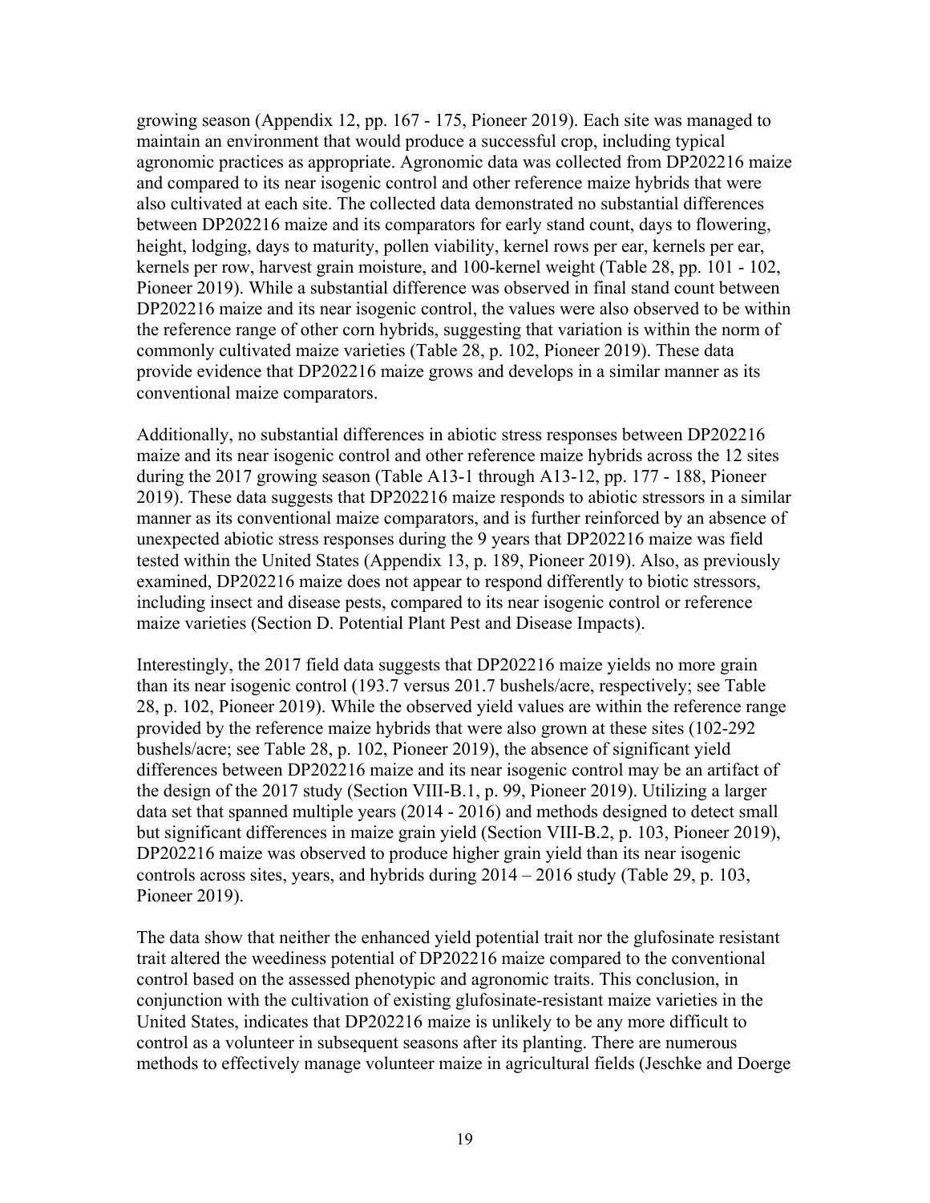growing season (Appendix 12, pp. 167 - 175, Pioneer 2019). Each site was managed to maintain an environment that would produce a successful crop, including typical agronomic practices as appropriate. Agronomic data was collected from DP202216 maize and compared to its near isogenic control and other reference maize hybrids that were also cultivated at each site. The collected data demonstrated no substantial differences between DP202216 maize and its comparators for early stand count, days to flowering, height, lodging, days to maturity, pollen viability, kernel rows per ear, kernels per ear, kernels per row, harvest grain moisture, and 100-kernel weight (Table 28, pp. 101 - 102, Pioneer 2019). While a substantial difference was observed in final stand count between DP202216 maize and its near isogenic control, the values were also observed to be within the reference range of other corn hybrids, suggesting that variation is within the norm of commonly cultivated maize varieties (Table 28, p. 102, Pioneer 2019). These data provide evidence that DP202216 maize grows and develops in a similar manner as its conventional maize comparators.

Additionally, no substantial differences in abiotic stress responses between DP202216 maize and its near isogenic control and other reference maize hybrids across the 12 sites during the 2017 growing season (Table A13-1 through A13-12, pp. 177 - 188, Pioneer 2019). These data suggests that DP202216 maize responds to abiotic stressors in a similar manner as its conventional maize comparators, and is further reinforced by an absence of unexpected abiotic stress responses during the 9 years that DP202216 maize was field tested within the United States (Appendix 13, p. 189, Pioneer 2019). Also, as previously examined, DP202216 maize does not appear to respond differently to biotic stressors, including insect and disease pests, compared to its near isogenic control or reference maize varieties (Section D. Potential Plant Pest and Disease Impacts).

Interestingly, the 2017 field data suggests that DP202216 maize yields no more grain than its near isogenic control (193.7 versus 201.7 bushels/acre, respectively; see Table 28, p. 102, Pioneer 2019). While the observed yield values are within the reference range provided by the reference maize hybrids that were also grown at these sites (102-292 bushels/acre; see Table 28, p. 102, Pioneer 2019), the absence of significant yield differences between DP202216 maize and its near isogenic control may be an artifact of the design of the 2017 study (Section VIII-B.1, p. 99, Pioneer 2019). Utilizing a larger data set that spanned multiple years (2014 - 2016) and methods designed to detect small but significant differences in maize grain yield (Section VIII-B.2, p. 103, Pioneer 2019), DP202216 maize was observed to produce higher grain yield than its near isogenic controls across sites, years, and hybrids during 2014 – 2016 study (Table 29, p. 103, Pioneer 2019).

The data show that neither the enhanced yield potential trait nor the glufosinate resistant trait altered the weediness potential of DP202216 maize compared to the conventional control based on the assessed phenotypic and agronomic traits. This conclusion, in conjunction with the cultivation of existing glufosinate-resistant maize varieties in the United States, indicates that DP202216 maize is unlikely to be any more difficult to control as a volunteer in subsequent seasons after its planting. There are numerous methods to effectively manage volunteer maize in agricultural fields (Jeschke and Doerge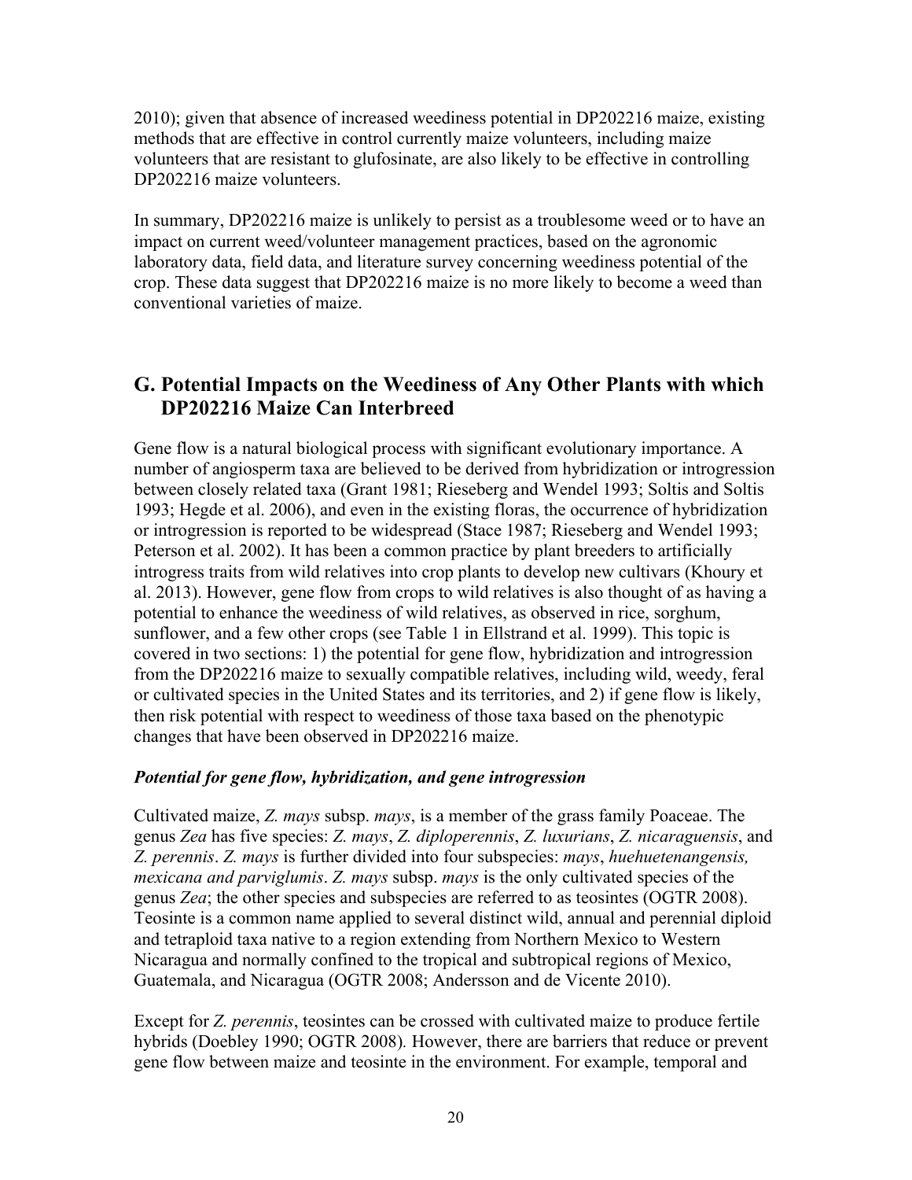2010); given that absence of increased weediness potential in DP202216 maize, existing methods that are effective in control currently maize volunteers, including maize volunteers that are resistant to glufosinate, are also likely to be effective in controlling DP202216 maize volunteers.

In summary, DP202216 maize is unlikely to persist as a troublesome weed or to have an impact on current weed/volunteer management practices, based on the agronomic laboratory data, field data, and literature survey concerning weediness potential of the crop. These data suggest that DP202216 maize is no more likely to become a weed than conventional varieties of maize.

## G. Potential Impacts on the Weediness of Any Other Plants with which DP202216 Maize Can Interbreed

Gene flow is a natural biological process with significant evolutionary importance. A number of angiosperm taxa are believed to be derived from hybridization or introgression between closely related taxa (Grant 1981; Rieseberg and Wendel 1993; Soltis and Soltis 1993; Hegde et al. 2006), and even in the existing floras, the occurrence of hybridization or introgression is reported to be widespread (Stace 1987; Rieseberg and Wendel 1993; Peterson et al. 2002). It has been a common practice by plant breeders to artificially introgress traits from wild relatives into crop plants to develop new cultivars (Khoury et al. 2013). However, gene flow from crops to wild relatives is also thought of as having a potential to enhance the weediness of wild relatives, as observed in rice, sorghum, sunflower, and a few other crops (see Table 1 in Ellstrand et al. 1999). This topic is covered in two sections: 1) the potential for gene flow, hybridization and introgression from the DP202216 maize to sexually compatible relatives, including wild, weedy, feral or cultivated species in the United States and its territories, and 2) if gene flow is likely, then risk potential with respect to weediness of those taxa based on the phenotypic changes that have been observed in DP202216 maize.

***Potential for gene flow, hybridization, and gene introgression***

Cultivated maize, *Z. mays* subsp. *mays*, is a member of the grass family Poaceae. The genus *Zea* has five species: *Z. mays*, *Z. diploperennis*, *Z. luxurians*, *Z. nicaraguensis*, and *Z. perennis*. *Z. mays* is further divided into four subspecies: *mays*, *huehuetenangensis, mexicana and parviglumis*. *Z. mays* subsp. *mays* is the only cultivated species of the genus *Zea*; the other species and subspecies are referred to as teosintes (OGTR 2008). Teosinte is a common name applied to several distinct wild, annual and perennial diploid and tetraploid taxa native to a region extending from Northern Mexico to Western Nicaragua and normally confined to the tropical and subtropical regions of Mexico, Guatemala, and Nicaragua (OGTR 2008; Andersson and de Vicente 2010).

Except for *Z. perennis*, teosintes can be crossed with cultivated maize to produce fertile hybrids (Doebley 1990; OGTR 2008). However, there are barriers that reduce or prevent gene flow between maize and teosinte in the environment. For example, temporal and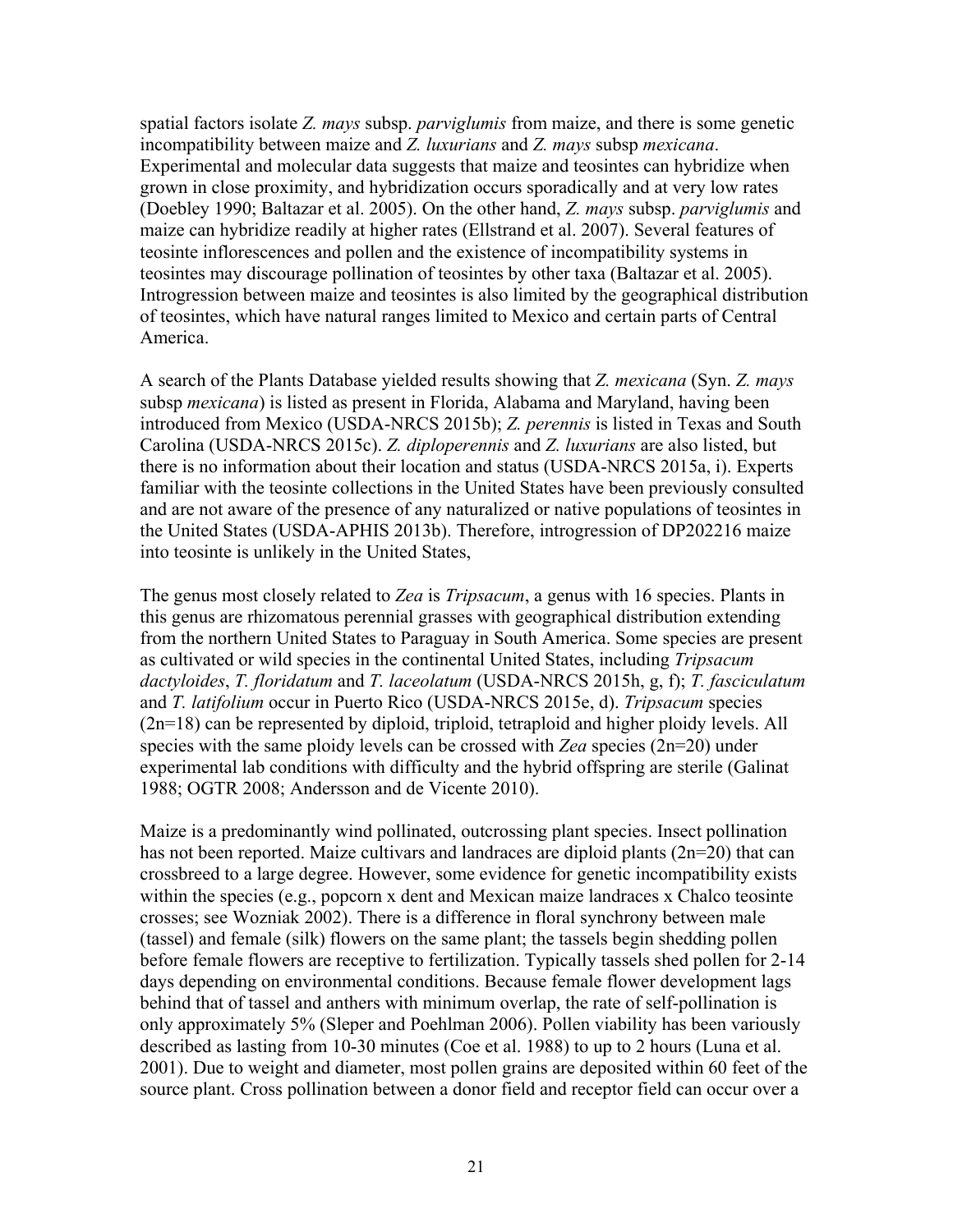spatial factors isolate *Z. mays* subsp. *parviglumis* from maize, and there is some genetic incompatibility between maize and *Z. luxurians* and *Z. mays* subsp *mexicana*. Experimental and molecular data suggests that maize and teosintes can hybridize when grown in close proximity, and hybridization occurs sporadically and at very low rates (Doebley 1990; Baltazar et al. 2005). On the other hand, *Z. mays* subsp. *parviglumis* and maize can hybridize readily at higher rates (Ellstrand et al. 2007). Several features of teosinte inflorescences and pollen and the existence of incompatibility systems in teosintes may discourage pollination of teosintes by other taxa (Baltazar et al. 2005). Introgression between maize and teosintes is also limited by the geographical distribution of teosintes, which have natural ranges limited to Mexico and certain parts of Central America.

A search of the Plants Database yielded results showing that *Z. mexicana* (Syn. *Z. mays* subsp *mexicana*) is listed as present in Florida, Alabama and Maryland, having been introduced from Mexico (USDA-NRCS 2015b); *Z. perennis* is listed in Texas and South Carolina (USDA-NRCS 2015c). *Z. diploperennis* and *Z. luxurians* are also listed, but there is no information about their location and status (USDA-NRCS 2015a, i). Experts familiar with the teosinte collections in the United States have been previously consulted and are not aware of the presence of any naturalized or native populations of teosintes in the United States (USDA-APHIS 2013b). Therefore, introgression of DP202216 maize into teosinte is unlikely in the United States,

The genus most closely related to *Zea* is *Tripsacum*, a genus with 16 species. Plants in this genus are rhizomatous perennial grasses with geographical distribution extending from the northern United States to Paraguay in South America. Some species are present as cultivated or wild species in the continental United States, including *Tripsacum dactyloides*, *T. floridatum* and *T. laceolatum* (USDA-NRCS 2015h, g, f); *T. fasciculatum* and *T. latifolium* occur in Puerto Rico (USDA-NRCS 2015e, d). *Tripsacum* species (2n=18) can be represented by diploid, triploid, tetraploid and higher ploidy levels. All species with the same ploidy levels can be crossed with *Zea* species (2n=20) under experimental lab conditions with difficulty and the hybrid offspring are sterile (Galinat 1988; OGTR 2008; Andersson and de Vicente 2010).

Maize is a predominantly wind pollinated, outcrossing plant species. Insect pollination has not been reported. Maize cultivars and landraces are diploid plants (2n=20) that can crossbreed to a large degree. However, some evidence for genetic incompatibility exists within the species (e.g., popcorn x dent and Mexican maize landraces x Chalco teosinte crosses; see Wozniak 2002). There is a difference in floral synchrony between male (tassel) and female (silk) flowers on the same plant; the tassels begin shedding pollen before female flowers are receptive to fertilization. Typically tassels shed pollen for 2-14 days depending on environmental conditions. Because female flower development lags behind that of tassel and anthers with minimum overlap, the rate of self-pollination is only approximately 5% (Sleper and Poehlman 2006). Pollen viability has been variously described as lasting from 10-30 minutes (Coe et al. 1988) to up to 2 hours (Luna et al. 2001). Due to weight and diameter, most pollen grains are deposited within 60 feet of the source plant. Cross pollination between a donor field and receptor field can occur over a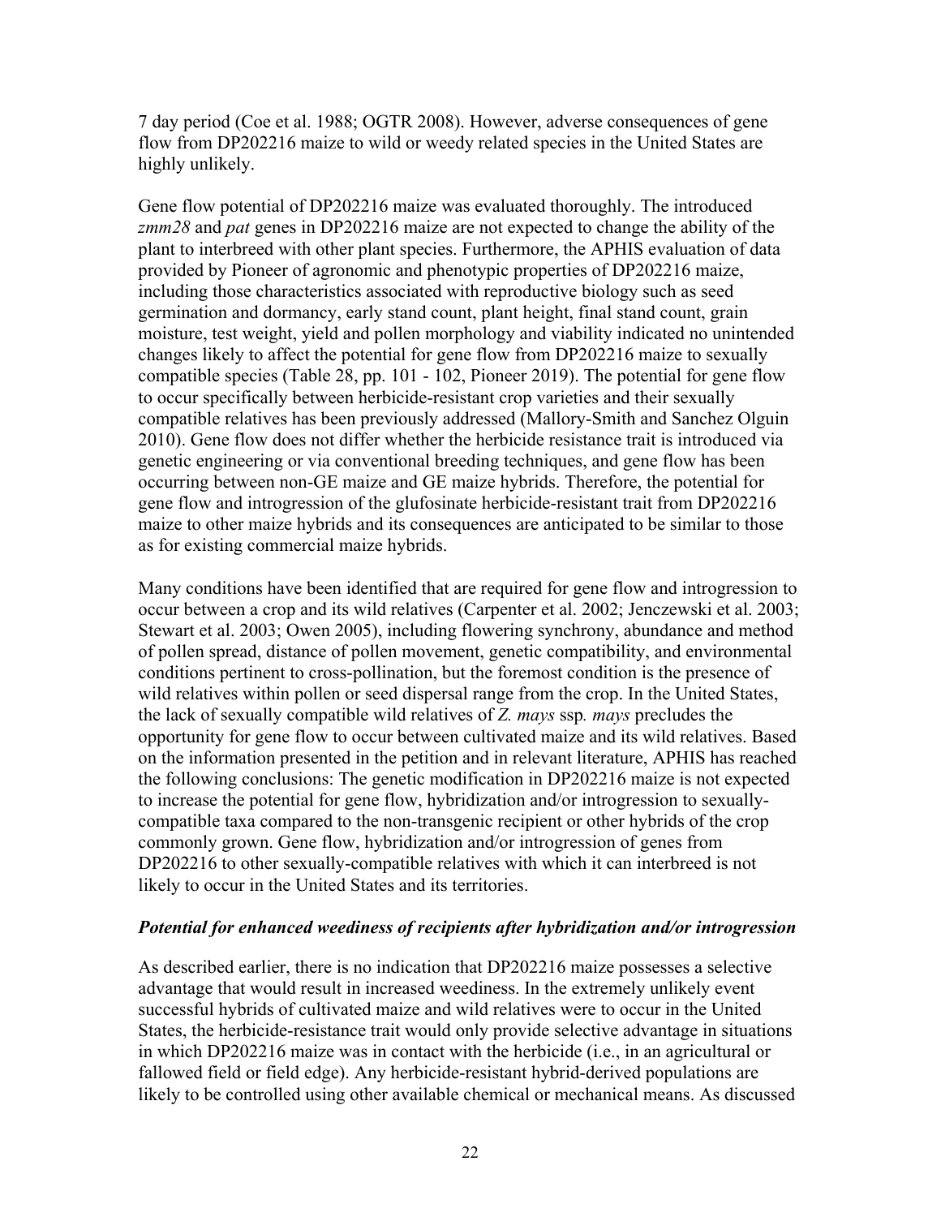7 day period (Coe et al. 1988; OGTR 2008). However, adverse consequences of gene flow from DP202216 maize to wild or weedy related species in the United States are highly unlikely.

Gene flow potential of DP202216 maize was evaluated thoroughly. The introduced *zmm28* and *pat* genes in DP202216 maize are not expected to change the ability of the plant to interbreed with other plant species. Furthermore, the APHIS evaluation of data provided by Pioneer of agronomic and phenotypic properties of DP202216 maize, including those characteristics associated with reproductive biology such as seed germination and dormancy, early stand count, plant height, final stand count, grain moisture, test weight, yield and pollen morphology and viability indicated no unintended changes likely to affect the potential for gene flow from DP202216 maize to sexually compatible species (Table 28, pp. 101 - 102, Pioneer 2019). The potential for gene flow to occur specifically between herbicide-resistant crop varieties and their sexually compatible relatives has been previously addressed (Mallory-Smith and Sanchez Olguin 2010). Gene flow does not differ whether the herbicide resistance trait is introduced via genetic engineering or via conventional breeding techniques, and gene flow has been occurring between non-GE maize and GE maize hybrids. Therefore, the potential for gene flow and introgression of the glufosinate herbicide-resistant trait from DP202216 maize to other maize hybrids and its consequences are anticipated to be similar to those as for existing commercial maize hybrids.

Many conditions have been identified that are required for gene flow and introgression to occur between a crop and its wild relatives (Carpenter et al. 2002; Jenczewski et al. 2003; Stewart et al. 2003; Owen 2005), including flowering synchrony, abundance and method of pollen spread, distance of pollen movement, genetic compatibility, and environmental conditions pertinent to cross-pollination, but the foremost condition is the presence of wild relatives within pollen or seed dispersal range from the crop. In the United States, the lack of sexually compatible wild relatives of *Z. mays* ssp*. mays* precludes the opportunity for gene flow to occur between cultivated maize and its wild relatives. Based on the information presented in the petition and in relevant literature, APHIS has reached the following conclusions: The genetic modification in DP202216 maize is not expected to increase the potential for gene flow, hybridization and/or introgression to sexually-compatible taxa compared to the non-transgenic recipient or other hybrids of the crop commonly grown. Gene flow, hybridization and/or introgression of genes from DP202216 to other sexually-compatible relatives with which it can interbreed is not likely to occur in the United States and its territories.

***Potential for enhanced weediness of recipients after hybridization and/or introgression***

As described earlier, there is no indication that DP202216 maize possesses a selective advantage that would result in increased weediness. In the extremely unlikely event successful hybrids of cultivated maize and wild relatives were to occur in the United States, the herbicide-resistance trait would only provide selective advantage in situations in which DP202216 maize was in contact with the herbicide (i.e., in an agricultural or fallowed field or field edge). Any herbicide-resistant hybrid-derived populations are likely to be controlled using other available chemical or mechanical means. As discussed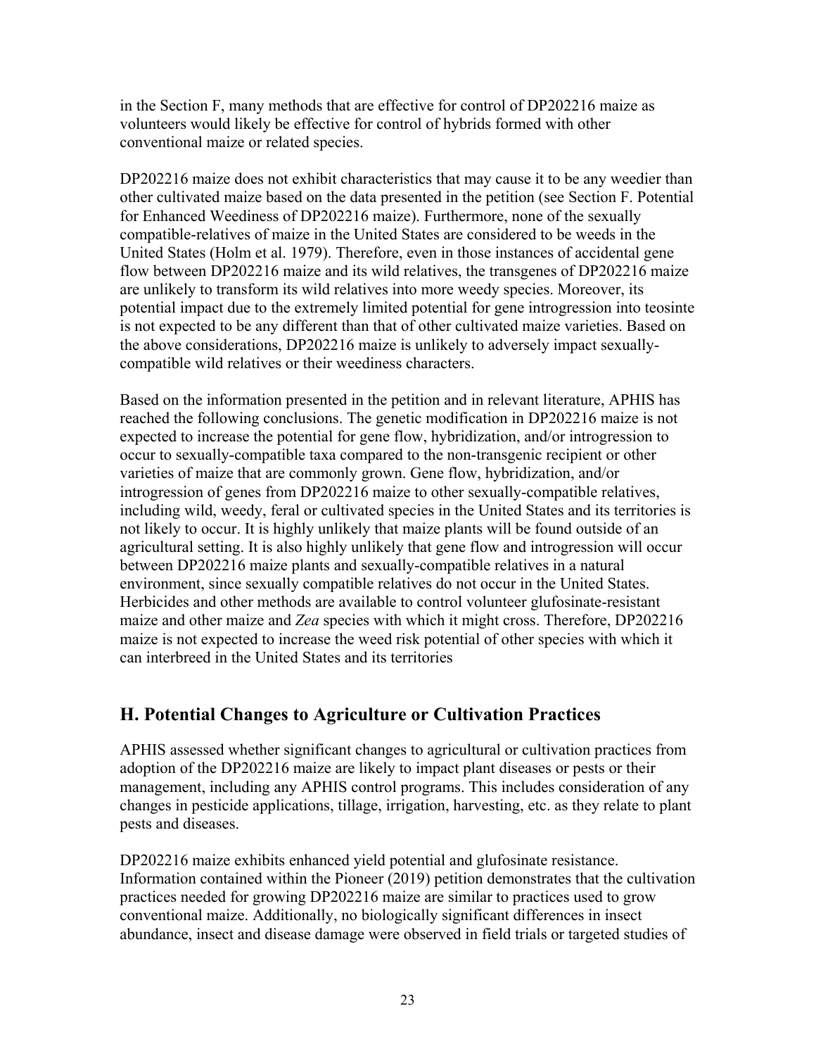in the Section F, many methods that are effective for control of DP202216 maize as volunteers would likely be effective for control of hybrids formed with other conventional maize or related species.

DP202216 maize does not exhibit characteristics that may cause it to be any weedier than other cultivated maize based on the data presented in the petition (see Section F. Potential for Enhanced Weediness of DP202216 maize). Furthermore, none of the sexually compatible-relatives of maize in the United States are considered to be weeds in the United States (Holm et al. 1979). Therefore, even in those instances of accidental gene flow between DP202216 maize and its wild relatives, the transgenes of DP202216 maize are unlikely to transform its wild relatives into more weedy species. Moreover, its potential impact due to the extremely limited potential for gene introgression into teosinte is not expected to be any different than that of other cultivated maize varieties. Based on the above considerations, DP202216 maize is unlikely to adversely impact sexually-compatible wild relatives or their weediness characters.

Based on the information presented in the petition and in relevant literature, APHIS has reached the following conclusions. The genetic modification in DP202216 maize is not expected to increase the potential for gene flow, hybridization, and/or introgression to occur to sexually-compatible taxa compared to the non-transgenic recipient or other varieties of maize that are commonly grown. Gene flow, hybridization, and/or introgression of genes from DP202216 maize to other sexually-compatible relatives, including wild, weedy, feral or cultivated species in the United States and its territories is not likely to occur. It is highly unlikely that maize plants will be found outside of an agricultural setting. It is also highly unlikely that gene flow and introgression will occur between DP202216 maize plants and sexually-compatible relatives in a natural environment, since sexually compatible relatives do not occur in the United States. Herbicides and other methods are available to control volunteer glufosinate-resistant maize and other maize and *Zea* species with which it might cross. Therefore, DP202216 maize is not expected to increase the weed risk potential of other species with which it can interbreed in the United States and its territories

## H. Potential Changes to Agriculture or Cultivation Practices

APHIS assessed whether significant changes to agricultural or cultivation practices from adoption of the DP202216 maize are likely to impact plant diseases or pests or their management, including any APHIS control programs. This includes consideration of any changes in pesticide applications, tillage, irrigation, harvesting, etc. as they relate to plant pests and diseases.

DP202216 maize exhibits enhanced yield potential and glufosinate resistance. Information contained within the Pioneer (2019) petition demonstrates that the cultivation practices needed for growing DP202216 maize are similar to practices used to grow conventional maize. Additionally, no biologically significant differences in insect abundance, insect and disease damage were observed in field trials or targeted studies of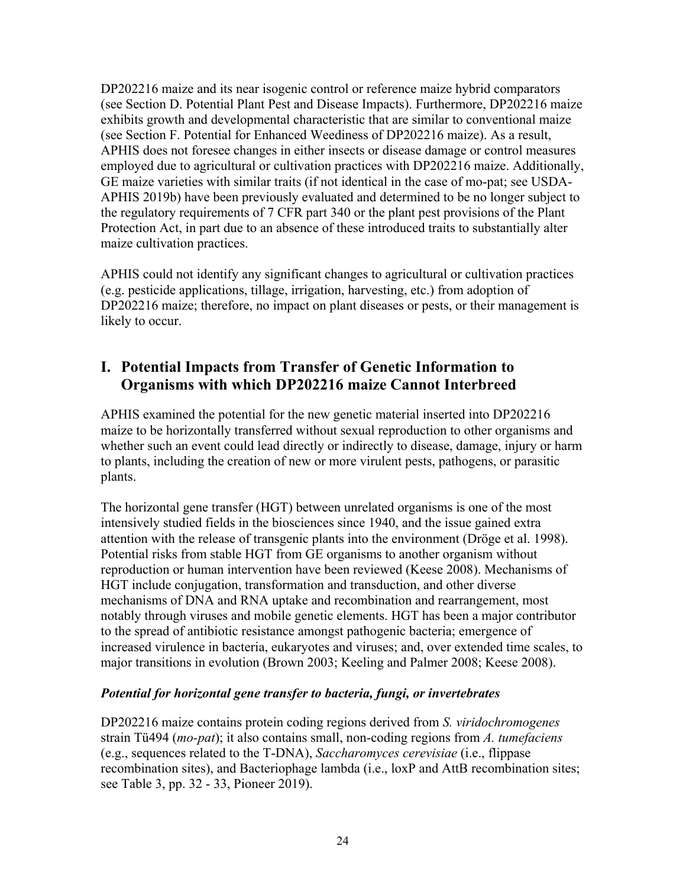DP202216 maize and its near isogenic control or reference maize hybrid comparators (see Section D. Potential Plant Pest and Disease Impacts). Furthermore, DP202216 maize exhibits growth and developmental characteristic that are similar to conventional maize (see Section F. Potential for Enhanced Weediness of DP202216 maize). As a result, APHIS does not foresee changes in either insects or disease damage or control measures employed due to agricultural or cultivation practices with DP202216 maize. Additionally, GE maize varieties with similar traits (if not identical in the case of mo-pat; see USDA-APHIS 2019b) have been previously evaluated and determined to be no longer subject to the regulatory requirements of 7 CFR part 340 or the plant pest provisions of the Plant Protection Act, in part due to an absence of these introduced traits to substantially alter maize cultivation practices.

APHIS could not identify any significant changes to agricultural or cultivation practices (e.g. pesticide applications, tillage, irrigation, harvesting, etc.) from adoption of DP202216 maize; therefore, no impact on plant diseases or pests, or their management is likely to occur.

## I. Potential Impacts from Transfer of Genetic Information to Organisms with which DP202216 maize Cannot Interbreed

APHIS examined the potential for the new genetic material inserted into DP202216 maize to be horizontally transferred without sexual reproduction to other organisms and whether such an event could lead directly or indirectly to disease, damage, injury or harm to plants, including the creation of new or more virulent pests, pathogens, or parasitic plants.

The horizontal gene transfer (HGT) between unrelated organisms is one of the most intensively studied fields in the biosciences since 1940, and the issue gained extra attention with the release of transgenic plants into the environment (Dröge et al. 1998). Potential risks from stable HGT from GE organisms to another organism without reproduction or human intervention have been reviewed (Keese 2008). Mechanisms of HGT include conjugation, transformation and transduction, and other diverse mechanisms of DNA and RNA uptake and recombination and rearrangement, most notably through viruses and mobile genetic elements. HGT has been a major contributor to the spread of antibiotic resistance amongst pathogenic bacteria; emergence of increased virulence in bacteria, eukaryotes and viruses; and, over extended time scales, to major transitions in evolution (Brown 2003; Keeling and Palmer 2008; Keese 2008).

### *Potential for horizontal gene transfer to bacteria, fungi, or invertebrates*

DP202216 maize contains protein coding regions derived from *S. viridochromogenes* strain Tü494 (*mo-pat*); it also contains small, non-coding regions from *A. tumefaciens* (e.g., sequences related to the T-DNA), *Saccharomyces cerevisiae* (i.e., flippase recombination sites), and Bacteriophage lambda (i.e., loxP and AttB recombination sites; see Table 3, pp. 32 - 33, Pioneer 2019).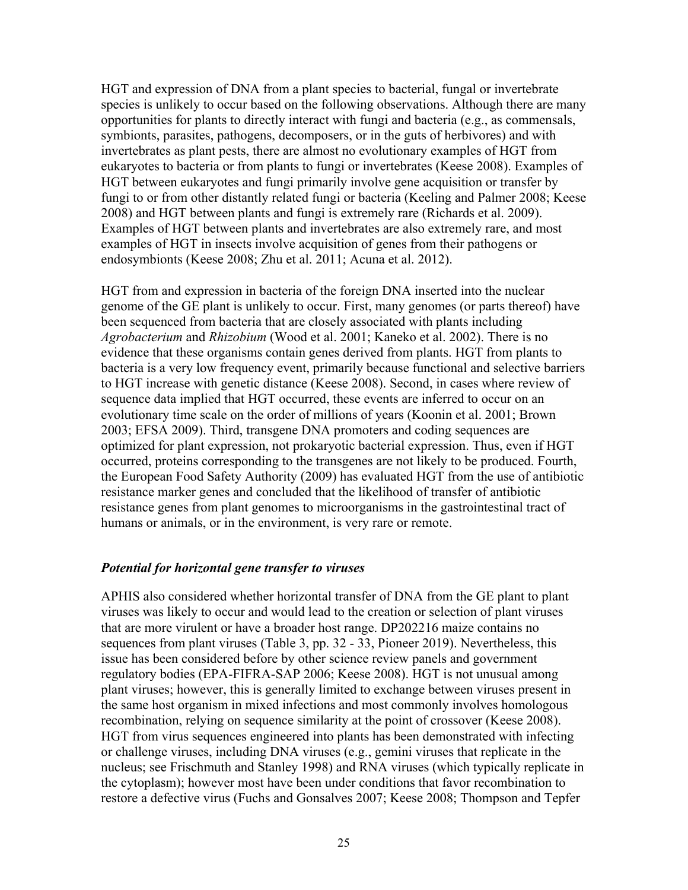HGT and expression of DNA from a plant species to bacterial, fungal or invertebrate species is unlikely to occur based on the following observations. Although there are many opportunities for plants to directly interact with fungi and bacteria (e.g., as commensals, symbionts, parasites, pathogens, decomposers, or in the guts of herbivores) and with invertebrates as plant pests, there are almost no evolutionary examples of HGT from eukaryotes to bacteria or from plants to fungi or invertebrates (Keese 2008). Examples of HGT between eukaryotes and fungi primarily involve gene acquisition or transfer by fungi to or from other distantly related fungi or bacteria (Keeling and Palmer 2008; Keese 2008) and HGT between plants and fungi is extremely rare (Richards et al. 2009). Examples of HGT between plants and invertebrates are also extremely rare, and most examples of HGT in insects involve acquisition of genes from their pathogens or endosymbionts (Keese 2008; Zhu et al. 2011; Acuna et al. 2012).

HGT from and expression in bacteria of the foreign DNA inserted into the nuclear genome of the GE plant is unlikely to occur. First, many genomes (or parts thereof) have been sequenced from bacteria that are closely associated with plants including *Agrobacterium* and *Rhizobium* (Wood et al. 2001; Kaneko et al. 2002). There is no evidence that these organisms contain genes derived from plants. HGT from plants to bacteria is a very low frequency event, primarily because functional and selective barriers to HGT increase with genetic distance (Keese 2008). Second, in cases where review of sequence data implied that HGT occurred, these events are inferred to occur on an evolutionary time scale on the order of millions of years (Koonin et al. 2001; Brown 2003; EFSA 2009). Third, transgene DNA promoters and coding sequences are optimized for plant expression, not prokaryotic bacterial expression. Thus, even if HGT occurred, proteins corresponding to the transgenes are not likely to be produced. Fourth, the European Food Safety Authority (2009) has evaluated HGT from the use of antibiotic resistance marker genes and concluded that the likelihood of transfer of antibiotic resistance genes from plant genomes to microorganisms in the gastrointestinal tract of humans or animals, or in the environment, is very rare or remote.

### *Potential for horizontal gene transfer to viruses*

APHIS also considered whether horizontal transfer of DNA from the GE plant to plant viruses was likely to occur and would lead to the creation or selection of plant viruses that are more virulent or have a broader host range. DP202216 maize contains no sequences from plant viruses (Table 3, pp. 32 - 33, Pioneer 2019). Nevertheless, this issue has been considered before by other science review panels and government regulatory bodies (EPA-FIFRA-SAP 2006; Keese 2008). HGT is not unusual among plant viruses; however, this is generally limited to exchange between viruses present in the same host organism in mixed infections and most commonly involves homologous recombination, relying on sequence similarity at the point of crossover (Keese 2008). HGT from virus sequences engineered into plants has been demonstrated with infecting or challenge viruses, including DNA viruses (e.g., gemini viruses that replicate in the nucleus; see Frischmuth and Stanley 1998) and RNA viruses (which typically replicate in the cytoplasm); however most have been under conditions that favor recombination to restore a defective virus (Fuchs and Gonsalves 2007; Keese 2008; Thompson and Tepfer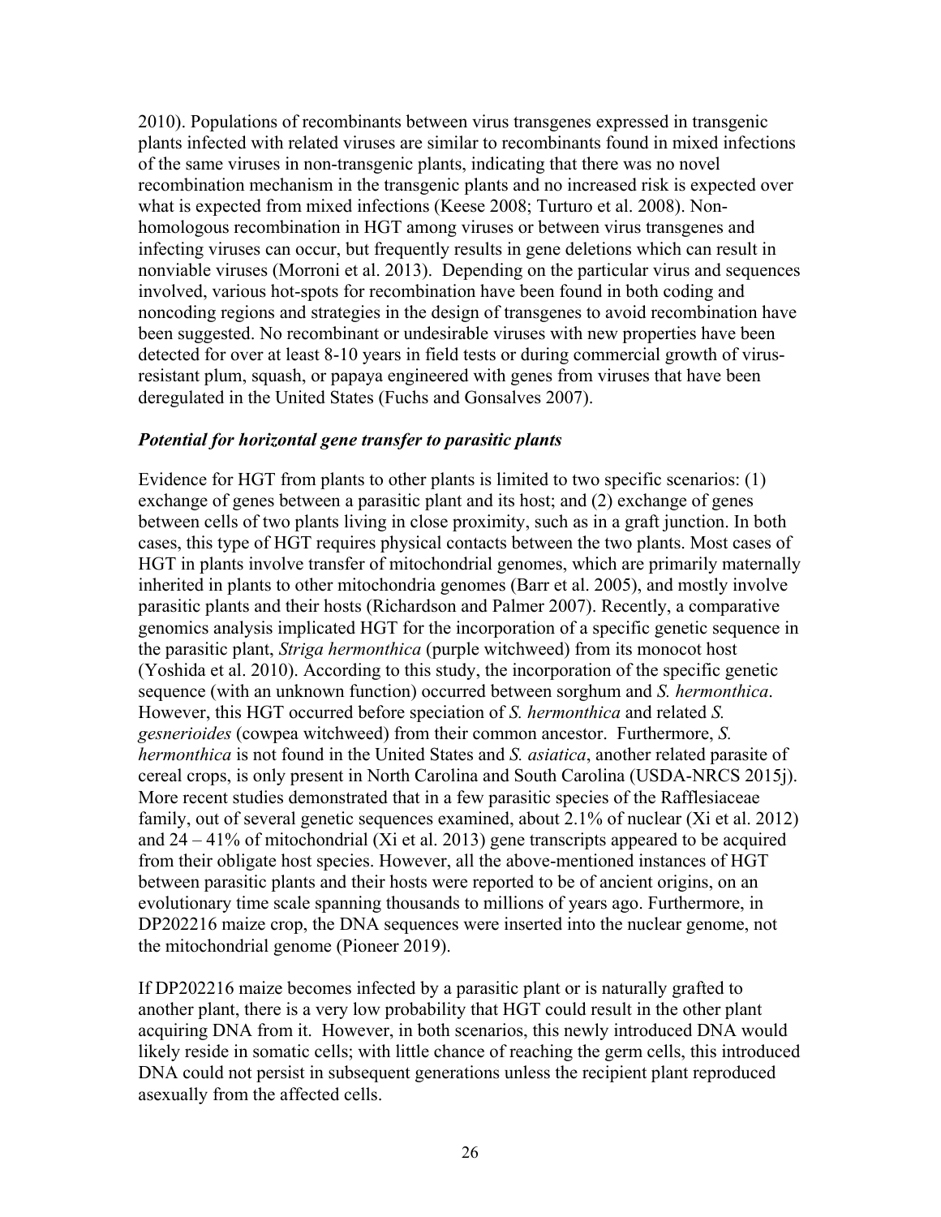2010). Populations of recombinants between virus transgenes expressed in transgenic plants infected with related viruses are similar to recombinants found in mixed infections of the same viruses in non-transgenic plants, indicating that there was no novel recombination mechanism in the transgenic plants and no increased risk is expected over what is expected from mixed infections (Keese 2008; Turturo et al. 2008). Non-homologous recombination in HGT among viruses or between virus transgenes and infecting viruses can occur, but frequently results in gene deletions which can result in nonviable viruses (Morroni et al. 2013). Depending on the particular virus and sequences involved, various hot-spots for recombination have been found in both coding and noncoding regions and strategies in the design of transgenes to avoid recombination have been suggested. No recombinant or undesirable viruses with new properties have been detected for over at least 8-10 years in field tests or during commercial growth of virus-resistant plum, squash, or papaya engineered with genes from viruses that have been deregulated in the United States (Fuchs and Gonsalves 2007).

### *Potential for horizontal gene transfer to parasitic plants*

Evidence for HGT from plants to other plants is limited to two specific scenarios: (1) exchange of genes between a parasitic plant and its host; and (2) exchange of genes between cells of two plants living in close proximity, such as in a graft junction. In both cases, this type of HGT requires physical contacts between the two plants. Most cases of HGT in plants involve transfer of mitochondrial genomes, which are primarily maternally inherited in plants to other mitochondria genomes (Barr et al. 2005), and mostly involve parasitic plants and their hosts (Richardson and Palmer 2007). Recently, a comparative genomics analysis implicated HGT for the incorporation of a specific genetic sequence in the parasitic plant, *Striga hermonthica* (purple witchweed) from its monocot host (Yoshida et al. 2010). According to this study, the incorporation of the specific genetic sequence (with an unknown function) occurred between sorghum and *S. hermonthica*. However, this HGT occurred before speciation of *S. hermonthica* and related *S. gesnerioides* (cowpea witchweed) from their common ancestor. Furthermore, *S. hermonthica* is not found in the United States and *S. asiatica*, another related parasite of cereal crops, is only present in North Carolina and South Carolina (USDA-NRCS 2015j). More recent studies demonstrated that in a few parasitic species of the Rafflesiaceae family, out of several genetic sequences examined, about 2.1% of nuclear (Xi et al. 2012) and 24 – 41% of mitochondrial (Xi et al. 2013) gene transcripts appeared to be acquired from their obligate host species. However, all the above-mentioned instances of HGT between parasitic plants and their hosts were reported to be of ancient origins, on an evolutionary time scale spanning thousands to millions of years ago. Furthermore, in DP202216 maize crop, the DNA sequences were inserted into the nuclear genome, not the mitochondrial genome (Pioneer 2019).

If DP202216 maize becomes infected by a parasitic plant or is naturally grafted to another plant, there is a very low probability that HGT could result in the other plant acquiring DNA from it. However, in both scenarios, this newly introduced DNA would likely reside in somatic cells; with little chance of reaching the germ cells, this introduced DNA could not persist in subsequent generations unless the recipient plant reproduced asexually from the affected cells.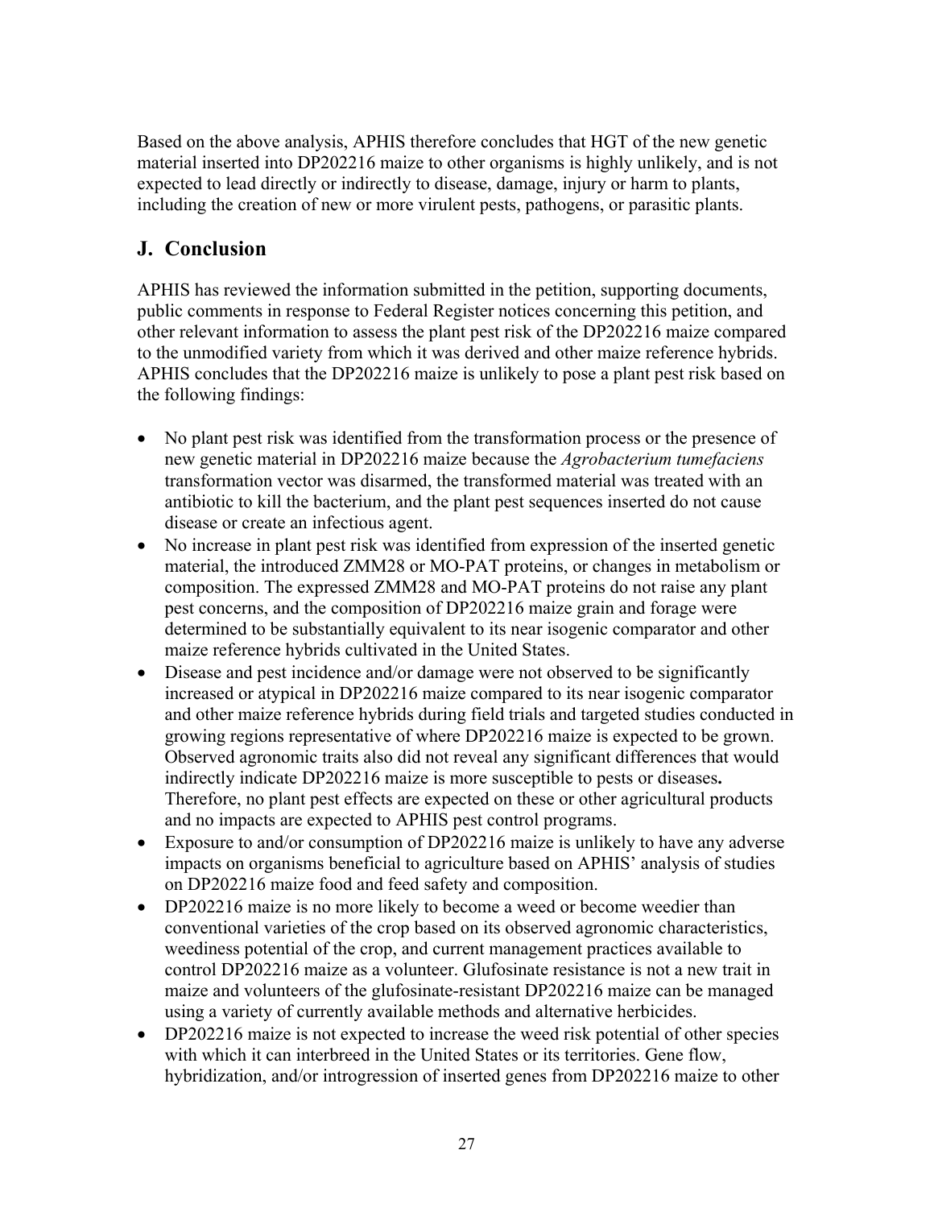Based on the above analysis, APHIS therefore concludes that HGT of the new genetic material inserted into DP202216 maize to other organisms is highly unlikely, and is not expected to lead directly or indirectly to disease, damage, injury or harm to plants, including the creation of new or more virulent pests, pathogens, or parasitic plants.

## J. Conclusion

APHIS has reviewed the information submitted in the petition, supporting documents, public comments in response to Federal Register notices concerning this petition, and other relevant information to assess the plant pest risk of the DP202216 maize compared to the unmodified variety from which it was derived and other maize reference hybrids. APHIS concludes that the DP202216 maize is unlikely to pose a plant pest risk based on the following findings:

- No plant pest risk was identified from the transformation process or the presence of new genetic material in DP202216 maize because the *Agrobacterium tumefaciens* transformation vector was disarmed, the transformed material was treated with an antibiotic to kill the bacterium, and the plant pest sequences inserted do not cause disease or create an infectious agent.
- No increase in plant pest risk was identified from expression of the inserted genetic material, the introduced ZMM28 or MO-PAT proteins, or changes in metabolism or composition. The expressed ZMM28 and MO-PAT proteins do not raise any plant pest concerns, and the composition of DP202216 maize grain and forage were determined to be substantially equivalent to its near isogenic comparator and other maize reference hybrids cultivated in the United States.
- Disease and pest incidence and/or damage were not observed to be significantly increased or atypical in DP202216 maize compared to its near isogenic comparator and other maize reference hybrids during field trials and targeted studies conducted in growing regions representative of where DP202216 maize is expected to be grown. Observed agronomic traits also did not reveal any significant differences that would indirectly indicate DP202216 maize is more susceptible to pests or diseases**.** Therefore, no plant pest effects are expected on these or other agricultural products and no impacts are expected to APHIS pest control programs.
- Exposure to and/or consumption of DP202216 maize is unlikely to have any adverse impacts on organisms beneficial to agriculture based on APHIS' analysis of studies on DP202216 maize food and feed safety and composition.
- DP202216 maize is no more likely to become a weed or become weedier than conventional varieties of the crop based on its observed agronomic characteristics, weediness potential of the crop, and current management practices available to control DP202216 maize as a volunteer. Glufosinate resistance is not a new trait in maize and volunteers of the glufosinate-resistant DP202216 maize can be managed using a variety of currently available methods and alternative herbicides.
- DP202216 maize is not expected to increase the weed risk potential of other species with which it can interbreed in the United States or its territories. Gene flow, hybridization, and/or introgression of inserted genes from DP202216 maize to other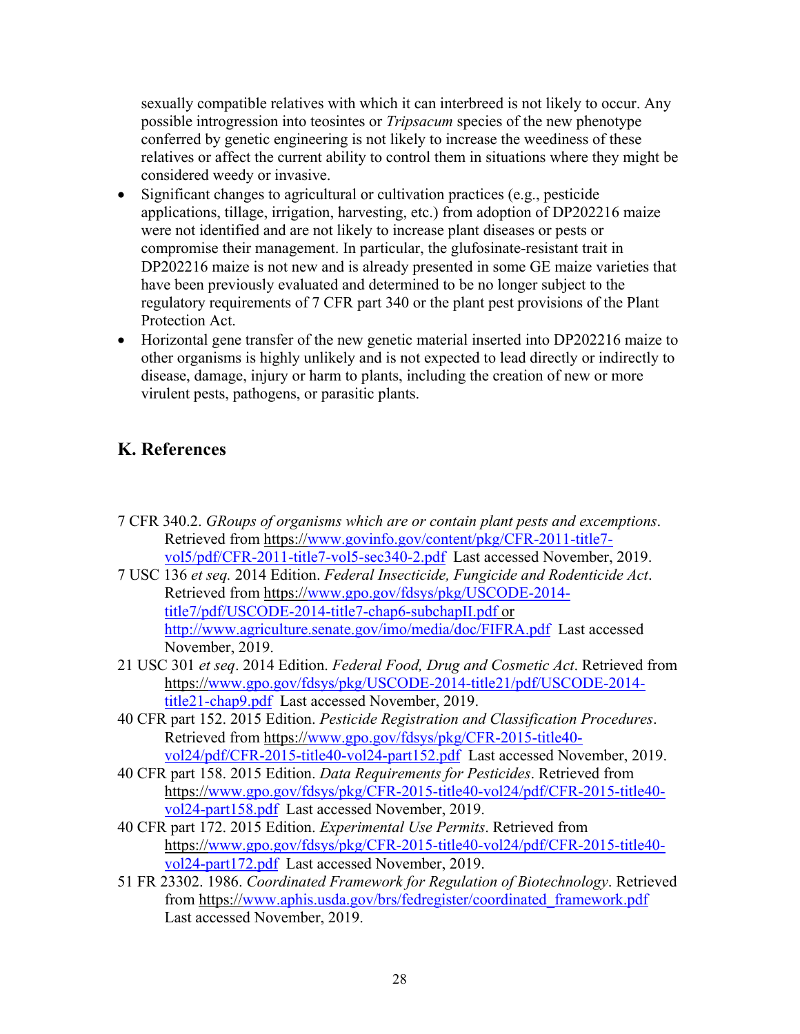sexually compatible relatives with which it can interbreed is not likely to occur. Any possible introgression into teosintes or *Tripsacum* species of the new phenotype conferred by genetic engineering is not likely to increase the weediness of these relatives or affect the current ability to control them in situations where they might be considered weedy or invasive.

- Significant changes to agricultural or cultivation practices (e.g., pesticide applications, tillage, irrigation, harvesting, etc.) from adoption of DP202216 maize were not identified and are not likely to increase plant diseases or pests or compromise their management. In particular, the glufosinate-resistant trait in DP202216 maize is not new and is already presented in some GE maize varieties that have been previously evaluated and determined to be no longer subject to the regulatory requirements of 7 CFR part 340 or the plant pest provisions of the Plant Protection Act.
- Horizontal gene transfer of the new genetic material inserted into DP202216 maize to other organisms is highly unlikely and is not expected to lead directly or indirectly to disease, damage, injury or harm to plants, including the creation of new or more virulent pests, pathogens, or parasitic plants.

## K. References

7 CFR 340.2. *GRoups of organisms which are or contain plant pests and exceptions*. Retrieved from https://www.govinfo.gov/content/pkg/CFR-2011-title7-vol5/pdf/CFR-2011-title7-vol5-sec340-2.pdf Last accessed November, 2019.

7 USC 136 *et seq.* 2014 Edition. *Federal Insecticide, Fungicide and Rodenticide Act*. Retrieved from https://www.gpo.gov/fdsys/pkg/USCODE-2014-title7/pdf/USCODE-2014-title7-chap6-subchapII.pdf or http://www.agriculture.senate.gov/imo/media/doc/FIFRA.pdf Last accessed November, 2019.

21 USC 301 *et seq*. 2014 Edition. *Federal Food, Drug and Cosmetic Act*. Retrieved from https://www.gpo.gov/fdsys/pkg/USCODE-2014-title21/pdf/USCODE-2014-title21-chap9.pdf Last accessed November, 2019.

40 CFR part 152. 2015 Edition. *Pesticide Registration and Classification Procedures*. Retrieved from https://www.gpo.gov/fdsys/pkg/CFR-2015-title40-vol24/pdf/CFR-2015-title40-vol24-part152.pdf Last accessed November, 2019.

40 CFR part 158. 2015 Edition. *Data Requirements for Pesticides*. Retrieved from https://www.gpo.gov/fdsys/pkg/CFR-2015-title40-vol24/pdf/CFR-2015-title40-vol24-part158.pdf Last accessed November, 2019.

40 CFR part 172. 2015 Edition. *Experimental Use Permits*. Retrieved from https://www.gpo.gov/fdsys/pkg/CFR-2015-title40-vol24/pdf/CFR-2015-title40-vol24-part172.pdf Last accessed November, 2019.

51 FR 23302. 1986. *Coordinated Framework for Regulation of Biotechnology*. Retrieved from https://www.aphis.usda.gov/brs/fedregister/coordinated_framework.pdf Last accessed November, 2019.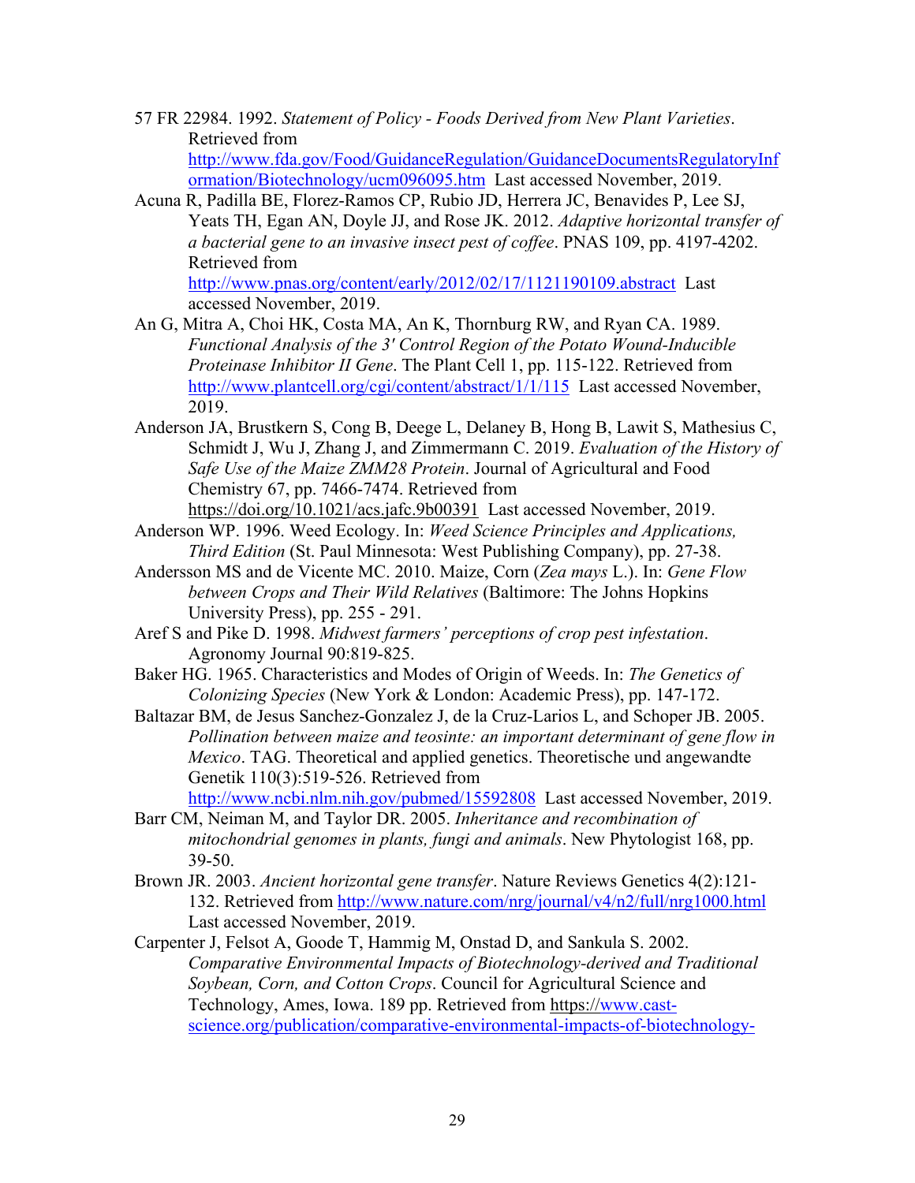57 FR 22984. 1992. *Statement of Policy - Foods Derived from New Plant Varieties*. Retrieved from http://www.fda.gov/Food/GuidanceRegulation/GuidanceDocumentsRegulatoryInformation/Biotechnology/ucm096095.htm Last accessed November, 2019.

Acuna R, Padilla BE, Florez-Ramos CP, Rubio JD, Herrera JC, Benavides P, Lee SJ, Yeats TH, Egan AN, Doyle JJ, and Rose JK. 2012. *Adaptive horizontal transfer of a bacterial gene to an invasive insect pest of coffee*. PNAS 109, pp. 4197-4202. Retrieved from http://www.pnas.org/content/early/2012/02/17/1121190109.abstract Last accessed November, 2019.

An G, Mitra A, Choi HK, Costa MA, An K, Thornburg RW, and Ryan CA. 1989. *Functional Analysis of the 3' Control Region of the Potato Wound-Inducible Proteinase Inhibitor II Gene*. The Plant Cell 1, pp. 115-122. Retrieved from http://www.plantcell.org/cgi/content/abstract/1/1/115 Last accessed November, 2019.

Anderson JA, Brustkern S, Cong B, Deege L, Delaney B, Hong B, Lawit S, Mathesius C, Schmidt J, Wu J, Zhang J, and Zimmermann C. 2019. *Evaluation of the History of Safe Use of the Maize ZMM28 Protein*. Journal of Agricultural and Food Chemistry 67, pp. 7466-7474. Retrieved from https://doi.org/10.1021/acs.jafc.9b00391 Last accessed November, 2019.

Anderson WP. 1996. Weed Ecology. In: *Weed Science Principles and Applications, Third Edition* (St. Paul Minnesota: West Publishing Company), pp. 27-38.

Andersson MS and de Vicente MC. 2010. Maize, Corn (*Zea mays* L.). In: *Gene Flow between Crops and Their Wild Relatives* (Baltimore: The Johns Hopkins University Press), pp. 255 - 291.

Aref S and Pike D. 1998. *Midwest farmers' perceptions of crop pest infestation*. Agronomy Journal 90:819-825.

Baker HG. 1965. Characteristics and Modes of Origin of Weeds. In: *The Genetics of Colonizing Species* (New York & London: Academic Press), pp. 147-172.

Baltazar BM, de Jesus Sanchez-Gonzalez J, de la Cruz-Larios L, and Schoper JB. 2005. *Pollination between maize and teosinte: an important determinant of gene flow in Mexico*. TAG. Theoretical and applied genetics. Theoretische und angewandte Genetik 110(3):519-526. Retrieved from http://www.ncbi.nlm.nih.gov/pubmed/15592808 Last accessed November, 2019.

Barr CM, Neiman M, and Taylor DR. 2005. *Inheritance and recombination of mitochondrial genomes in plants, fungi and animals*. New Phytologist 168, pp. 39-50.

Brown JR. 2003. *Ancient horizontal gene transfer*. Nature Reviews Genetics 4(2):121-132. Retrieved from http://www.nature.com/nrg/journal/v4/n2/full/nrg1000.html Last accessed November, 2019.

Carpenter J, Felsot A, Goode T, Hammig M, Onstad D, and Sankula S. 2002. *Comparative Environmental Impacts of Biotechnology-derived and Traditional Soybean, Corn, and Cotton Crops*. Council for Agricultural Science and Technology, Ames, Iowa. 189 pp. Retrieved from https://www.cast-science.org/publication/comparative-environmental-impacts-of-biotechnology-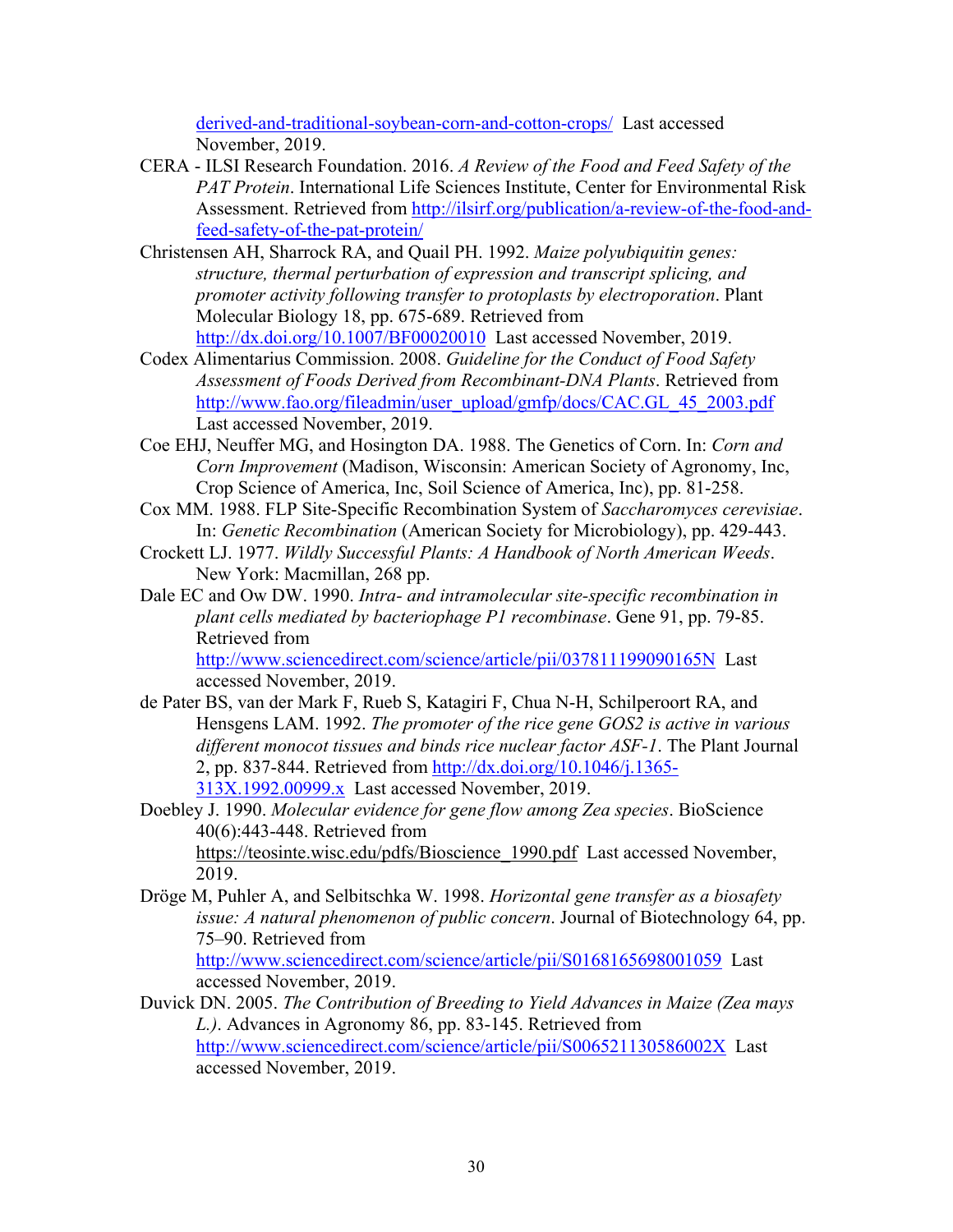derived-and-traditional-soybean-corn-and-cotton-crops/ Last accessed November, 2019.

CERA - ILSI Research Foundation. 2016. *A Review of the Food and Feed Safety of the PAT Protein*. International Life Sciences Institute, Center for Environmental Risk Assessment. Retrieved from http://ilsirf.org/publication/a-review-of-the-food-and-feed-safety-of-the-pat-protein/

Christensen AH, Sharrock RA, and Quail PH. 1992. *Maize polyubiquitin genes: structure, thermal perturbation of expression and transcript splicing, and promoter activity following transfer to protoplasts by electroporation*. Plant Molecular Biology 18, pp. 675-689. Retrieved from http://dx.doi.org/10.1007/BF00020010 Last accessed November, 2019.

Codex Alimentarius Commission. 2008. *Guideline for the Conduct of Food Safety Assessment of Foods Derived from Recombinant-DNA Plants*. Retrieved from http://www.fao.org/fileadmin/user_upload/gmfp/docs/CAC.GL_45_2003.pdf Last accessed November, 2019.

Coe EHJ, Neuffer MG, and Hosington DA. 1988. The Genetics of Corn. In: *Corn and Corn Improvement* (Madison, Wisconsin: American Society of Agronomy, Inc, Crop Science of America, Inc, Soil Science of America, Inc), pp. 81-258.

Cox MM. 1988. FLP Site-Specific Recombination System of *Saccharomyces cerevisiae*. In: *Genetic Recombination* (American Society for Microbiology), pp. 429-443.

Crockett LJ. 1977. *Wildly Successful Plants: A Handbook of North American Weeds*. New York: Macmillan, 268 pp.

Dale EC and Ow DW. 1990. *Intra- and intramolecular site-specific recombination in plant cells mediated by bacteriophage P1 recombinase*. Gene 91, pp. 79-85. Retrieved from http://www.sciencedirect.com/science/article/pii/037811199090165N Last accessed November, 2019.

de Pater BS, van der Mark F, Rueb S, Katagiri F, Chua N-H, Schilperoort RA, and Hensgens LAM. 1992. *The promoter of the rice gene GOS2 is active in various different monocot tissues and binds rice nuclear factor ASF-1*. The Plant Journal 2, pp. 837-844. Retrieved from http://dx.doi.org/10.1046/j.1365-313X.1992.00999.x Last accessed November, 2019.

Doebley J. 1990. *Molecular evidence for gene flow among Zea species*. BioScience 40(6):443-448. Retrieved from https://teosinte.wisc.edu/pdfs/Bioscience_1990.pdf Last accessed November, 2019.

Dröge M, Puhler A, and Selbitschka W. 1998. *Horizontal gene transfer as a biosafety issue: A natural phenomenon of public concern*. Journal of Biotechnology 64, pp. 75–90. Retrieved from http://www.sciencedirect.com/science/article/pii/S0168165698001059 Last accessed November, 2019.

Duvick DN. 2005. *The Contribution of Breeding to Yield Advances in Maize (Zea mays L.)*. Advances in Agronomy 86, pp. 83-145. Retrieved from http://www.sciencedirect.com/science/article/pii/S006521130586002X Last accessed November, 2019.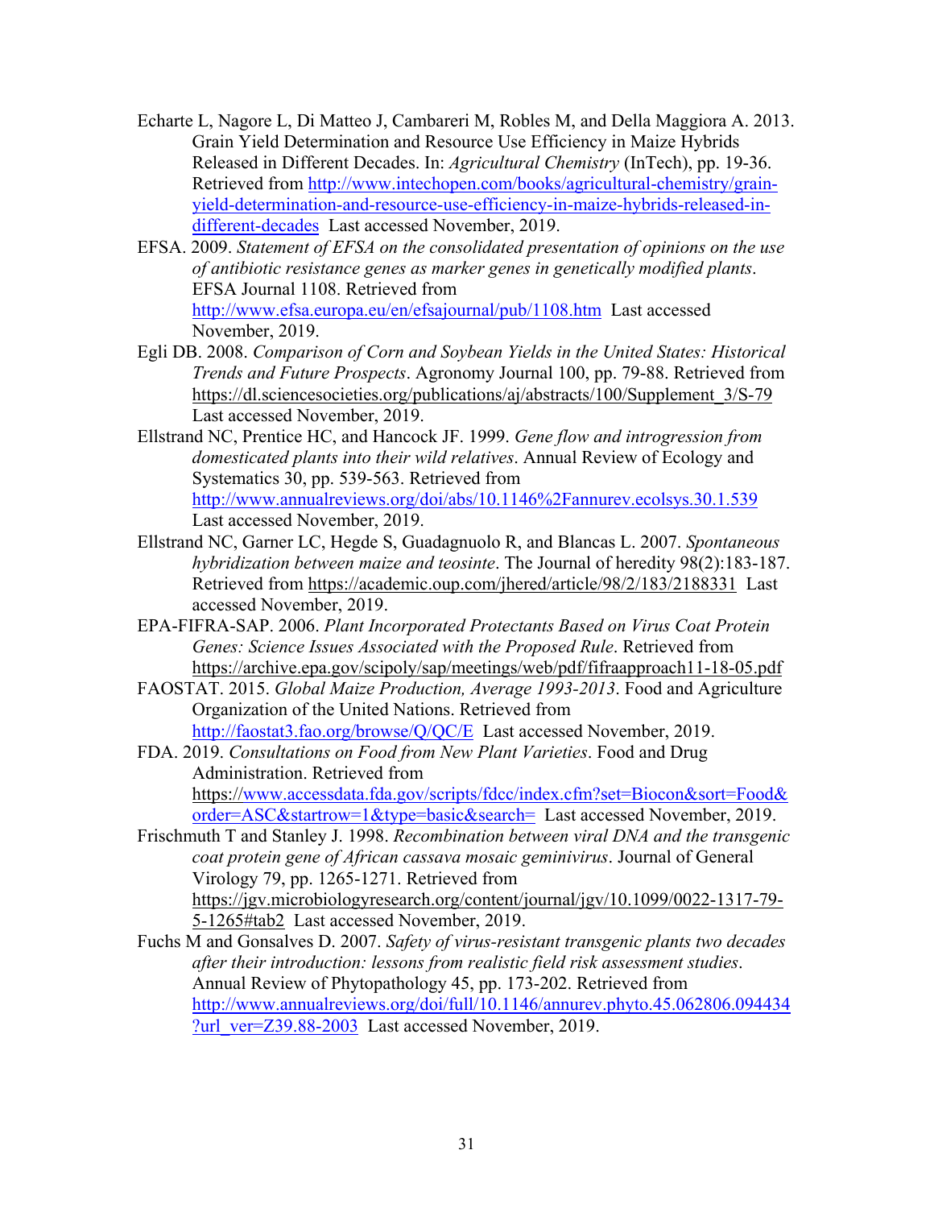Echarte L, Nagore L, Di Matteo J, Cambareri M, Robles M, and Della Maggiora A. 2013. Grain Yield Determination and Resource Use Efficiency in Maize Hybrids Released in Different Decades. In: *Agricultural Chemistry* (InTech), pp. 19-36. Retrieved from http://www.intechopen.com/books/agricultural-chemistry/grain-yield-determination-and-resource-use-efficiency-in-maize-hybrids-released-in-different-decades Last accessed November, 2019.

EFSA. 2009. *Statement of EFSA on the consolidated presentation of opinions on the use of antibiotic resistance genes as marker genes in genetically modified plants*. EFSA Journal 1108. Retrieved from http://www.efsa.europa.eu/en/efsajournal/pub/1108.htm Last accessed November, 2019.

Egli DB. 2008. *Comparison of Corn and Soybean Yields in the United States: Historical Trends and Future Prospects*. Agronomy Journal 100, pp. 79-88. Retrieved from https://dl.sciencesocieties.org/publications/aj/abstracts/100/Supplement_3/S-79 Last accessed November, 2019.

Ellstrand NC, Prentice HC, and Hancock JF. 1999. *Gene flow and introgression from domesticated plants into their wild relatives*. Annual Review of Ecology and Systematics 30, pp. 539-563. Retrieved from http://www.annualreviews.org/doi/abs/10.1146%2Fannurev.ecolsys.30.1.539 Last accessed November, 2019.

Ellstrand NC, Garner LC, Hegde S, Guadagnuolo R, and Blancas L. 2007. *Spontaneous hybridization between maize and teosinte*. The Journal of heredity 98(2):183-187. Retrieved from https://academic.oup.com/jhered/article/98/2/183/2188331 Last accessed November, 2019.

EPA-FIFRA-SAP. 2006. *Plant Incorporated Protectants Based on Virus Coat Protein Genes: Science Issues Associated with the Proposed Rule*. Retrieved from https://archive.epa.gov/scipoly/sap/meetings/web/pdf/fifraapproach11-18-05.pdf

FAOSTAT. 2015. *Global Maize Production, Average 1993-2013*. Food and Agriculture Organization of the United Nations. Retrieved from http://faostat3.fao.org/browse/Q/QC/E Last accessed November, 2019.

FDA. 2019. *Consultations on Food from New Plant Varieties*. Food and Drug Administration. Retrieved from https://www.accessdata.fda.gov/scripts/fdcc/index.cfm?set=Biocon&sort=Food&order=ASC&startrow=1&type=basic&search= Last accessed November, 2019.

Frischmuth T and Stanley J. 1998. *Recombination between viral DNA and the transgenic coat protein gene of African cassava mosaic geminivirus*. Journal of General Virology 79, pp. 1265-1271. Retrieved from https://jgv.microbiologyresearch.org/content/journal/jgv/10.1099/0022-1317-79-5-1265#tab2 Last accessed November, 2019.

Fuchs M and Gonsalves D. 2007. *Safety of virus-resistant transgenic plants two decades after their introduction: lessons from realistic field risk assessment studies*. Annual Review of Phytopathology 45, pp. 173-202. Retrieved from http://www.annualreviews.org/doi/full/10.1146/annurev.phyto.45.062806.094434?url_ver=Z39.88-2003 Last accessed November, 2019.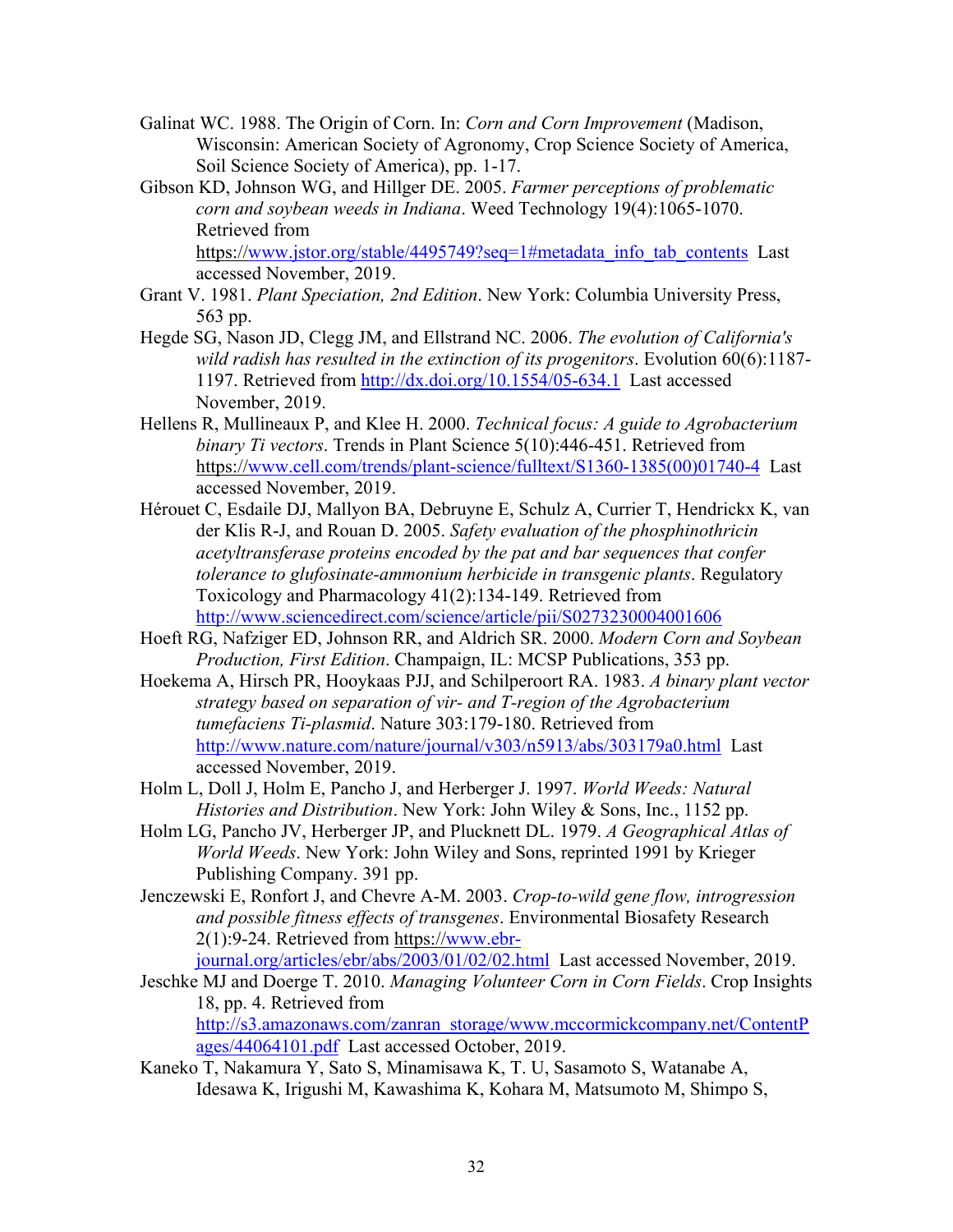Galinat WC. 1988. The Origin of Corn. In: *Corn and Corn Improvement* (Madison, Wisconsin: American Society of Agronomy, Crop Science Society of America, Soil Science Society of America), pp. 1-17.

Gibson KD, Johnson WG, and Hillger DE. 2005. *Farmer perceptions of problematic corn and soybean weeds in Indiana*. Weed Technology 19(4):1065-1070. Retrieved from https://www.jstor.org/stable/4495749?seq=1#metadata_info_tab_contents Last accessed November, 2019.

Grant V. 1981. *Plant Speciation, 2nd Edition*. New York: Columbia University Press, 563 pp.

Hegde SG, Nason JD, Clegg JM, and Ellstrand NC. 2006. *The evolution of California's wild radish has resulted in the extinction of its progenitors*. Evolution 60(6):1187-1197. Retrieved from http://dx.doi.org/10.1554/05-634.1 Last accessed November, 2019.

Hellens R, Mullineaux P, and Klee H. 2000. *Technical focus: A guide to Agrobacterium binary Ti vectors*. Trends in Plant Science 5(10):446-451. Retrieved from https://www.cell.com/trends/plant-science/fulltext/S1360-1385(00)01740-4 Last accessed November, 2019.

Hérouet C, Esdaile DJ, Mallyon BA, Debruyne E, Schulz A, Currier T, Hendrickx K, van der Klis R-J, and Rouan D. 2005. *Safety evaluation of the phosphinothricin acetyltransferase proteins encoded by the pat and bar sequences that confer tolerance to glufosinate-ammonium herbicide in transgenic plants*. Regulatory Toxicology and Pharmacology 41(2):134-149. Retrieved from http://www.sciencedirect.com/science/article/pii/S0273230004001606

Hoeft RG, Nafziger ED, Johnson RR, and Aldrich SR. 2000. *Modern Corn and Soybean Production, First Edition*. Champaign, IL: MCSP Publications, 353 pp.

Hoekema A, Hirsch PR, Hooykaas PJJ, and Schilperoort RA. 1983. *A binary plant vector strategy based on separation of vir- and T-region of the Agrobacterium tumefaciens Ti-plasmid*. Nature 303:179-180. Retrieved from http://www.nature.com/nature/journal/v303/n5913/abs/303179a0.html Last accessed November, 2019.

Holm L, Doll J, Holm E, Pancho J, and Herberger J. 1997. *World Weeds: Natural Histories and Distribution*. New York: John Wiley & Sons, Inc., 1152 pp.

Holm LG, Pancho JV, Herberger JP, and Plucknett DL. 1979. *A Geographical Atlas of World Weeds*. New York: John Wiley and Sons, reprinted 1991 by Krieger Publishing Company. 391 pp.

Jenczewski E, Ronfort J, and Chevre A-M. 2003. *Crop-to-wild gene flow, introgression and possible fitness effects of transgenes*. Environmental Biosafety Research 2(1):9-24. Retrieved from https://www.ebr-journal.org/articles/ebr/abs/2003/01/02/02.html Last accessed November, 2019.

Jeschke MJ and Doerge T. 2010. *Managing Volunteer Corn in Corn Fields*. Crop Insights 18, pp. 4. Retrieved from http://s3.amazonaws.com/zanran_storage/www.mccormickcompany.net/ContentPages/44064101.pdf Last accessed October, 2019.

Kaneko T, Nakamura Y, Sato S, Minamisawa K, T. U, Sasamoto S, Watanabe A, Idesawa K, Irigushi M, Kawashima K, Kohara M, Matsumoto M, Shimpo S,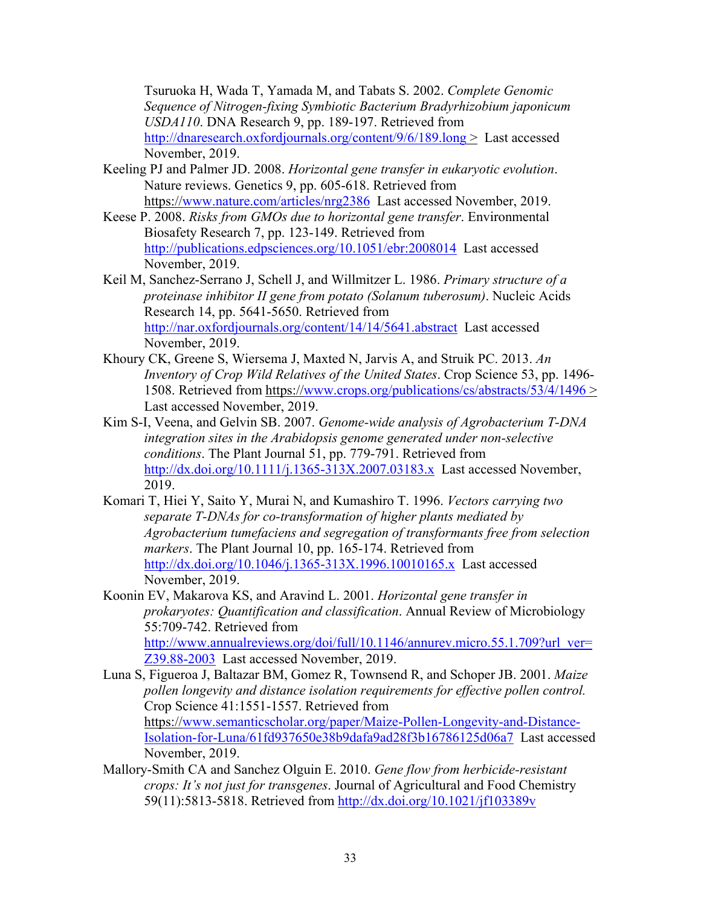Tsuruoka H, Wada T, Yamada M, and Tabats S. 2002. *Complete Genomic Sequence of Nitrogen-fixing Symbiotic Bacterium Bradyrhizobium japonicum USDA110*. DNA Research 9, pp. 189-197. Retrieved from http://dnaresearch.oxfordjournals.org/content/9/6/189.long > Last accessed November, 2019.

Keeling PJ and Palmer JD. 2008. *Horizontal gene transfer in eukaryotic evolution*. Nature reviews. Genetics 9, pp. 605-618. Retrieved from https://www.nature.com/articles/nrg2386 Last accessed November, 2019.

Keese P. 2008. *Risks from GMOs due to horizontal gene transfer*. Environmental Biosafety Research 7, pp. 123-149. Retrieved from http://publications.edpsciences.org/10.1051/ebr:2008014 Last accessed November, 2019.

Keil M, Sanchez-Serrano J, Schell J, and Willmitzer L. 1986. *Primary structure of a proteinase inhibitor II gene from potato (Solanum tuberosum)*. Nucleic Acids Research 14, pp. 5641-5650. Retrieved from http://nar.oxfordjournals.org/content/14/14/5641.abstract Last accessed November, 2019.

Khoury CK, Greene S, Wiersema J, Maxted N, Jarvis A, and Struik PC. 2013. *An Inventory of Crop Wild Relatives of the United States*. Crop Science 53, pp. 1496-1508. Retrieved from https://www.crops.org/publications/cs/abstracts/53/4/1496 > Last accessed November, 2019.

Kim S-I, Veena, and Gelvin SB. 2007. *Genome-wide analysis of Agrobacterium T-DNA integration sites in the Arabidopsis genome generated under non-selective conditions*. The Plant Journal 51, pp. 779-791. Retrieved from http://dx.doi.org/10.1111/j.1365-313X.2007.03183.x Last accessed November, 2019.

Komari T, Hiei Y, Saito Y, Murai N, and Kumashiro T. 1996. *Vectors carrying two separate T-DNAs for co-transformation of higher plants mediated by Agrobacterium tumefaciens and segregation of transformants free from selection markers*. The Plant Journal 10, pp. 165-174. Retrieved from http://dx.doi.org/10.1046/j.1365-313X.1996.10010165.x Last accessed November, 2019.

Koonin EV, Makarova KS, and Aravind L. 2001. *Horizontal gene transfer in prokaryotes: Quantification and classification*. Annual Review of Microbiology 55:709-742. Retrieved from http://www.annualreviews.org/doi/full/10.1146/annurev.micro.55.1.709?url_ver=Z39.88-2003 Last accessed November, 2019.

Luna S, Figueroa J, Baltazar BM, Gomez R, Townsend R, and Schoper JB. 2001. *Maize pollen longevity and distance isolation requirements for effective pollen control.* Crop Science 41:1551-1557. Retrieved from https://www.semanticscholar.org/paper/Maize-Pollen-Longevity-and-Distance-Isolation-for-Luna/61fd937650e38b9dafa9ad28f3b16786125d06a7 Last accessed November, 2019.

Mallory-Smith CA and Sanchez Olguin E. 2010. *Gene flow from herbicide-resistant crops: It's not just for transgenes*. Journal of Agricultural and Food Chemistry 59(11):5813-5818. Retrieved from http://dx.doi.org/10.1021/jf103389v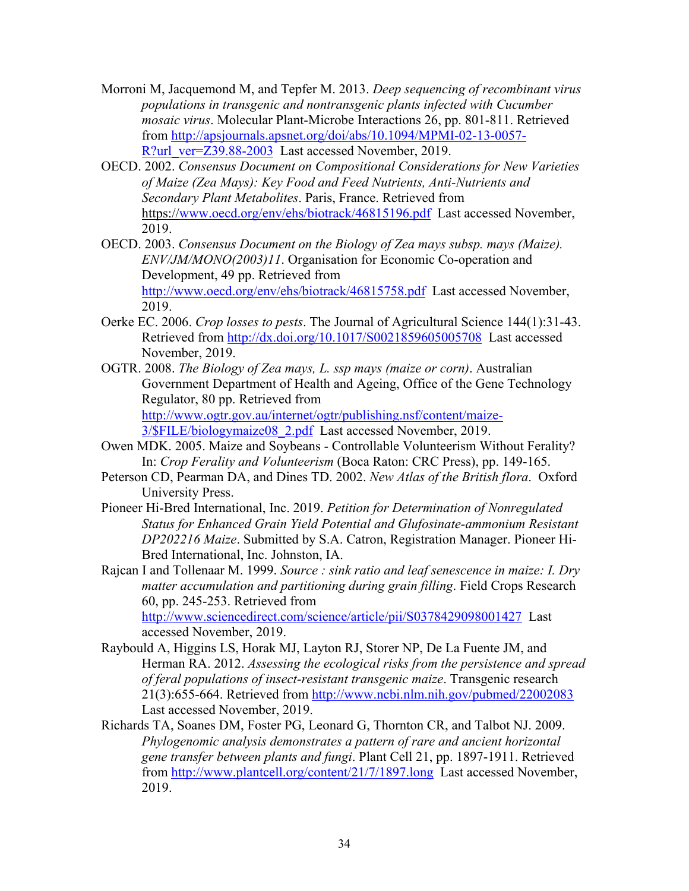Morroni M, Jacquemond M, and Tepfer M. 2013. *Deep sequencing of recombinant virus populations in transgenic and nontransgenic plants infected with Cucumber mosaic virus*. Molecular Plant-Microbe Interactions 26, pp. 801-811. Retrieved from http://apsjournals.apsnet.org/doi/abs/10.1094/MPMI-02-13-0057-R?url_ver=Z39.88-2003 Last accessed November, 2019.

OECD. 2002. *Consensus Document on Compositional Considerations for New Varieties of Maize (Zea Mays): Key Food and Feed Nutrients, Anti-Nutrients and Secondary Plant Metabolites*. Paris, France. Retrieved from https://www.oecd.org/env/ehs/biotrack/46815196.pdf Last accessed November, 2019.

OECD. 2003. *Consensus Document on the Biology of Zea mays subsp. mays (Maize). ENV/JM/MONO(2003)11*. Organisation for Economic Co-operation and Development, 49 pp. Retrieved from http://www.oecd.org/env/ehs/biotrack/46815758.pdf Last accessed November, 2019.

Oerke EC. 2006. *Crop losses to pests*. The Journal of Agricultural Science 144(1):31-43. Retrieved from http://dx.doi.org/10.1017/S0021859605005708 Last accessed November, 2019.

OGTR. 2008. *The Biology of Zea mays, L. ssp mays (maize or corn)*. Australian Government Department of Health and Ageing, Office of the Gene Technology Regulator, 80 pp. Retrieved from http://www.ogtr.gov.au/internet/ogtr/publishing.nsf/content/maize-3/$FILE/biologymaize08_2.pdf Last accessed November, 2019.

Owen MDK. 2005. Maize and Soybeans - Controllable Volunteerism Without Ferality? In: *Crop Ferality and Volunteerism* (Boca Raton: CRC Press), pp. 149-165.

Peterson CD, Pearman DA, and Dines TD. 2002. *New Atlas of the British flora*. Oxford University Press.

Pioneer Hi-Bred International, Inc. 2019. *Petition for Determination of Nonregulated Status for Enhanced Grain Yield Potential and Glufosinate-ammonium Resistant DP202216 Maize*. Submitted by S.A. Catron, Registration Manager. Pioneer Hi-Bred International, Inc. Johnston, IA.

Rajcan I and Tollenaar M. 1999. *Source : sink ratio and leaf senescence in maize: I. Dry matter accumulation and partitioning during grain filling*. Field Crops Research 60, pp. 245-253. Retrieved from http://www.sciencedirect.com/science/article/pii/S0378429098001427 Last accessed November, 2019.

Raybould A, Higgins LS, Horak MJ, Layton RJ, Storer NP, De La Fuente JM, and Herman RA. 2012. *Assessing the ecological risks from the persistence and spread of feral populations of insect-resistant transgenic maize*. Transgenic research 21(3):655-664. Retrieved from http://www.ncbi.nlm.nih.gov/pubmed/22002083 Last accessed November, 2019.

Richards TA, Soanes DM, Foster PG, Leonard G, Thornton CR, and Talbot NJ. 2009. *Phylogenomic analysis demonstrates a pattern of rare and ancient horizontal gene transfer between plants and fungi*. Plant Cell 21, pp. 1897-1911. Retrieved from http://www.plantcell.org/content/21/7/1897.long Last accessed November, 2019.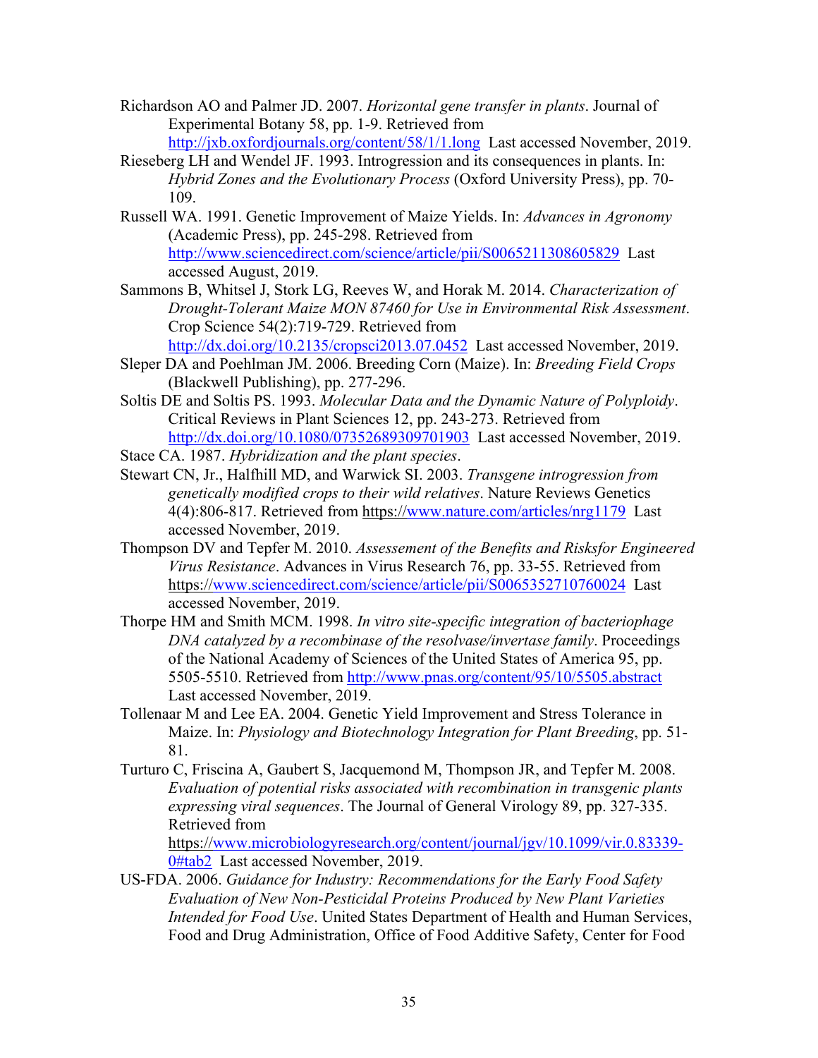Richardson AO and Palmer JD. 2007. *Horizontal gene transfer in plants*. Journal of Experimental Botany 58, pp. 1-9. Retrieved from http://jxb.oxfordjournals.org/content/58/1/1.long Last accessed November, 2019.

Rieseberg LH and Wendel JF. 1993. Introgression and its consequences in plants. In: *Hybrid Zones and the Evolutionary Process* (Oxford University Press), pp. 70-109.

Russell WA. 1991. Genetic Improvement of Maize Yields. In: *Advances in Agronomy* (Academic Press), pp. 245-298. Retrieved from http://www.sciencedirect.com/science/article/pii/S0065211308605829 Last accessed August, 2019.

Sammons B, Whitsel J, Stork LG, Reeves W, and Horak M. 2014. *Characterization of Drought-Tolerant Maize MON 87460 for Use in Environmental Risk Assessment*. Crop Science 54(2):719-729. Retrieved from http://dx.doi.org/10.2135/cropsci2013.07.0452 Last accessed November, 2019.

Sleper DA and Poehlman JM. 2006. Breeding Corn (Maize). In: *Breeding Field Crops* (Blackwell Publishing), pp. 277-296.

Soltis DE and Soltis PS. 1993. *Molecular Data and the Dynamic Nature of Polyploidy*. Critical Reviews in Plant Sciences 12, pp. 243-273. Retrieved from http://dx.doi.org/10.1080/07352689309701903 Last accessed November, 2019.

Stace CA. 1987. *Hybridization and the plant species*.

Stewart CN, Jr., Halfhill MD, and Warwick SI. 2003. *Transgene introgression from genetically modified crops to their wild relatives*. Nature Reviews Genetics 4(4):806-817. Retrieved from https://www.nature.com/articles/nrg1179 Last accessed November, 2019.

Thompson DV and Tepfer M. 2010. *Assessement of the Benefits and Risksfor Engineered Virus Resistance*. Advances in Virus Research 76, pp. 33-55. Retrieved from https://www.sciencedirect.com/science/article/pii/S0065352710760024 Last accessed November, 2019.

Thorpe HM and Smith MCM. 1998. *In vitro site-specific integration of bacteriophage DNA catalyzed by a recombinase of the resolvase/invertase family*. Proceedings of the National Academy of Sciences of the United States of America 95, pp. 5505-5510. Retrieved from http://www.pnas.org/content/95/10/5505.abstract Last accessed November, 2019.

Tollenaar M and Lee EA. 2004. Genetic Yield Improvement and Stress Tolerance in Maize. In: *Physiology and Biotechnology Integration for Plant Breeding*, pp. 51-81.

Turturo C, Friscina A, Gaubert S, Jacquemond M, Thompson JR, and Tepfer M. 2008. *Evaluation of potential risks associated with recombination in transgenic plants expressing viral sequences*. The Journal of General Virology 89, pp. 327-335. Retrieved from https://www.microbiologyresearch.org/content/journal/jgv/10.1099/vir.0.83339-0#tab2 Last accessed November, 2019.

US-FDA. 2006. *Guidance for Industry: Recommendations for the Early Food Safety Evaluation of New Non-Pesticidal Proteins Produced by New Plant Varieties Intended for Food Use*. United States Department of Health and Human Services, Food and Drug Administration, Office of Food Additive Safety, Center for Food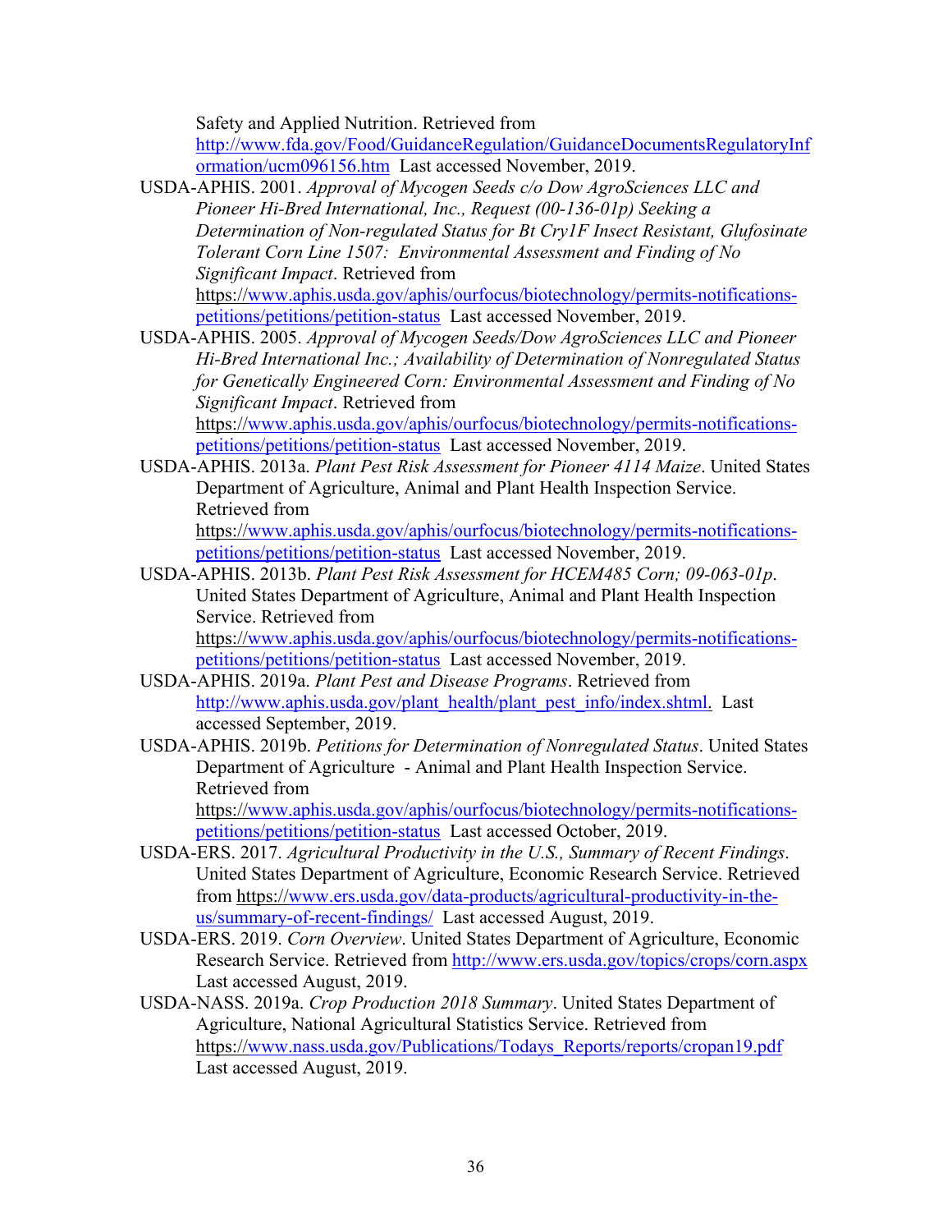Safety and Applied Nutrition. Retrieved from http://www.fda.gov/Food/GuidanceRegulation/GuidanceDocumentsRegulatoryInformation/ucm096156.htm Last accessed November, 2019.

USDA-APHIS. 2001. *Approval of Mycogen Seeds c/o Dow AgroSciences LLC and Pioneer Hi-Bred International, Inc., Request (00-136-01p) Seeking a Determination of Non-regulated Status for Bt Cry1F Insect Resistant, Glufosinate Tolerant Corn Line 1507: Environmental Assessment and Finding of No Significant Impact*. Retrieved from https://www.aphis.usda.gov/aphis/ourfocus/biotechnology/permits-notifications-petitions/petitions/petition-status Last accessed November, 2019.

USDA-APHIS. 2005. *Approval of Mycogen Seeds/Dow AgroSciences LLC and Pioneer Hi-Bred International Inc.; Availability of Determination of Nonregulated Status for Genetically Engineered Corn: Environmental Assessment and Finding of No Significant Impact*. Retrieved from https://www.aphis.usda.gov/aphis/ourfocus/biotechnology/permits-notifications-petitions/petitions/petition-status Last accessed November, 2019.

USDA-APHIS. 2013a. *Plant Pest Risk Assessment for Pioneer 4114 Maize*. United States Department of Agriculture, Animal and Plant Health Inspection Service. Retrieved from https://www.aphis.usda.gov/aphis/ourfocus/biotechnology/permits-notifications-petitions/petitions/petition-status Last accessed November, 2019.

USDA-APHIS. 2013b. *Plant Pest Risk Assessment for HCEM485 Corn; 09-063-01p*. United States Department of Agriculture, Animal and Plant Health Inspection Service. Retrieved from https://www.aphis.usda.gov/aphis/ourfocus/biotechnology/permits-notifications-petitions/petitions/petition-status Last accessed November, 2019.

USDA-APHIS. 2019a. *Plant Pest and Disease Programs*. Retrieved from http://www.aphis.usda.gov/plant_health/plant_pest_info/index.shtml. Last accessed September, 2019.

USDA-APHIS. 2019b. *Petitions for Determination of Nonregulated Status*. United States Department of Agriculture - Animal and Plant Health Inspection Service. Retrieved from https://www.aphis.usda.gov/aphis/ourfocus/biotechnology/permits-notifications-petitions/petitions/petition-status Last accessed October, 2019.

USDA-ERS. 2017. *Agricultural Productivity in the U.S., Summary of Recent Findings*. United States Department of Agriculture, Economic Research Service. Retrieved from https://www.ers.usda.gov/data-products/agricultural-productivity-in-the-us/summary-of-recent-findings/ Last accessed August, 2019.

USDA-ERS. 2019. *Corn Overview*. United States Department of Agriculture, Economic Research Service. Retrieved from http://www.ers.usda.gov/topics/crops/corn.aspx Last accessed August, 2019.

USDA-NASS. 2019a. *Crop Production 2018 Summary*. United States Department of Agriculture, National Agricultural Statistics Service. Retrieved from https://www.nass.usda.gov/Publications/Todays_Reports/reports/cropan19.pdf Last accessed August, 2019.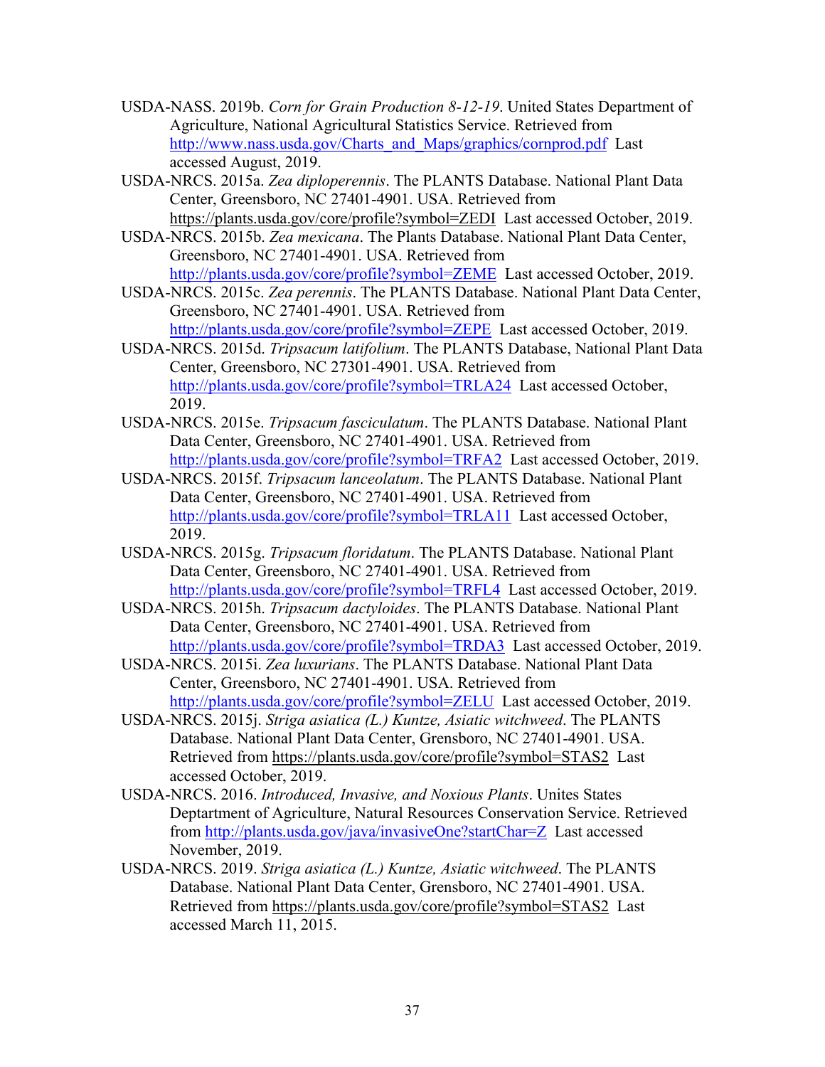USDA-NASS. 2019b. *Corn for Grain Production 8-12-19*. United States Department of Agriculture, National Agricultural Statistics Service. Retrieved from http://www.nass.usda.gov/Charts_and_Maps/graphics/cornprod.pdf Last accessed August, 2019.

USDA-NRCS. 2015a. *Zea diploperennis*. The PLANTS Database. National Plant Data Center, Greensboro, NC 27401-4901. USA. Retrieved from https://plants.usda.gov/core/profile?symbol=ZEDI Last accessed October, 2019.

USDA-NRCS. 2015b. *Zea mexicana*. The Plants Database. National Plant Data Center, Greensboro, NC 27401-4901. USA. Retrieved from http://plants.usda.gov/core/profile?symbol=ZEME Last accessed October, 2019.

USDA-NRCS. 2015c. *Zea perennis*. The PLANTS Database. National Plant Data Center, Greensboro, NC 27401-4901. USA. Retrieved from http://plants.usda.gov/core/profile?symbol=ZEPE Last accessed October, 2019.

USDA-NRCS. 2015d. *Tripsacum latifolium*. The PLANTS Database, National Plant Data Center, Greensboro, NC 27301-4901. USA. Retrieved from http://plants.usda.gov/core/profile?symbol=TRLA24 Last accessed October, 2019.

USDA-NRCS. 2015e. *Tripsacum fasciculatum*. The PLANTS Database. National Plant Data Center, Greensboro, NC 27401-4901. USA. Retrieved from http://plants.usda.gov/core/profile?symbol=TRFA2 Last accessed October, 2019.

USDA-NRCS. 2015f. *Tripsacum lanceolatum*. The PLANTS Database. National Plant Data Center, Greensboro, NC 27401-4901. USA. Retrieved from http://plants.usda.gov/core/profile?symbol=TRLA11 Last accessed October, 2019.

USDA-NRCS. 2015g. *Tripsacum floridatum*. The PLANTS Database. National Plant Data Center, Greensboro, NC 27401-4901. USA. Retrieved from http://plants.usda.gov/core/profile?symbol=TRFL4 Last accessed October, 2019.

USDA-NRCS. 2015h. *Tripsacum dactyloides*. The PLANTS Database. National Plant Data Center, Greensboro, NC 27401-4901. USA. Retrieved from http://plants.usda.gov/core/profile?symbol=TRDA3 Last accessed October, 2019.

USDA-NRCS. 2015i. *Zea luxurians*. The PLANTS Database. National Plant Data Center, Greensboro, NC 27401-4901. USA. Retrieved from http://plants.usda.gov/core/profile?symbol=ZELU Last accessed October, 2019.

USDA-NRCS. 2015j. *Striga asiatica (L.) Kuntze, Asiatic witchweed*. The PLANTS Database. National Plant Data Center, Grensboro, NC 27401-4901. USA. Retrieved from https://plants.usda.gov/core/profile?symbol=STAS2 Last accessed October, 2019.

USDA-NRCS. 2016. *Introduced, Invasive, and Noxious Plants*. Unites States Deptartment of Agriculture, Natural Resources Conservation Service. Retrieved from http://plants.usda.gov/java/invasiveOne?startChar=Z Last accessed November, 2019.

USDA-NRCS. 2019. *Striga asiatica (L.) Kuntze, Asiatic witchweed*. The PLANTS Database. National Plant Data Center, Grensboro, NC 27401-4901. USA. Retrieved from https://plants.usda.gov/core/profile?symbol=STAS2 Last accessed March 11, 2015.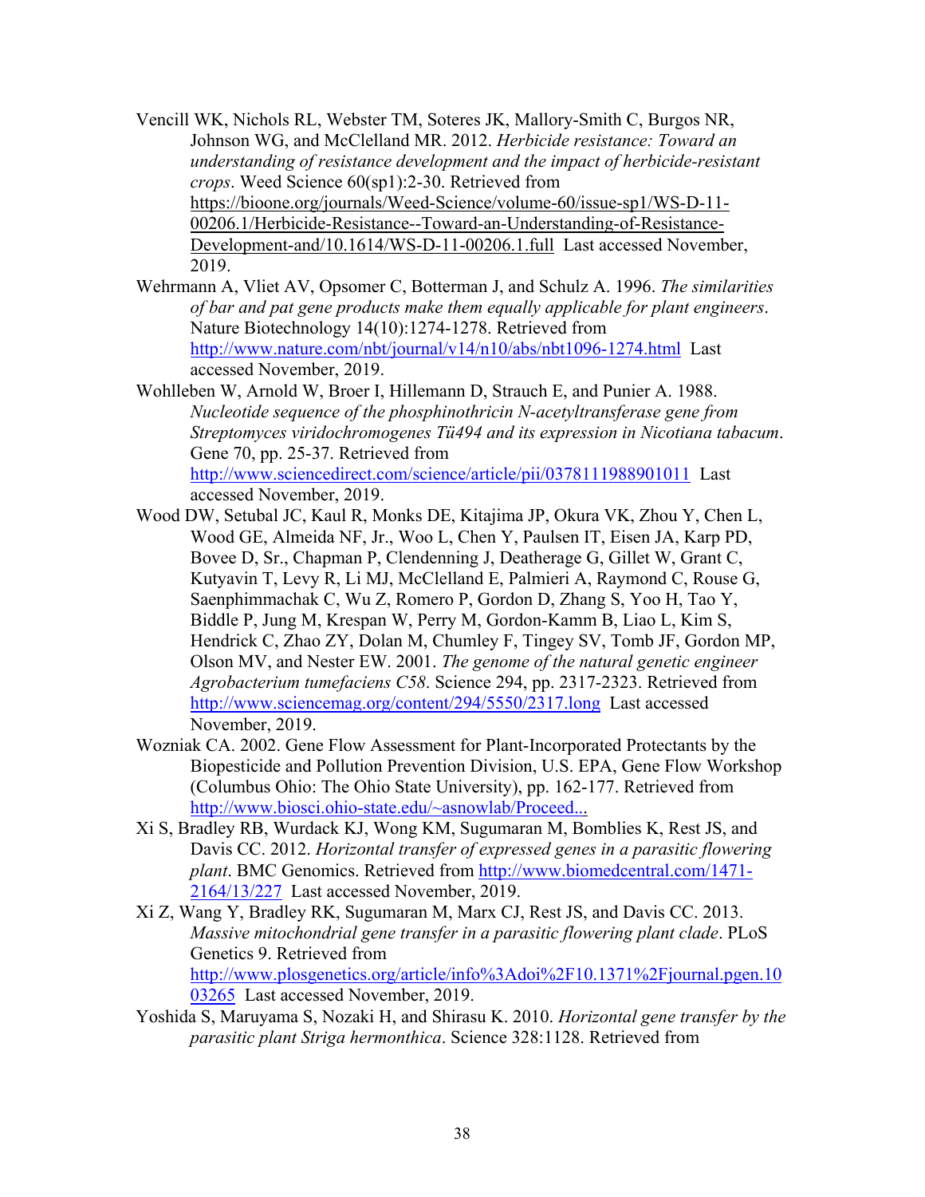Vencill WK, Nichols RL, Webster TM, Soteres JK, Mallory-Smith C, Burgos NR, Johnson WG, and McClelland MR. 2012. *Herbicide resistance: Toward an understanding of resistance development and the impact of herbicide-resistant crops*. Weed Science 60(sp1):2-30. Retrieved from https://bioone.org/journals/Weed-Science/volume-60/issue-sp1/WS-D-11-00206.1/Herbicide-Resistance--Toward-an-Understanding-of-Resistance-Development-and/10.1614/WS-D-11-00206.1.full Last accessed November, 2019.

Wehrmann A, Vliet AV, Opsomer C, Botterman J, and Schulz A. 1996. *The similarities of bar and pat gene products make them equally applicable for plant engineers*. Nature Biotechnology 14(10):1274-1278. Retrieved from http://www.nature.com/nbt/journal/v14/n10/abs/nbt1096-1274.html Last accessed November, 2019.

Wohlleben W, Arnold W, Broer I, Hillemann D, Strauch E, and Punier A. 1988. *Nucleotide sequence of the phosphinothricin N-acetyltransferase gene from Streptomyces viridochromogenes Tü494 and its expression in Nicotiana tabacum*. Gene 70, pp. 25-37. Retrieved from http://www.sciencedirect.com/science/article/pii/0378111988901011 Last accessed November, 2019.

Wood DW, Setubal JC, Kaul R, Monks DE, Kitajima JP, Okura VK, Zhou Y, Chen L, Wood GE, Almeida NF, Jr., Woo L, Chen Y, Paulsen IT, Eisen JA, Karp PD, Bovee D, Sr., Chapman P, Clendenning J, Deatherage G, Gillet W, Grant C, Kutyavin T, Levy R, Li MJ, McClelland E, Palmieri A, Raymond C, Rouse G, Saenphimmachak C, Wu Z, Romero P, Gordon D, Zhang S, Yoo H, Tao Y, Biddle P, Jung M, Krespan W, Perry M, Gordon-Kamm B, Liao L, Kim S, Hendrick C, Zhao ZY, Dolan M, Chumley F, Tingey SV, Tomb JF, Gordon MP, Olson MV, and Nester EW. 2001. *The genome of the natural genetic engineer Agrobacterium tumefaciens C58*. Science 294, pp. 2317-2323. Retrieved from http://www.sciencemag.org/content/294/5550/2317.long Last accessed November, 2019.

Wozniak CA. 2002. Gene Flow Assessment for Plant-Incorporated Protectants by the Biopesticide and Pollution Prevention Division, U.S. EPA, Gene Flow Workshop (Columbus Ohio: The Ohio State University), pp. 162-177. Retrieved from http://www.biosci.ohio-state.edu/~asnowlab/Proceed...

Xi S, Bradley RB, Wurdack KJ, Wong KM, Sugumaran M, Bomblies K, Rest JS, and Davis CC. 2012. *Horizontal transfer of expressed genes in a parasitic flowering plant*. BMC Genomics. Retrieved from http://www.biomedcentral.com/1471-2164/13/227 Last accessed November, 2019.

Xi Z, Wang Y, Bradley RK, Sugumaran M, Marx CJ, Rest JS, and Davis CC. 2013. *Massive mitochondrial gene transfer in a parasitic flowering plant clade*. PLoS Genetics 9. Retrieved from http://www.plosgenetics.org/article/info%3Adoi%2F10.1371%2Fjournal.pgen.1003265 Last accessed November, 2019.

Yoshida S, Maruyama S, Nozaki H, and Shirasu K. 2010. *Horizontal gene transfer by the parasitic plant Striga hermonthica*. Science 328:1128. Retrieved from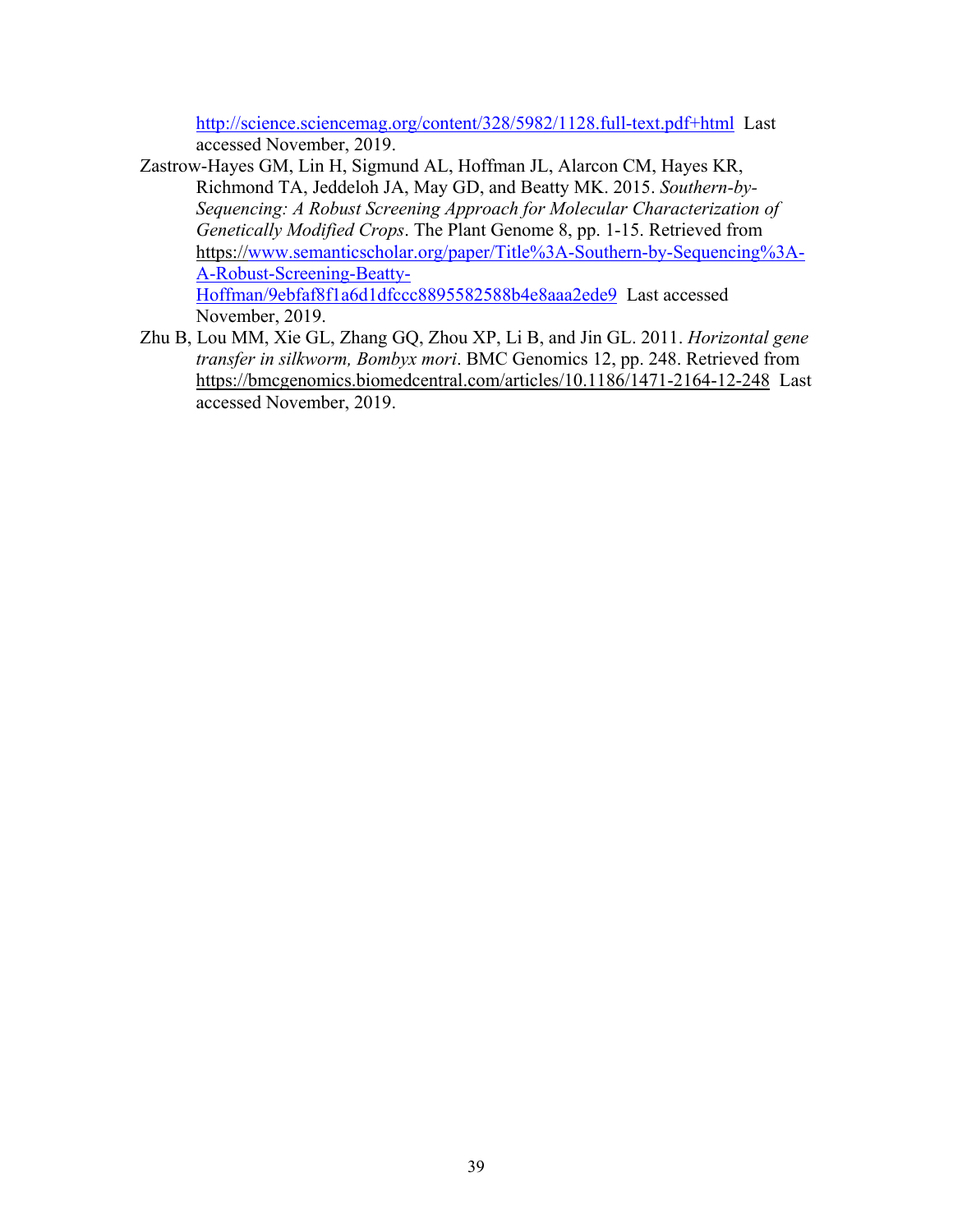http://science.sciencemag.org/content/328/5982/1128.full-text.pdf+html Last accessed November, 2019.

Zastrow-Hayes GM, Lin H, Sigmund AL, Hoffman JL, Alarcon CM, Hayes KR, Richmond TA, Jeddeloh JA, May GD, and Beatty MK. 2015. *Southern-by-Sequencing: A Robust Screening Approach for Molecular Characterization of Genetically Modified Crops*. The Plant Genome 8, pp. 1-15. Retrieved from https://www.semanticscholar.org/paper/Title%3A-Southern-by-Sequencing%3A-A-Robust-Screening-Beatty-Hoffman/9ebfaf8f1a6d1dfccc8895582588b4e8aaa2ede9 Last accessed November, 2019.

Zhu B, Lou MM, Xie GL, Zhang GQ, Zhou XP, Li B, and Jin GL. 2011. *Horizontal gene transfer in silkworm, Bombyx mori*. BMC Genomics 12, pp. 248. Retrieved from https://bmcgenomics.biomedcentral.com/articles/10.1186/1471-2164-12-248 Last accessed November, 2019.